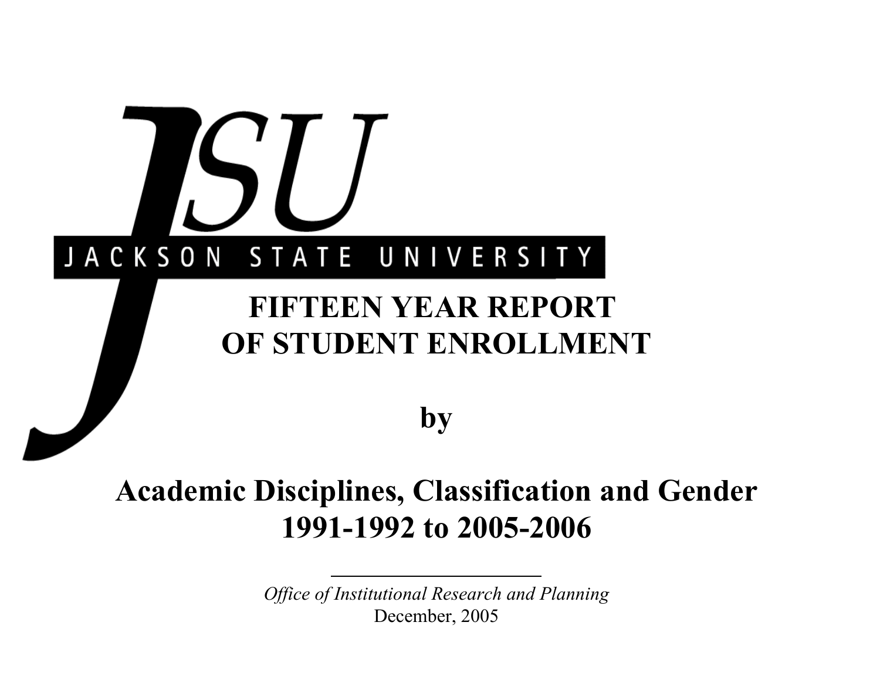JSU

JACKSON STATE UNIVERSITY

# FIFTEEN YEAR REPORT OF STUDENT ENROLLMENT

## by

## Academic Disciplines, Classification and Gender 1991-1992 to 2005-2006

*Office of Institutional Research and Planning*

December, 2005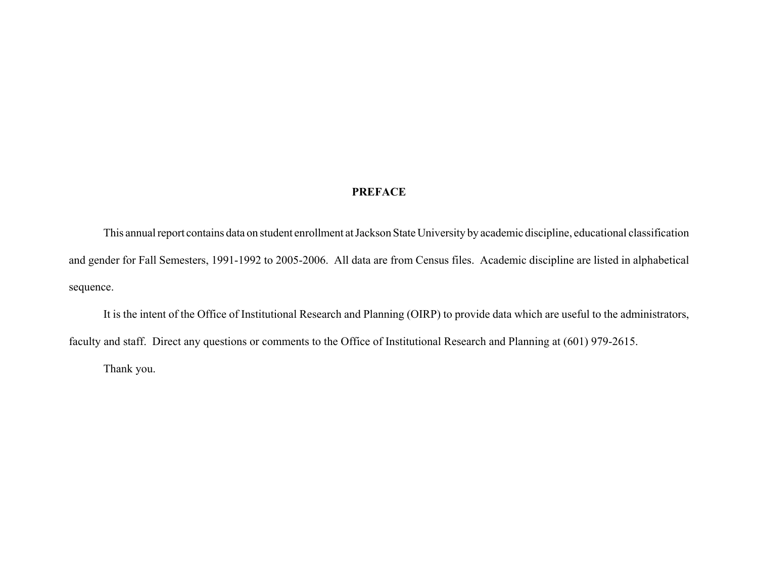# PREFACE

This annual report contains data on student enrollment at Jackson State University by academic discipline, educational classification and gender for Fall Semesters, 1991-1992 to 2005-2006. All data are from Census files. Academic discipline are listed in alphabetical sequence.

It is the intent of the Office of Institutional Research and Planning (OIRP) to provide data which are useful to the administrators, faculty and staff. Direct any questions or comments to the Office of Institutional Research and Planning at (601) 979-2615.

Thank you.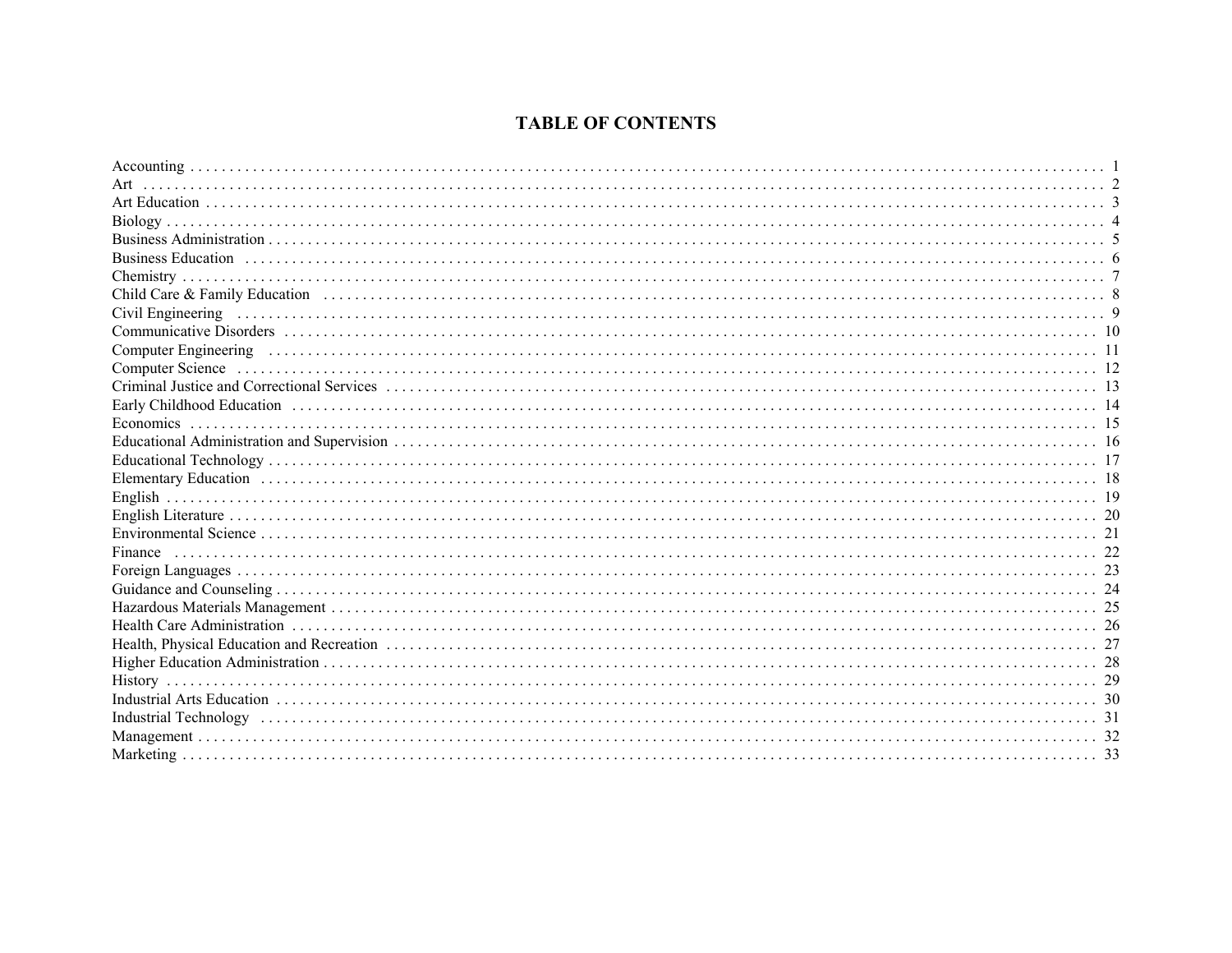# TABLE OF CONTENTS

| | |
|---|---|
| Accounting | 1 |
| Art | 2 |
| Art Education | 3 |
| Biology | 4 |
| Business Administration | 5 |
| Business Education | 6 |
| Chemistry | 7 |
| Child Care & Family Education | 8 |
| Civil Engineering | 9 |
| Communicative Disorders | 10 |
| Computer Engineering | 11 |
| Computer Science | 12 |
| Criminal Justice and Correctional Services | 13 |
| Early Childhood Education | 14 |
| Economics | 15 |
| Educational Administration and Supervision | 16 |
| Educational Technology | 17 |
| Elementary Education | 18 |
| English | 19 |
| English Literature | 20 |
| Environmental Science | 21 |
| Finance | 22 |
| Foreign Languages | 23 |
| Guidance and Counseling | 24 |
| Hazardous Materials Management | 25 |
| Health Care Administration | 26 |
| Health, Physical Education and Recreation | 27 |
| Higher Education Administration | 28 |
| History | 29 |
| Industrial Arts Education | 30 |
| Industrial Technology | 31 |
| Management | 32 |
| Marketing | 33 |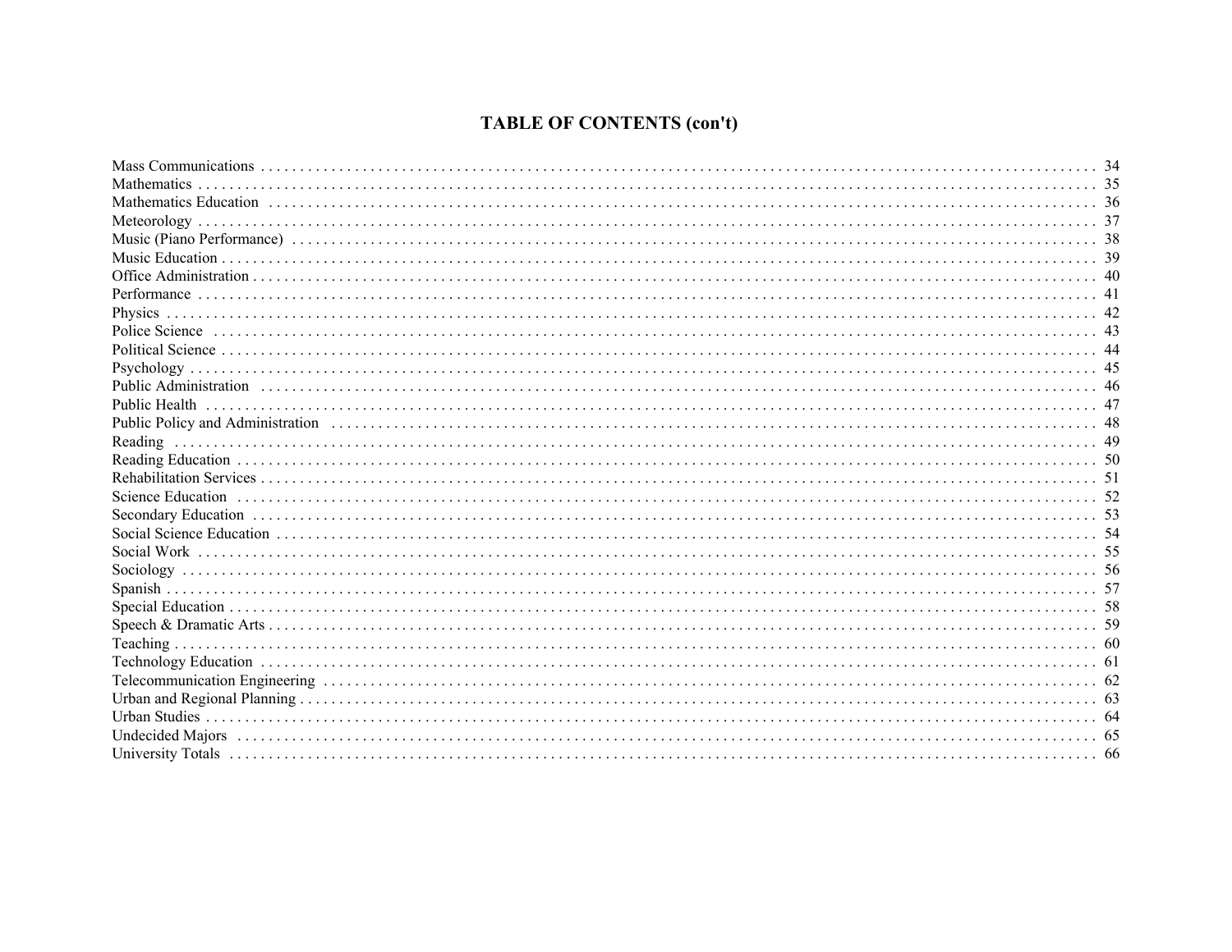# TABLE OF CONTENTS (con't)

| Section | Page |
|---|---|
| Mass Communications | 34 |
| Mathematics | 35 |
| Mathematics Education | 36 |
| Meteorology | 37 |
| Music (Piano Performance) | 38 |
| Music Education | 39 |
| Office Administration | 40 |
| Performance | 41 |
| Physics | 42 |
| Police Science | 43 |
| Political Science | 44 |
| Psychology | 45 |
| Public Administration | 46 |
| Public Health | 47 |
| Public Policy and Administration | 48 |
| Reading | 49 |
| Reading Education | 50 |
| Rehabilitation Services | 51 |
| Science Education | 52 |
| Secondary Education | 53 |
| Social Science Education | 54 |
| Social Work | 55 |
| Sociology | 56 |
| Spanish | 57 |
| Special Education | 58 |
| Speech & Dramatic Arts | 59 |
| Teaching | 60 |
| Technology Education | 61 |
| Telecommunication Engineering | 62 |
| Urban and Regional Planning | 63 |
| Urban Studies | 64 |
| Undecided Majors | 65 |
| University Totals | 66 |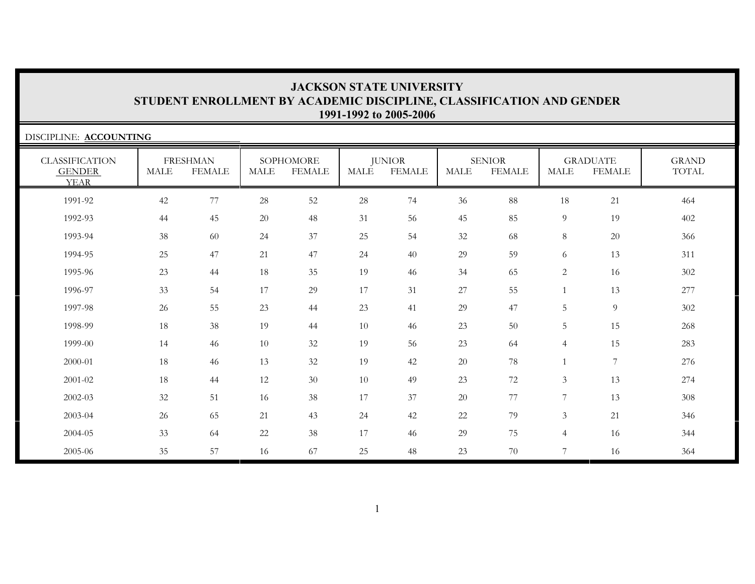# JACKSON STATE UNIVERSITY
## STUDENT ENROLLMENT BY ACADEMIC DISCIPLINE, CLASSIFICATION AND GENDER
### 1991-1992 to 2005-2006

DISCIPLINE: **ACCOUNTING**

| CLASSIFICATION | FRESHMAN | | SOPHOMORE | | JUNIOR | | SENIOR | | GRADUATE | | GRAND |
|---|---|---|---|---|---|---|---|---|---|---|---|
| GENDER / YEAR | MALE | FEMALE | MALE | FEMALE | MALE | FEMALE | MALE | FEMALE | MALE | FEMALE | TOTAL |
| 1991-92 | 42 | 77 | 28 | 52 | 28 | 74 | 36 | 88 | 18 | 21 | 464 |
| 1992-93 | 44 | 45 | 20 | 48 | 31 | 56 | 45 | 85 | 9 | 19 | 402 |
| 1993-94 | 38 | 60 | 24 | 37 | 25 | 54 | 32 | 68 | 8 | 20 | 366 |
| 1994-95 | 25 | 47 | 21 | 47 | 24 | 40 | 29 | 59 | 6 | 13 | 311 |
| 1995-96 | 23 | 44 | 18 | 35 | 19 | 46 | 34 | 65 | 2 | 16 | 302 |
| 1996-97 | 33 | 54 | 17 | 29 | 17 | 31 | 27 | 55 | 1 | 13 | 277 |
| 1997-98 | 26 | 55 | 23 | 44 | 23 | 41 | 29 | 47 | 5 | 9 | 302 |
| 1998-99 | 18 | 38 | 19 | 44 | 10 | 46 | 23 | 50 | 5 | 15 | 268 |
| 1999-00 | 14 | 46 | 10 | 32 | 19 | 56 | 23 | 64 | 4 | 15 | 283 |
| 2000-01 | 18 | 46 | 13 | 32 | 19 | 42 | 20 | 78 | 1 | 7 | 276 |
| 2001-02 | 18 | 44 | 12 | 30 | 10 | 49 | 23 | 72 | 3 | 13 | 274 |
| 2002-03 | 32 | 51 | 16 | 38 | 17 | 37 | 20 | 77 | 7 | 13 | 308 |
| 2003-04 | 26 | 65 | 21 | 43 | 24 | 42 | 22 | 79 | 3 | 21 | 346 |
| 2004-05 | 33 | 64 | 22 | 38 | 17 | 46 | 29 | 75 | 4 | 16 | 344 |
| 2005-06 | 35 | 57 | 16 | 67 | 25 | 48 | 23 | 70 | 7 | 16 | 364 |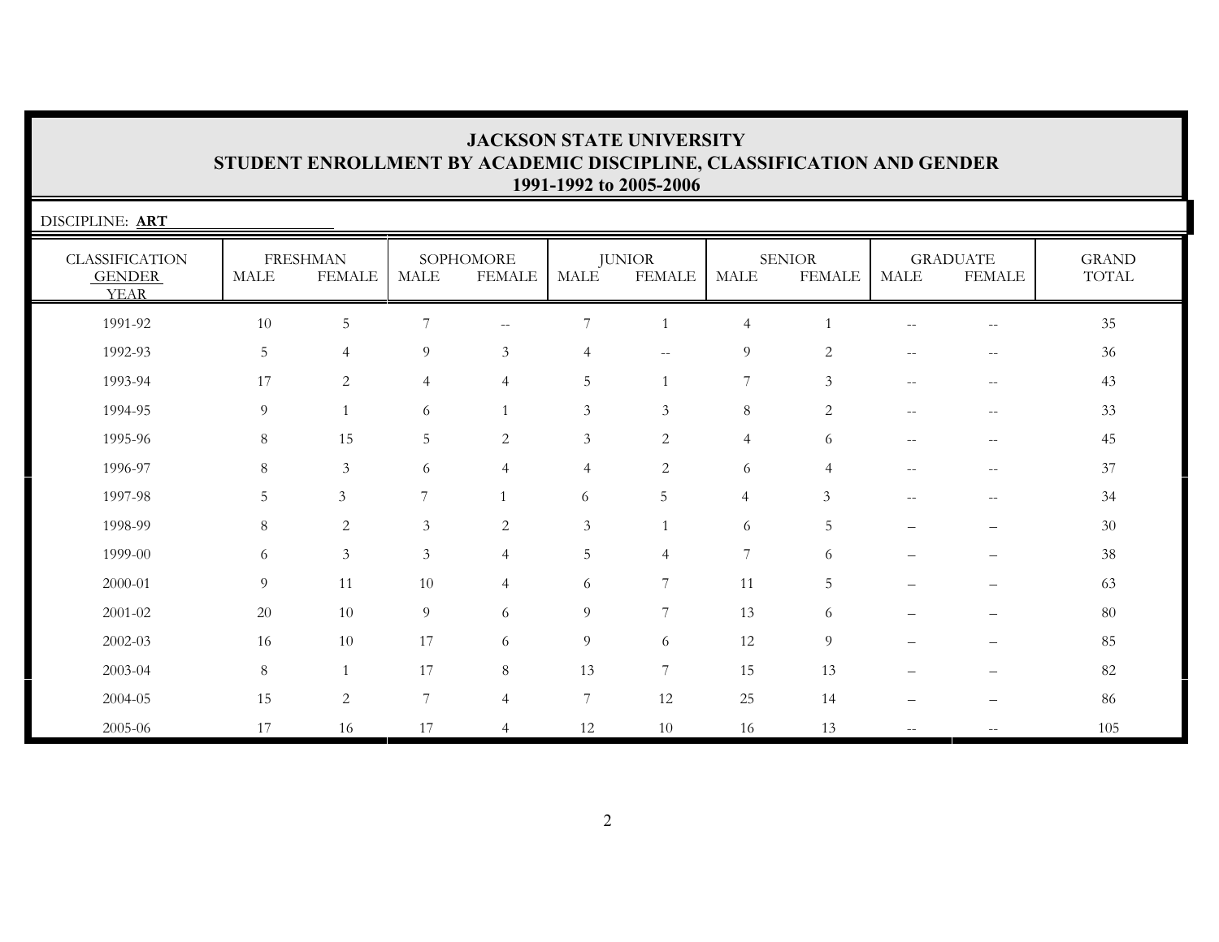# JACKSON STATE UNIVERSITY
## STUDENT ENROLLMENT BY ACADEMIC DISCIPLINE, CLASSIFICATION AND GENDER
### 1991-1992 to 2005-2006

DISCIPLINE: **ART**

| CLASSIFICATION GENDER YEAR | FRESHMAN | | SOPHOMORE | | JUNIOR | | SENIOR | | GRADUATE | | GRAND TOTAL |
|---|---|---|---|---|---|---|---|---|---|---|---|
| | MALE | FEMALE | MALE | FEMALE | MALE | FEMALE | MALE | FEMALE | MALE | FEMALE | |
| 1991-92 | 10 | 5 | 7 | -- | 7 | 1 | 4 | 1 | -- | -- | 35 |
| 1992-93 | 5 | 4 | 9 | 3 | 4 | -- | 9 | 2 | -- | -- | 36 |
| 1993-94 | 17 | 2 | 4 | 4 | 5 | 1 | 7 | 3 | -- | -- | 43 |
| 1994-95 | 9 | 1 | 6 | 1 | 3 | 3 | 8 | 2 | -- | -- | 33 |
| 1995-96 | 8 | 15 | 5 | 2 | 3 | 2 | 4 | 6 | -- | -- | 45 |
| 1996-97 | 8 | 3 | 6 | 4 | 4 | 2 | 6 | 4 | -- | -- | 37 |
| 1997-98 | 5 | 3 | 7 | 1 | 6 | 5 | 4 | 3 | -- | -- | 34 |
| 1998-99 | 8 | 2 | 3 | 2 | 3 | 1 | 6 | 5 | – | – | 30 |
| 1999-00 | 6 | 3 | 3 | 4 | 5 | 4 | 7 | 6 | – | – | 38 |
| 2000-01 | 9 | 11 | 10 | 4 | 6 | 7 | 11 | 5 | – | – | 63 |
| 2001-02 | 20 | 10 | 9 | 6 | 9 | 7 | 13 | 6 | – | – | 80 |
| 2002-03 | 16 | 10 | 17 | 6 | 9 | 6 | 12 | 9 | – | – | 85 |
| 2003-04 | 8 | 1 | 17 | 8 | 13 | 7 | 15 | 13 | – | – | 82 |
| 2004-05 | 15 | 2 | 7 | 4 | 7 | 12 | 25 | 14 | – | – | 86 |
| 2005-06 | 17 | 16 | 17 | 4 | 12 | 10 | 16 | 13 | -- | -- | 105 |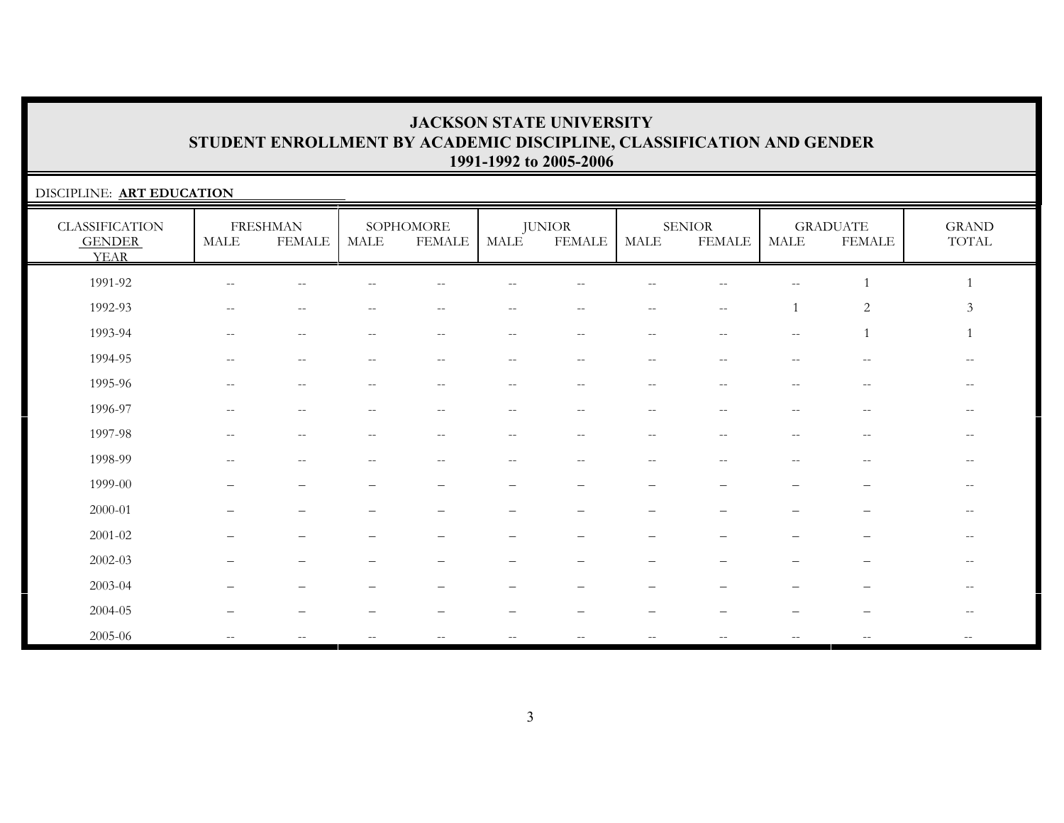# JACKSON STATE UNIVERSITY
## STUDENT ENROLLMENT BY ACADEMIC DISCIPLINE, CLASSIFICATION AND GENDER
### 1991-1992 to 2005-2006

DISCIPLINE: **ART EDUCATION**

| CLASSIFICATION GENDER YEAR | FRESHMAN | | SOPHOMORE | | JUNIOR | | SENIOR | | GRADUATE | | GRAND TOTAL |
|---|---|---|---|---|---|---|---|---|---|---|---|
| | MALE | FEMALE | MALE | FEMALE | MALE | FEMALE | MALE | FEMALE | MALE | FEMALE | |
| 1991-92 | -- | -- | -- | -- | -- | -- | -- | -- | -- | 1 | 1 |
| 1992-93 | -- | -- | -- | -- | -- | -- | -- | -- | 1 | 2 | 3 |
| 1993-94 | -- | -- | -- | -- | -- | -- | -- | -- | -- | 1 | 1 |
| 1994-95 | -- | -- | -- | -- | -- | -- | -- | -- | -- | -- | -- |
| 1995-96 | -- | -- | -- | -- | -- | -- | -- | -- | -- | -- | -- |
| 1996-97 | -- | -- | -- | -- | -- | -- | -- | -- | -- | -- | -- |
| 1997-98 | -- | -- | -- | -- | -- | -- | -- | -- | -- | -- | -- |
| 1998-99 | -- | -- | -- | -- | -- | -- | -- | -- | -- | -- | -- |
| 1999-00 | – | – | – | – | – | – | – | – | – | – | -- |
| 2000-01 | – | – | – | – | – | – | – | – | – | – | -- |
| 2001-02 | – | – | – | – | – | – | – | – | – | – | -- |
| 2002-03 | – | – | – | – | – | – | – | – | – | – | -- |
| 2003-04 | – | – | – | – | – | – | – | – | – | – | -- |
| 2004-05 | – | – | – | – | – | – | – | – | – | – | -- |
| 2005-06 | -- | -- | -- | -- | -- | -- | -- | -- | -- | -- | -- |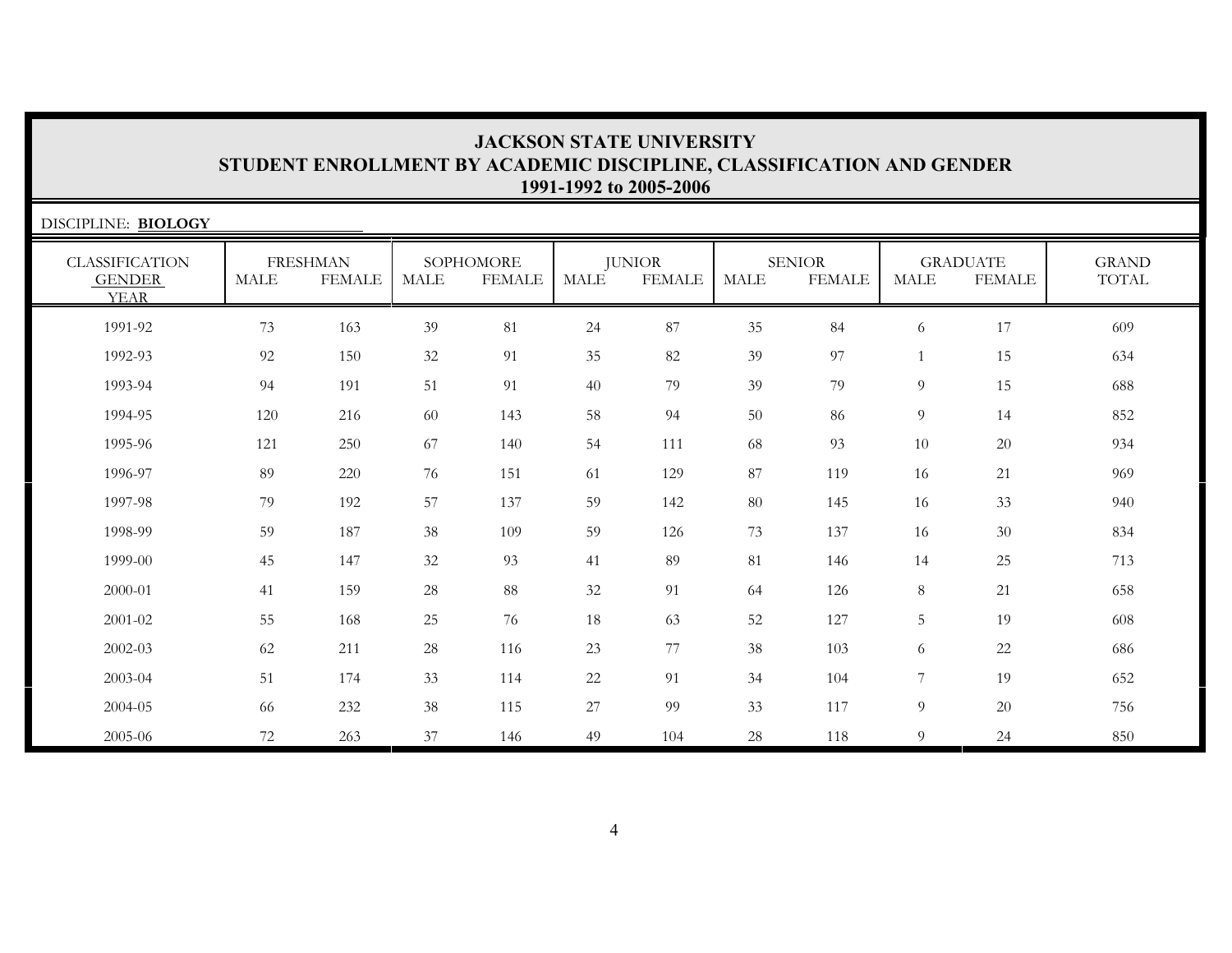# JACKSON STATE UNIVERSITY
## STUDENT ENROLLMENT BY ACADEMIC DISCIPLINE, CLASSIFICATION AND GENDER
### 1991-1992 to 2005-2006

DISCIPLINE: **BIOLOGY**

| CLASSIFICATION | FRESHMAN | | SOPHOMORE | | JUNIOR | | SENIOR | | GRADUATE | | GRAND |
|---|---|---|---|---|---|---|---|---|---|---|---|
| GENDER / YEAR | MALE | FEMALE | MALE | FEMALE | MALE | FEMALE | MALE | FEMALE | MALE | FEMALE | TOTAL |
| 1991-92 | 73 | 163 | 39 | 81 | 24 | 87 | 35 | 84 | 6 | 17 | 609 |
| 1992-93 | 92 | 150 | 32 | 91 | 35 | 82 | 39 | 97 | 1 | 15 | 634 |
| 1993-94 | 94 | 191 | 51 | 91 | 40 | 79 | 39 | 79 | 9 | 15 | 688 |
| 1994-95 | 120 | 216 | 60 | 143 | 58 | 94 | 50 | 86 | 9 | 14 | 852 |
| 1995-96 | 121 | 250 | 67 | 140 | 54 | 111 | 68 | 93 | 10 | 20 | 934 |
| 1996-97 | 89 | 220 | 76 | 151 | 61 | 129 | 87 | 119 | 16 | 21 | 969 |
| 1997-98 | 79 | 192 | 57 | 137 | 59 | 142 | 80 | 145 | 16 | 33 | 940 |
| 1998-99 | 59 | 187 | 38 | 109 | 59 | 126 | 73 | 137 | 16 | 30 | 834 |
| 1999-00 | 45 | 147 | 32 | 93 | 41 | 89 | 81 | 146 | 14 | 25 | 713 |
| 2000-01 | 41 | 159 | 28 | 88 | 32 | 91 | 64 | 126 | 8 | 21 | 658 |
| 2001-02 | 55 | 168 | 25 | 76 | 18 | 63 | 52 | 127 | 5 | 19 | 608 |
| 2002-03 | 62 | 211 | 28 | 116 | 23 | 77 | 38 | 103 | 6 | 22 | 686 |
| 2003-04 | 51 | 174 | 33 | 114 | 22 | 91 | 34 | 104 | 7 | 19 | 652 |
| 2004-05 | 66 | 232 | 38 | 115 | 27 | 99 | 33 | 117 | 9 | 20 | 756 |
| 2005-06 | 72 | 263 | 37 | 146 | 49 | 104 | 28 | 118 | 9 | 24 | 850 |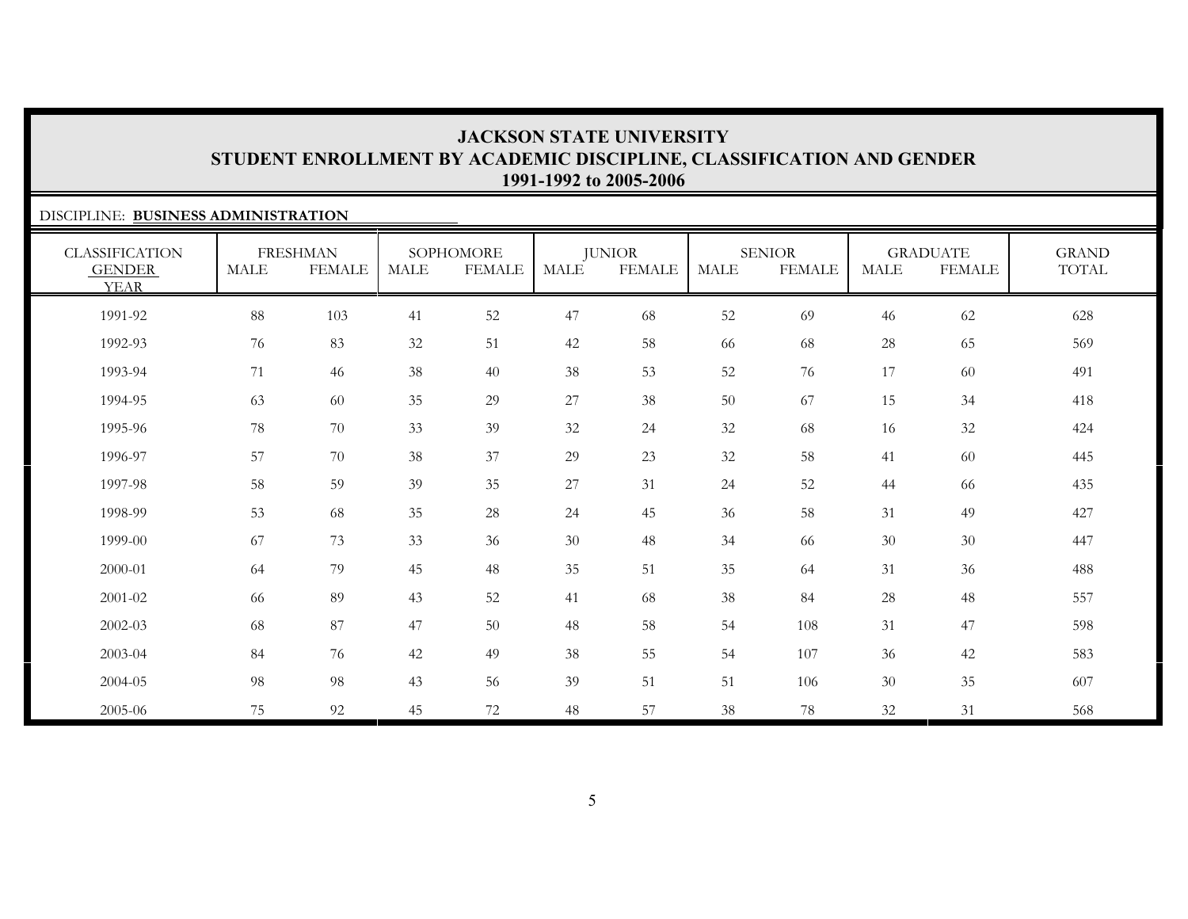# JACKSON STATE UNIVERSITY
## STUDENT ENROLLMENT BY ACADEMIC DISCIPLINE, CLASSIFICATION AND GENDER
### 1991-1992 to 2005-2006

DISCIPLINE: **BUSINESS ADMINISTRATION**

| CLASSIFICATION / GENDER / YEAR | FRESHMAN | | SOPHOMORE | | JUNIOR | | SENIOR | | GRADUATE | | GRAND TOTAL |
|---|---|---|---|---|---|---|---|---|---|---|---|
| | MALE | FEMALE | MALE | FEMALE | MALE | FEMALE | MALE | FEMALE | MALE | FEMALE | |
| 1991-92 | 88 | 103 | 41 | 52 | 47 | 68 | 52 | 69 | 46 | 62 | 628 |
| 1992-93 | 76 | 83 | 32 | 51 | 42 | 58 | 66 | 68 | 28 | 65 | 569 |
| 1993-94 | 71 | 46 | 38 | 40 | 38 | 53 | 52 | 76 | 17 | 60 | 491 |
| 1994-95 | 63 | 60 | 35 | 29 | 27 | 38 | 50 | 67 | 15 | 34 | 418 |
| 1995-96 | 78 | 70 | 33 | 39 | 32 | 24 | 32 | 68 | 16 | 32 | 424 |
| 1996-97 | 57 | 70 | 38 | 37 | 29 | 23 | 32 | 58 | 41 | 60 | 445 |
| 1997-98 | 58 | 59 | 39 | 35 | 27 | 31 | 24 | 52 | 44 | 66 | 435 |
| 1998-99 | 53 | 68 | 35 | 28 | 24 | 45 | 36 | 58 | 31 | 49 | 427 |
| 1999-00 | 67 | 73 | 33 | 36 | 30 | 48 | 34 | 66 | 30 | 30 | 447 |
| 2000-01 | 64 | 79 | 45 | 48 | 35 | 51 | 35 | 64 | 31 | 36 | 488 |
| 2001-02 | 66 | 89 | 43 | 52 | 41 | 68 | 38 | 84 | 28 | 48 | 557 |
| 2002-03 | 68 | 87 | 47 | 50 | 48 | 58 | 54 | 108 | 31 | 47 | 598 |
| 2003-04 | 84 | 76 | 42 | 49 | 38 | 55 | 54 | 107 | 36 | 42 | 583 |
| 2004-05 | 98 | 98 | 43 | 56 | 39 | 51 | 51 | 106 | 30 | 35 | 607 |
| 2005-06 | 75 | 92 | 45 | 72 | 48 | 57 | 38 | 78 | 32 | 31 | 568 |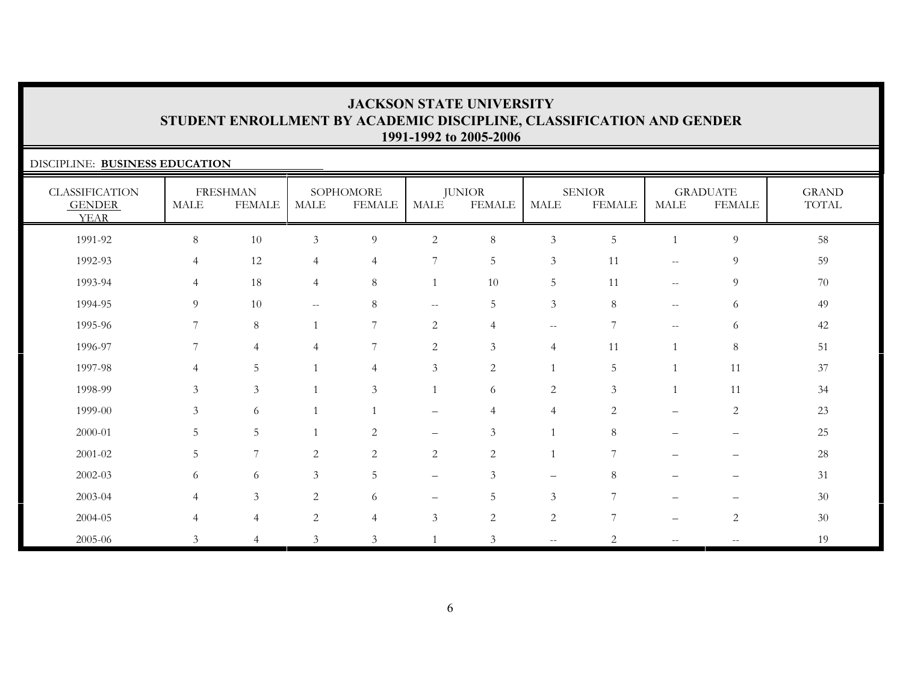# JACKSON STATE UNIVERSITY
## STUDENT ENROLLMENT BY ACADEMIC DISCIPLINE, CLASSIFICATION AND GENDER
### 1991-1992 to 2005-2006

DISCIPLINE: **BUSINESS EDUCATION**

| CLASSIFICATION | FRESHMAN | | SOPHOMORE | | JUNIOR | | SENIOR | | GRADUATE | | GRAND |
|---|---|---|---|---|---|---|---|---|---|---|---|
| GENDER / YEAR | MALE | FEMALE | MALE | FEMALE | MALE | FEMALE | MALE | FEMALE | MALE | FEMALE | TOTAL |
| 1991-92 | 8 | 10 | 3 | 9 | 2 | 8 | 3 | 5 | 1 | 9 | 58 |
| 1992-93 | 4 | 12 | 4 | 4 | 7 | 5 | 3 | 11 | -- | 9 | 59 |
| 1993-94 | 4 | 18 | 4 | 8 | 1 | 10 | 5 | 11 | -- | 9 | 70 |
| 1994-95 | 9 | 10 | -- | 8 | -- | 5 | 3 | 8 | -- | 6 | 49 |
| 1995-96 | 7 | 8 | 1 | 7 | 2 | 4 | -- | 7 | -- | 6 | 42 |
| 1996-97 | 7 | 4 | 4 | 7 | 2 | 3 | 4 | 11 | 1 | 8 | 51 |
| 1997-98 | 4 | 5 | 1 | 4 | 3 | 2 | 1 | 5 | 1 | 11 | 37 |
| 1998-99 | 3 | 3 | 1 | 3 | 1 | 6 | 2 | 3 | 1 | 11 | 34 |
| 1999-00 | 3 | 6 | 1 | 1 | – | 4 | 4 | 2 | – | 2 | 23 |
| 2000-01 | 5 | 5 | 1 | 2 | – | 3 | 1 | 8 | – | – | 25 |
| 2001-02 | 5 | 7 | 2 | 2 | 2 | 2 | 1 | 7 | – | – | 28 |
| 2002-03 | 6 | 6 | 3 | 5 | – | 3 | – | 8 | – | – | 31 |
| 2003-04 | 4 | 3 | 2 | 6 | – | 5 | 3 | 7 | – | – | 30 |
| 2004-05 | 4 | 4 | 2 | 4 | 3 | 2 | 2 | 7 | – | 2 | 30 |
| 2005-06 | 3 | 4 | 3 | 3 | 1 | 3 | -- | 2 | -- | -- | 19 |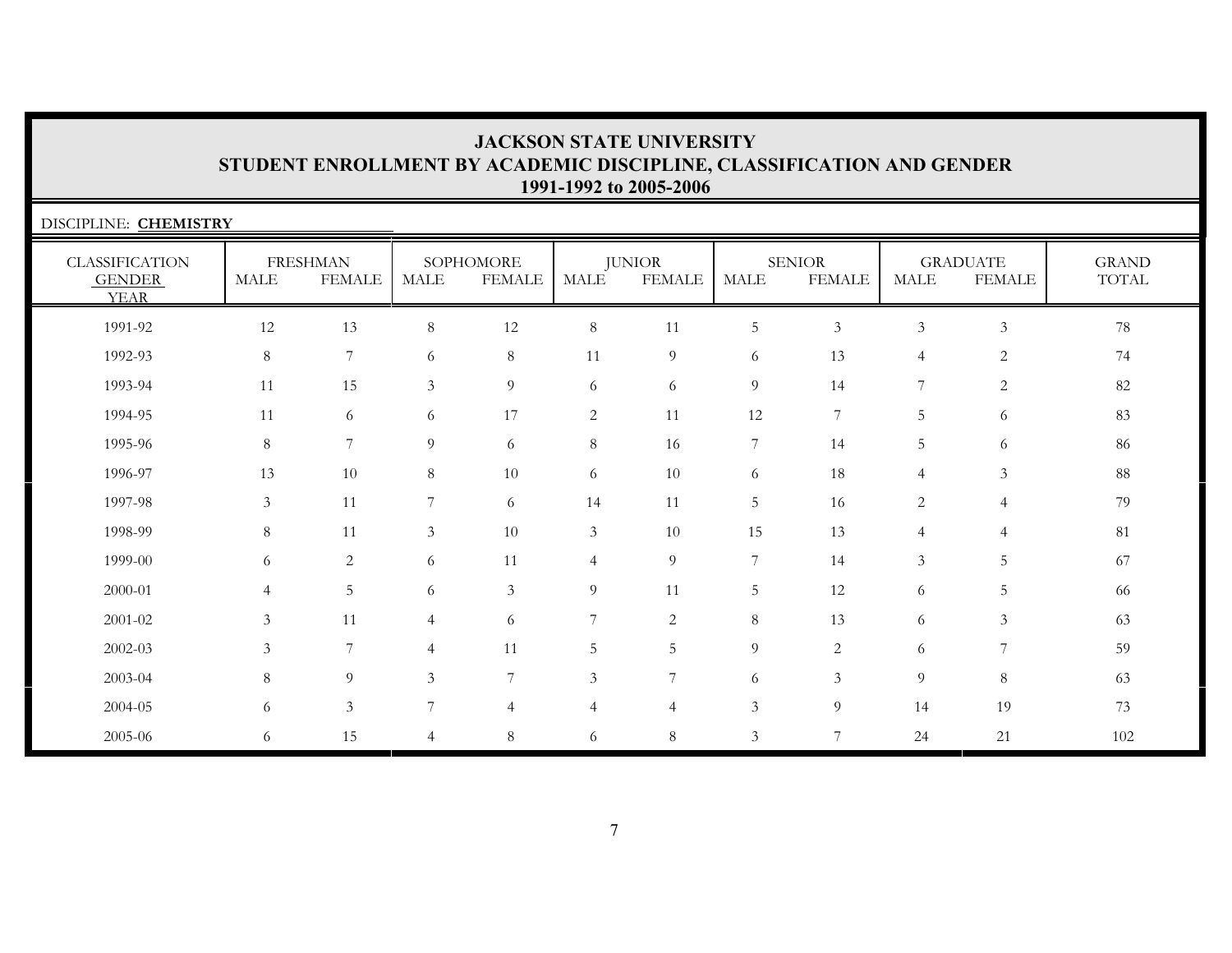# JACKSON STATE UNIVERSITY
## STUDENT ENROLLMENT BY ACADEMIC DISCIPLINE, CLASSIFICATION AND GENDER
### 1991-1992 to 2005-2006

DISCIPLINE: **CHEMISTRY**

| CLASSIFICATION | FRESHMAN | | SOPHOMORE | | JUNIOR | | SENIOR | | GRADUATE | | GRAND |
|---|---|---|---|---|---|---|---|---|---|---|---|
| GENDER YEAR | MALE | FEMALE | MALE | FEMALE | MALE | FEMALE | MALE | FEMALE | MALE | FEMALE | TOTAL |
| 1991-92 | 12 | 13 | 8 | 12 | 8 | 11 | 5 | 3 | 3 | 3 | 78 |
| 1992-93 | 8 | 7 | 6 | 8 | 11 | 9 | 6 | 13 | 4 | 2 | 74 |
| 1993-94 | 11 | 15 | 3 | 9 | 6 | 6 | 9 | 14 | 7 | 2 | 82 |
| 1994-95 | 11 | 6 | 6 | 17 | 2 | 11 | 12 | 7 | 5 | 6 | 83 |
| 1995-96 | 8 | 7 | 9 | 6 | 8 | 16 | 7 | 14 | 5 | 6 | 86 |
| 1996-97 | 13 | 10 | 8 | 10 | 6 | 10 | 6 | 18 | 4 | 3 | 88 |
| 1997-98 | 3 | 11 | 7 | 6 | 14 | 11 | 5 | 16 | 2 | 4 | 79 |
| 1998-99 | 8 | 11 | 3 | 10 | 3 | 10 | 15 | 13 | 4 | 4 | 81 |
| 1999-00 | 6 | 2 | 6 | 11 | 4 | 9 | 7 | 14 | 3 | 5 | 67 |
| 2000-01 | 4 | 5 | 6 | 3 | 9 | 11 | 5 | 12 | 6 | 5 | 66 |
| 2001-02 | 3 | 11 | 4 | 6 | 7 | 2 | 8 | 13 | 6 | 3 | 63 |
| 2002-03 | 3 | 7 | 4 | 11 | 5 | 5 | 9 | 2 | 6 | 7 | 59 |
| 2003-04 | 8 | 9 | 3 | 7 | 3 | 7 | 6 | 3 | 9 | 8 | 63 |
| 2004-05 | 6 | 3 | 7 | 4 | 4 | 4 | 3 | 9 | 14 | 19 | 73 |
| 2005-06 | 6 | 15 | 4 | 8 | 6 | 8 | 3 | 7 | 24 | 21 | 102 |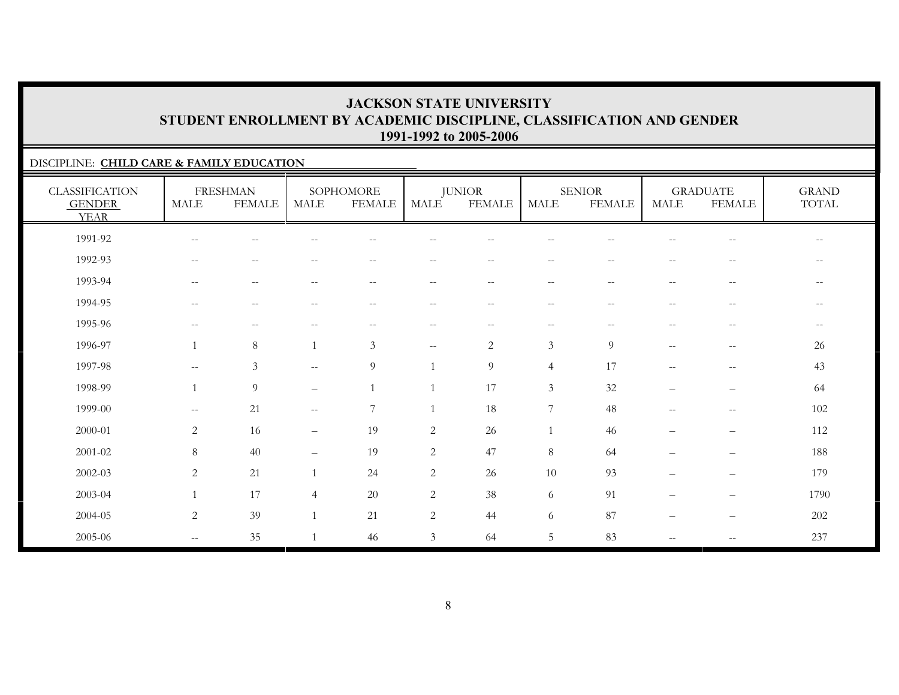# JACKSON STATE UNIVERSITY
## STUDENT ENROLLMENT BY ACADEMIC DISCIPLINE, CLASSIFICATION AND GENDER
### 1991-1992 to 2005-2006

DISCIPLINE: **CHILD CARE & FAMILY EDUCATION**

| CLASSIFICATION | FRESHMAN | | SOPHOMORE | | JUNIOR | | SENIOR | | GRADUATE | | GRAND |
|---|---|---|---|---|---|---|---|---|---|---|---|
| GENDER / YEAR | MALE | FEMALE | MALE | FEMALE | MALE | FEMALE | MALE | FEMALE | MALE | FEMALE | TOTAL |
| 1991-92 | -- | -- | -- | -- | -- | -- | -- | -- | -- | -- | -- |
| 1992-93 | -- | -- | -- | -- | -- | -- | -- | -- | -- | -- | -- |
| 1993-94 | -- | -- | -- | -- | -- | -- | -- | -- | -- | -- | -- |
| 1994-95 | -- | -- | -- | -- | -- | -- | -- | -- | -- | -- | -- |
| 1995-96 | -- | -- | -- | -- | -- | -- | -- | -- | -- | -- | -- |
| 1996-97 | 1 | 8 | 1 | 3 | -- | 2 | 3 | 9 | -- | -- | 26 |
| 1997-98 | -- | 3 | -- | 9 | 1 | 9 | 4 | 17 | -- | -- | 43 |
| 1998-99 | 1 | 9 | – | 1 | 1 | 17 | 3 | 32 | – | – | 64 |
| 1999-00 | -- | 21 | -- | 7 | 1 | 18 | 7 | 48 | -- | -- | 102 |
| 2000-01 | 2 | 16 | – | 19 | 2 | 26 | 1 | 46 | – | – | 112 |
| 2001-02 | 8 | 40 | – | 19 | 2 | 47 | 8 | 64 | – | – | 188 |
| 2002-03 | 2 | 21 | 1 | 24 | 2 | 26 | 10 | 93 | – | – | 179 |
| 2003-04 | 1 | 17 | 4 | 20 | 2 | 38 | 6 | 91 | – | – | 1790 |
| 2004-05 | 2 | 39 | 1 | 21 | 2 | 44 | 6 | 87 | – | – | 202 |
| 2005-06 | -- | 35 | 1 | 46 | 3 | 64 | 5 | 83 | -- | -- | 237 |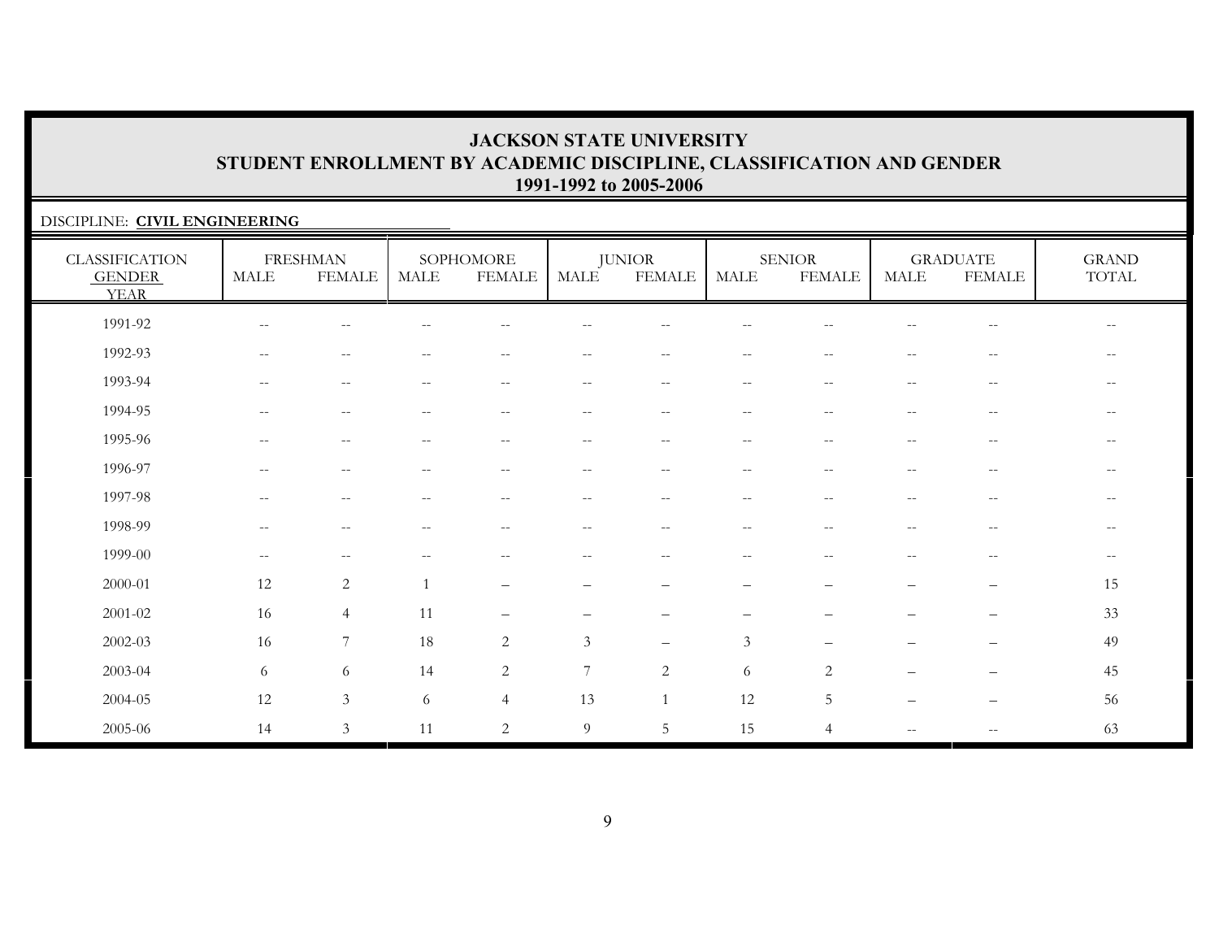# JACKSON STATE UNIVERSITY
## STUDENT ENROLLMENT BY ACADEMIC DISCIPLINE, CLASSIFICATION AND GENDER
### 1991-1992 to 2005-2006

DISCIPLINE: **CIVIL ENGINEERING**

| CLASSIFICATION GENDER YEAR | FRESHMAN | | SOPHOMORE | | JUNIOR | | SENIOR | | GRADUATE | | GRAND TOTAL |
|---|---|---|---|---|---|---|---|---|---|---|---|
| | MALE | FEMALE | MALE | FEMALE | MALE | FEMALE | MALE | FEMALE | MALE | FEMALE | |
| 1991-92 | -- | -- | -- | -- | -- | -- | -- | -- | -- | -- | -- |
| 1992-93 | -- | -- | -- | -- | -- | -- | -- | -- | -- | -- | -- |
| 1993-94 | -- | -- | -- | -- | -- | -- | -- | -- | -- | -- | -- |
| 1994-95 | -- | -- | -- | -- | -- | -- | -- | -- | -- | -- | -- |
| 1995-96 | -- | -- | -- | -- | -- | -- | -- | -- | -- | -- | -- |
| 1996-97 | -- | -- | -- | -- | -- | -- | -- | -- | -- | -- | -- |
| 1997-98 | -- | -- | -- | -- | -- | -- | -- | -- | -- | -- | -- |
| 1998-99 | -- | -- | -- | -- | -- | -- | -- | -- | -- | -- | -- |
| 1999-00 | -- | -- | -- | -- | -- | -- | -- | -- | -- | -- | -- |
| 2000-01 | 12 | 2 | 1 | – | – | – | – | – | – | – | 15 |
| 2001-02 | 16 | 4 | 11 | – | – | – | – | – | – | – | 33 |
| 2002-03 | 16 | 7 | 18 | 2 | 3 | – | 3 | – | – | – | 49 |
| 2003-04 | 6 | 6 | 14 | 2 | 7 | 2 | 6 | 2 | – | – | 45 |
| 2004-05 | 12 | 3 | 6 | 4 | 13 | 1 | 12 | 5 | – | – | 56 |
| 2005-06 | 14 | 3 | 11 | 2 | 9 | 5 | 15 | 4 | -- | -- | 63 |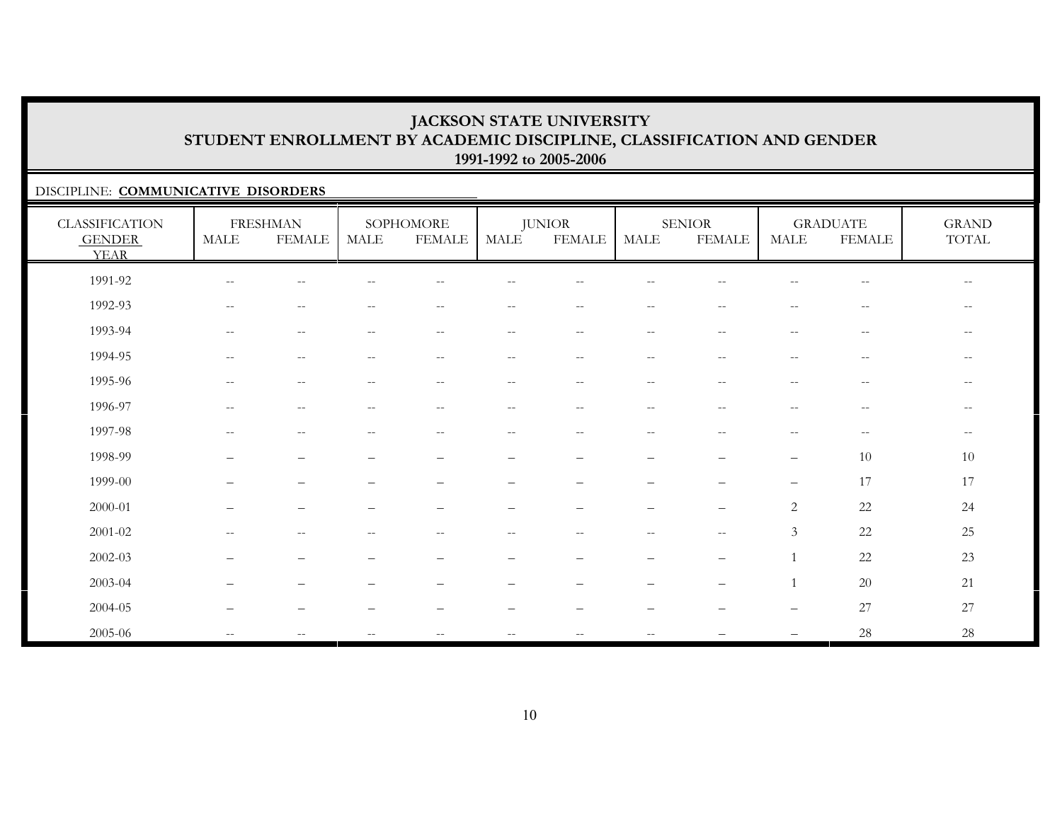# JACKSON STATE UNIVERSITY
## STUDENT ENROLLMENT BY ACADEMIC DISCIPLINE, CLASSIFICATION AND GENDER
### 1991-1992 to 2005-2006

DISCIPLINE: **COMMUNICATIVE DISORDERS**

| CLASSIFICATION | FRESHMAN | | SOPHOMORE | | JUNIOR | | SENIOR | | GRADUATE | | GRAND |
|---|---|---|---|---|---|---|---|---|---|---|---|
| GENDER / YEAR | MALE | FEMALE | MALE | FEMALE | MALE | FEMALE | MALE | FEMALE | MALE | FEMALE | TOTAL |
| 1991-92 | -- | -- | -- | -- | -- | -- | -- | -- | -- | -- | -- |
| 1992-93 | -- | -- | -- | -- | -- | -- | -- | -- | -- | -- | -- |
| 1993-94 | -- | -- | -- | -- | -- | -- | -- | -- | -- | -- | -- |
| 1994-95 | -- | -- | -- | -- | -- | -- | -- | -- | -- | -- | -- |
| 1995-96 | -- | -- | -- | -- | -- | -- | -- | -- | -- | -- | -- |
| 1996-97 | -- | -- | -- | -- | -- | -- | -- | -- | -- | -- | -- |
| 1997-98 | -- | -- | -- | -- | -- | -- | -- | -- | -- | -- | -- |
| 1998-99 | – | – | – | – | – | – | – | – | – | 10 | 10 |
| 1999-00 | – | – | – | – | – | – | – | – | – | 17 | 17 |
| 2000-01 | – | – | – | – | – | – | – | – | 2 | 22 | 24 |
| 2001-02 | -- | -- | -- | -- | -- | -- | -- | -- | 3 | 22 | 25 |
| 2002-03 | – | – | – | – | – | – | – | – | 1 | 22 | 23 |
| 2003-04 | – | – | – | – | – | – | – | – | 1 | 20 | 21 |
| 2004-05 | – | – | – | – | – | – | – | – | – | 27 | 27 |
| 2005-06 | -- | -- | -- | -- | -- | -- | -- | – | – | 28 | 28 |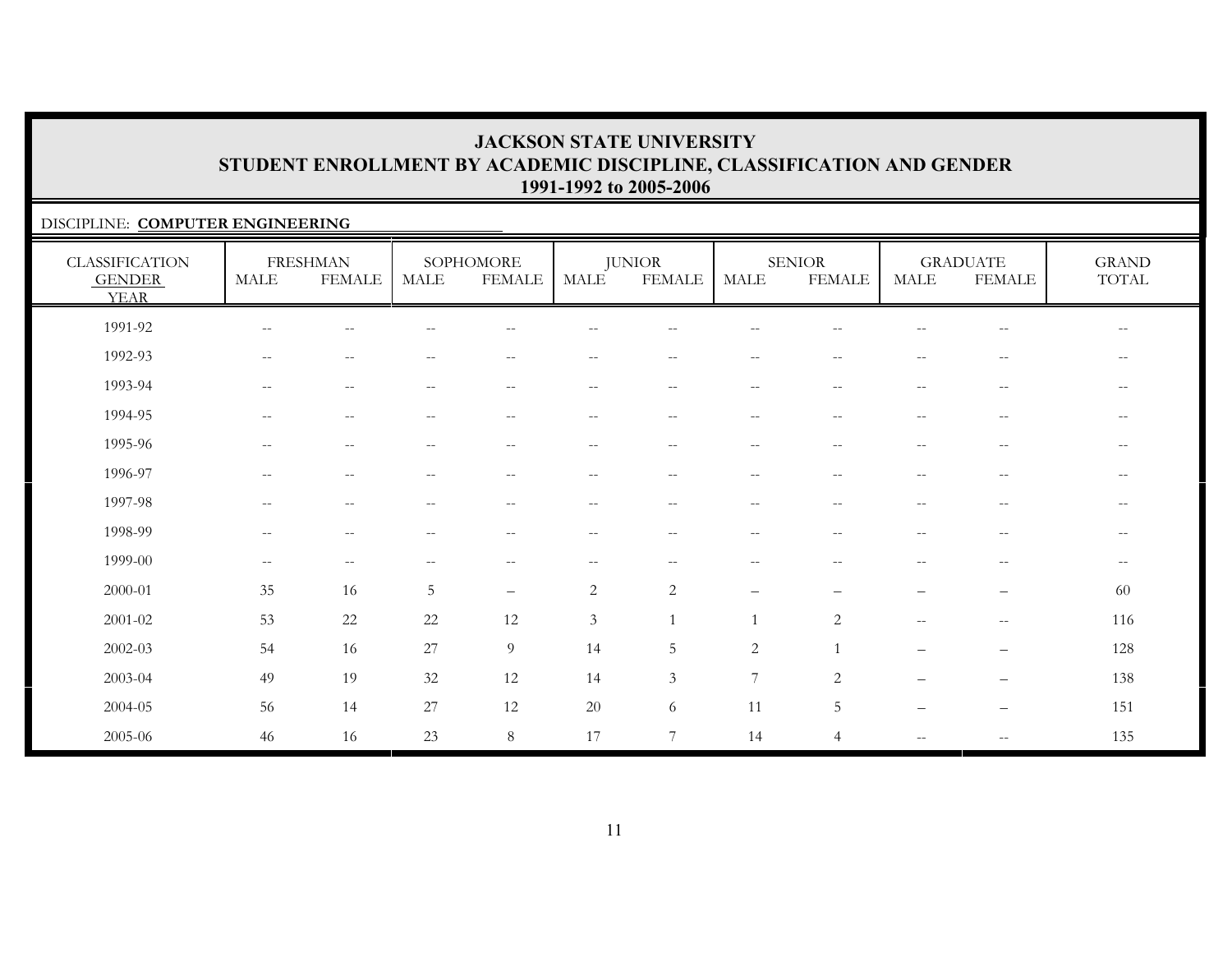# JACKSON STATE UNIVERSITY
## STUDENT ENROLLMENT BY ACADEMIC DISCIPLINE, CLASSIFICATION AND GENDER
### 1991-1992 to 2005-2006

DISCIPLINE: **COMPUTER ENGINEERING**

| CLASSIFICATION | FRESHMAN | | SOPHOMORE | | JUNIOR | | SENIOR | | GRADUATE | | GRAND |
|---|---|---|---|---|---|---|---|---|---|---|---|
| GENDER / YEAR | MALE | FEMALE | MALE | FEMALE | MALE | FEMALE | MALE | FEMALE | MALE | FEMALE | TOTAL |
| 1991-92 | -- | -- | -- | -- | -- | -- | -- | -- | -- | -- | -- |
| 1992-93 | -- | -- | -- | -- | -- | -- | -- | -- | -- | -- | -- |
| 1993-94 | -- | -- | -- | -- | -- | -- | -- | -- | -- | -- | -- |
| 1994-95 | -- | -- | -- | -- | -- | -- | -- | -- | -- | -- | -- |
| 1995-96 | -- | -- | -- | -- | -- | -- | -- | -- | -- | -- | -- |
| 1996-97 | -- | -- | -- | -- | -- | -- | -- | -- | -- | -- | -- |
| 1997-98 | -- | -- | -- | -- | -- | -- | -- | -- | -- | -- | -- |
| 1998-99 | -- | -- | -- | -- | -- | -- | -- | -- | -- | -- | -- |
| 1999-00 | -- | -- | -- | -- | -- | -- | -- | -- | -- | -- | -- |
| 2000-01 | 35 | 16 | 5 | – | 2 | 2 | – | – | – | – | 60 |
| 2001-02 | 53 | 22 | 22 | 12 | 3 | 1 | 1 | 2 | -- | -- | 116 |
| 2002-03 | 54 | 16 | 27 | 9 | 14 | 5 | 2 | 1 | – | – | 128 |
| 2003-04 | 49 | 19 | 32 | 12 | 14 | 3 | 7 | 2 | – | – | 138 |
| 2004-05 | 56 | 14 | 27 | 12 | 20 | 6 | 11 | 5 | – | – | 151 |
| 2005-06 | 46 | 16 | 23 | 8 | 17 | 7 | 14 | 4 | -- | -- | 135 |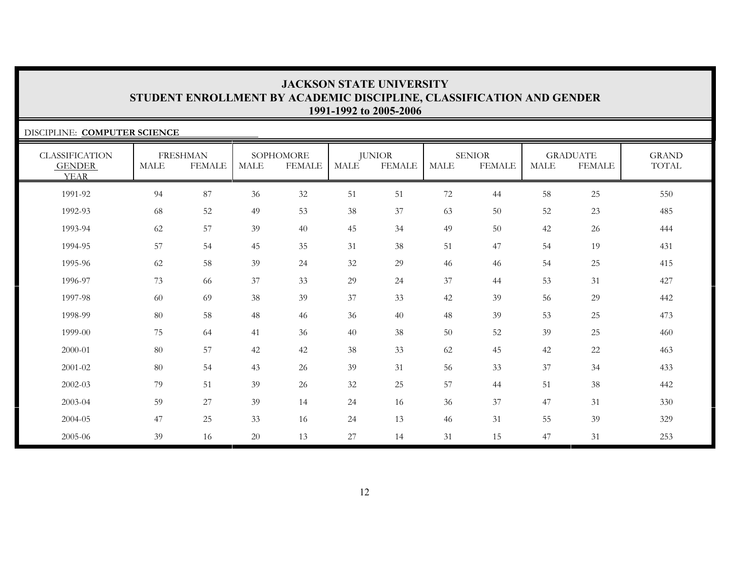# JACKSON STATE UNIVERSITY
## STUDENT ENROLLMENT BY ACADEMIC DISCIPLINE, CLASSIFICATION AND GENDER
### 1991-1992 to 2005-2006

DISCIPLINE: **COMPUTER SCIENCE**

| CLASSIFICATION | FRESHMAN | | SOPHOMORE | | JUNIOR | | SENIOR | | GRADUATE | | GRAND |
|---|---|---|---|---|---|---|---|---|---|---|---|
| GENDER / YEAR | MALE | FEMALE | MALE | FEMALE | MALE | FEMALE | MALE | FEMALE | MALE | FEMALE | TOTAL |
| 1991-92 | 94 | 87 | 36 | 32 | 51 | 51 | 72 | 44 | 58 | 25 | 550 |
| 1992-93 | 68 | 52 | 49 | 53 | 38 | 37 | 63 | 50 | 52 | 23 | 485 |
| 1993-94 | 62 | 57 | 39 | 40 | 45 | 34 | 49 | 50 | 42 | 26 | 444 |
| 1994-95 | 57 | 54 | 45 | 35 | 31 | 38 | 51 | 47 | 54 | 19 | 431 |
| 1995-96 | 62 | 58 | 39 | 24 | 32 | 29 | 46 | 46 | 54 | 25 | 415 |
| 1996-97 | 73 | 66 | 37 | 33 | 29 | 24 | 37 | 44 | 53 | 31 | 427 |
| 1997-98 | 60 | 69 | 38 | 39 | 37 | 33 | 42 | 39 | 56 | 29 | 442 |
| 1998-99 | 80 | 58 | 48 | 46 | 36 | 40 | 48 | 39 | 53 | 25 | 473 |
| 1999-00 | 75 | 64 | 41 | 36 | 40 | 38 | 50 | 52 | 39 | 25 | 460 |
| 2000-01 | 80 | 57 | 42 | 42 | 38 | 33 | 62 | 45 | 42 | 22 | 463 |
| 2001-02 | 80 | 54 | 43 | 26 | 39 | 31 | 56 | 33 | 37 | 34 | 433 |
| 2002-03 | 79 | 51 | 39 | 26 | 32 | 25 | 57 | 44 | 51 | 38 | 442 |
| 2003-04 | 59 | 27 | 39 | 14 | 24 | 16 | 36 | 37 | 47 | 31 | 330 |
| 2004-05 | 47 | 25 | 33 | 16 | 24 | 13 | 46 | 31 | 55 | 39 | 329 |
| 2005-06 | 39 | 16 | 20 | 13 | 27 | 14 | 31 | 15 | 47 | 31 | 253 |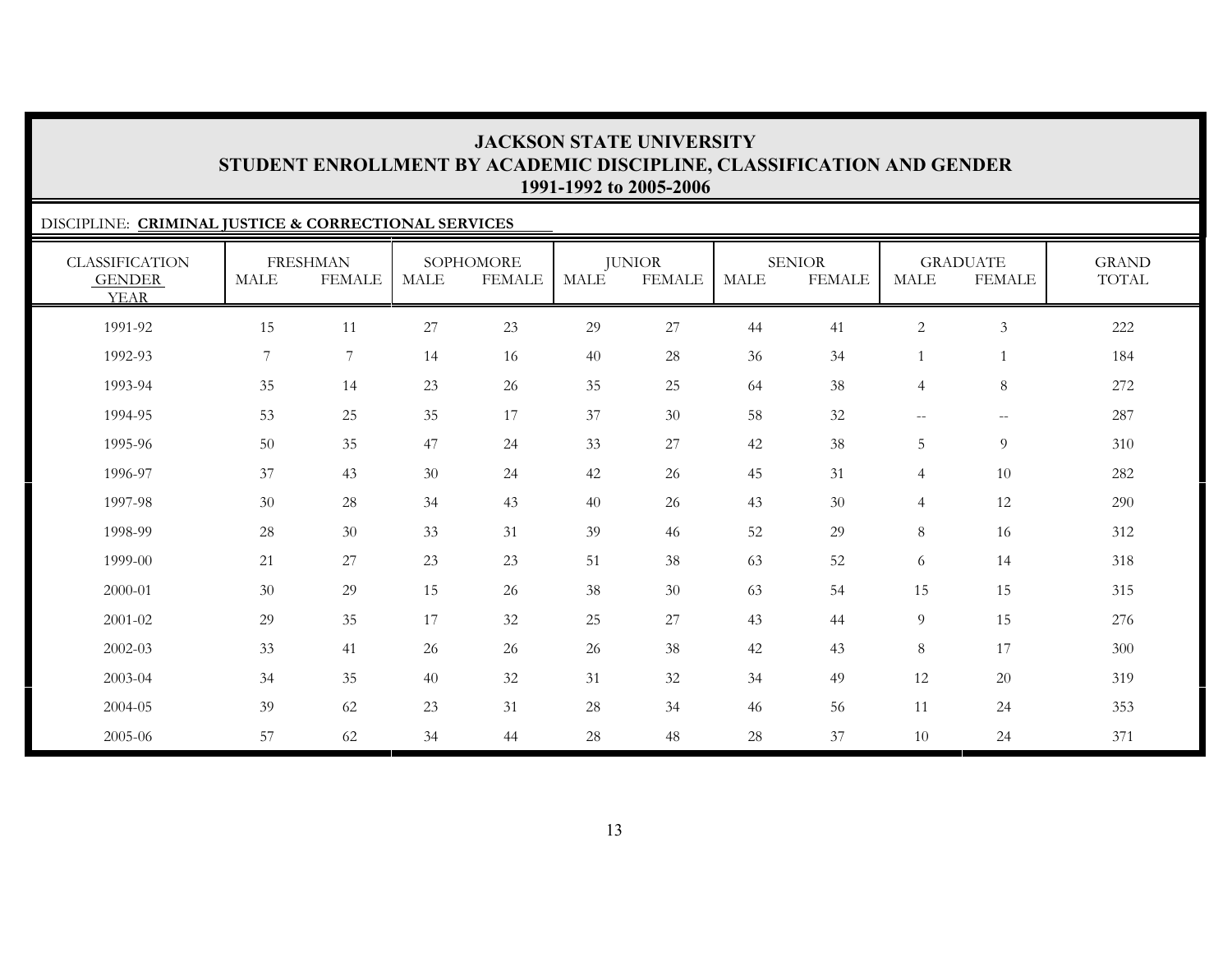# JACKSON STATE UNIVERSITY
## STUDENT ENROLLMENT BY ACADEMIC DISCIPLINE, CLASSIFICATION AND GENDER
### 1991-1992 to 2005-2006

DISCIPLINE: **CRIMINAL JUSTICE & CORRECTIONAL SERVICES**

| CLASSIFICATION | FRESHMAN | | SOPHOMORE | | JUNIOR | | SENIOR | | GRADUATE | | GRAND |
|---|---|---|---|---|---|---|---|---|---|---|---|
| GENDER / YEAR | MALE | FEMALE | MALE | FEMALE | MALE | FEMALE | MALE | FEMALE | MALE | FEMALE | TOTAL |
| 1991-92 | 15 | 11 | 27 | 23 | 29 | 27 | 44 | 41 | 2 | 3 | 222 |
| 1992-93 | 7 | 7 | 14 | 16 | 40 | 28 | 36 | 34 | 1 | 1 | 184 |
| 1993-94 | 35 | 14 | 23 | 26 | 35 | 25 | 64 | 38 | 4 | 8 | 272 |
| 1994-95 | 53 | 25 | 35 | 17 | 37 | 30 | 58 | 32 | -- | -- | 287 |
| 1995-96 | 50 | 35 | 47 | 24 | 33 | 27 | 42 | 38 | 5 | 9 | 310 |
| 1996-97 | 37 | 43 | 30 | 24 | 42 | 26 | 45 | 31 | 4 | 10 | 282 |
| 1997-98 | 30 | 28 | 34 | 43 | 40 | 26 | 43 | 30 | 4 | 12 | 290 |
| 1998-99 | 28 | 30 | 33 | 31 | 39 | 46 | 52 | 29 | 8 | 16 | 312 |
| 1999-00 | 21 | 27 | 23 | 23 | 51 | 38 | 63 | 52 | 6 | 14 | 318 |
| 2000-01 | 30 | 29 | 15 | 26 | 38 | 30 | 63 | 54 | 15 | 15 | 315 |
| 2001-02 | 29 | 35 | 17 | 32 | 25 | 27 | 43 | 44 | 9 | 15 | 276 |
| 2002-03 | 33 | 41 | 26 | 26 | 26 | 38 | 42 | 43 | 8 | 17 | 300 |
| 2003-04 | 34 | 35 | 40 | 32 | 31 | 32 | 34 | 49 | 12 | 20 | 319 |
| 2004-05 | 39 | 62 | 23 | 31 | 28 | 34 | 46 | 56 | 11 | 24 | 353 |
| 2005-06 | 57 | 62 | 34 | 44 | 28 | 48 | 28 | 37 | 10 | 24 | 371 |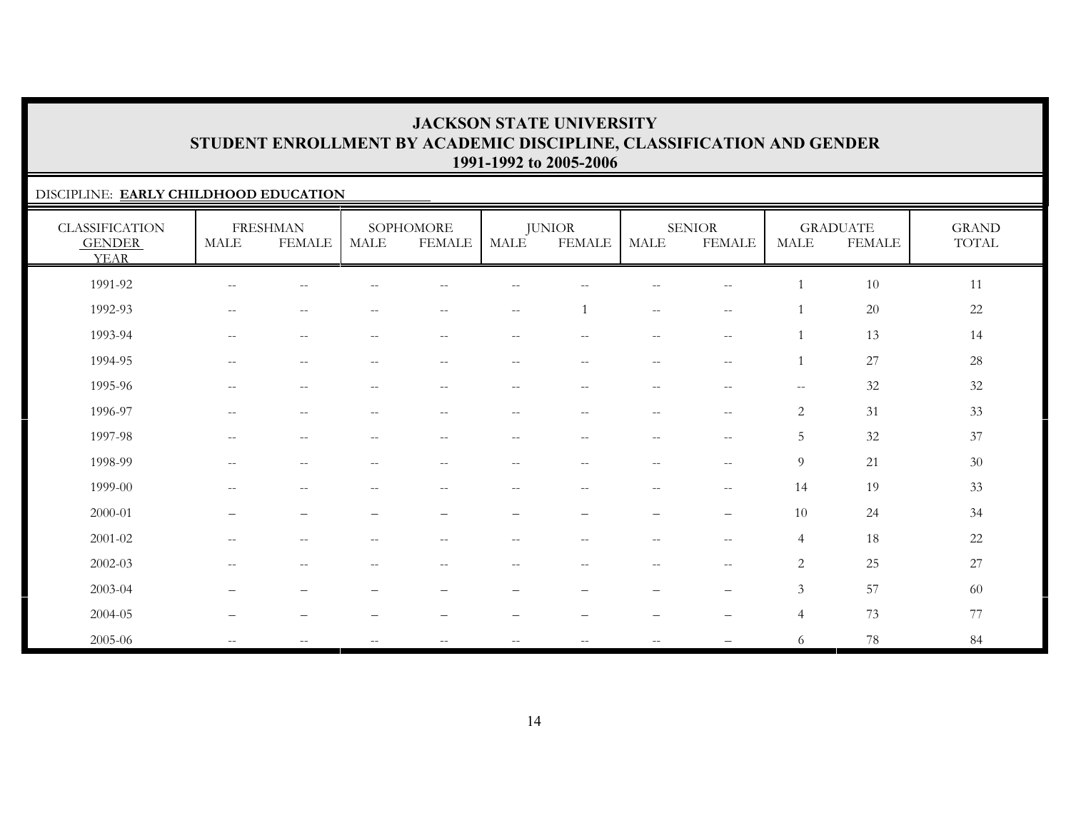# JACKSON STATE UNIVERSITY
## STUDENT ENROLLMENT BY ACADEMIC DISCIPLINE, CLASSIFICATION AND GENDER
### 1991-1992 to 2005-2006

DISCIPLINE: **EARLY CHILDHOOD EDUCATION**

| CLASSIFICATION | FRESHMAN | | SOPHOMORE | | JUNIOR | | SENIOR | | GRADUATE | | GRAND |
|---|---|---|---|---|---|---|---|---|---|---|---|
| GENDER / YEAR | MALE | FEMALE | MALE | FEMALE | MALE | FEMALE | MALE | FEMALE | MALE | FEMALE | TOTAL |
| 1991-92 | -- | -- | -- | -- | -- | -- | -- | -- | 1 | 10 | 11 |
| 1992-93 | -- | -- | -- | -- | -- | 1 | -- | -- | 1 | 20 | 22 |
| 1993-94 | -- | -- | -- | -- | -- | -- | -- | -- | 1 | 13 | 14 |
| 1994-95 | -- | -- | -- | -- | -- | -- | -- | -- | 1 | 27 | 28 |
| 1995-96 | -- | -- | -- | -- | -- | -- | -- | -- | -- | 32 | 32 |
| 1996-97 | -- | -- | -- | -- | -- | -- | -- | -- | 2 | 31 | 33 |
| 1997-98 | -- | -- | -- | -- | -- | -- | -- | -- | 5 | 32 | 37 |
| 1998-99 | -- | -- | -- | -- | -- | -- | -- | -- | 9 | 21 | 30 |
| 1999-00 | -- | -- | -- | -- | -- | -- | -- | -- | 14 | 19 | 33 |
| 2000-01 | – | – | – | – | – | – | – | – | 10 | 24 | 34 |
| 2001-02 | -- | -- | -- | -- | -- | -- | -- | -- | 4 | 18 | 22 |
| 2002-03 | -- | -- | -- | -- | -- | -- | -- | -- | 2 | 25 | 27 |
| 2003-04 | – | – | – | – | – | – | – | – | 3 | 57 | 60 |
| 2004-05 | – | – | – | – | – | – | – | – | 4 | 73 | 77 |
| 2005-06 | -- | -- | -- | -- | -- | -- | -- | – | 6 | 78 | 84 |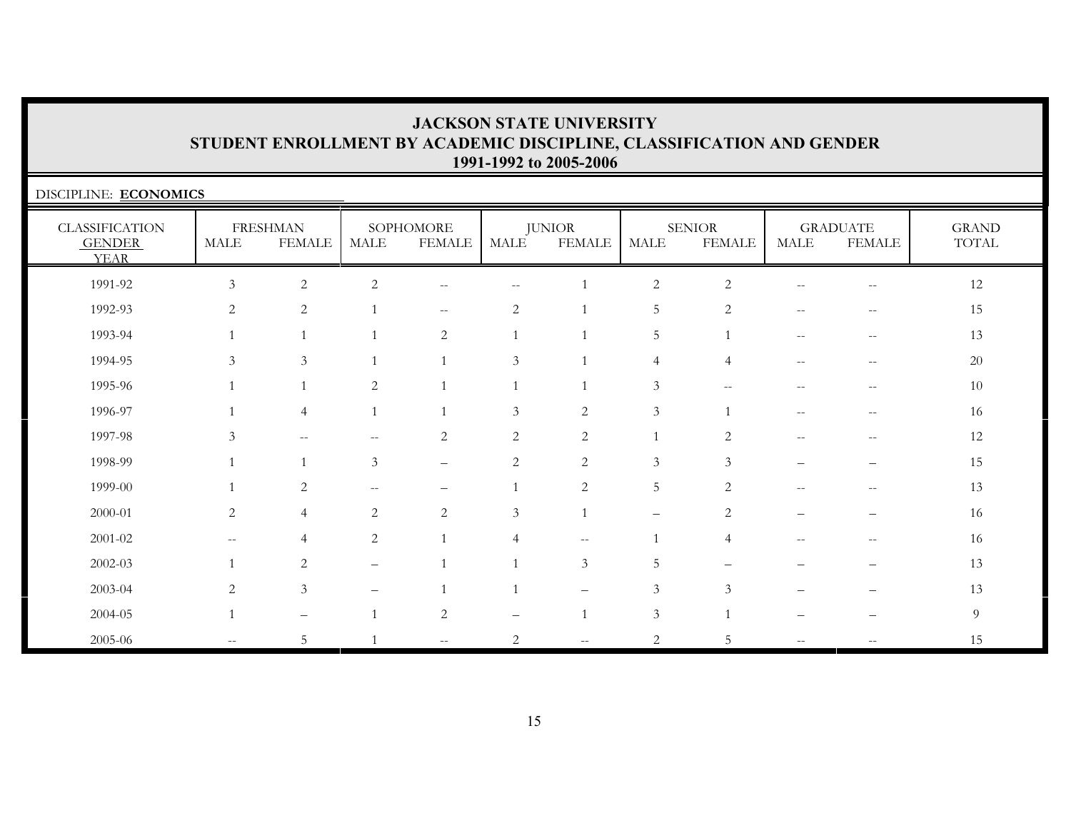# JACKSON STATE UNIVERSITY
## STUDENT ENROLLMENT BY ACADEMIC DISCIPLINE, CLASSIFICATION AND GENDER
### 1991-1992 to 2005-2006

DISCIPLINE: **ECONOMICS**

| CLASSIFICATION GENDER YEAR | FRESHMAN | | SOPHOMORE | | JUNIOR | | SENIOR | | GRADUATE | | GRAND TOTAL |
|---|---|---|---|---|---|---|---|---|---|---|---|
| | MALE | FEMALE | MALE | FEMALE | MALE | FEMALE | MALE | FEMALE | MALE | FEMALE | |
| 1991-92 | 3 | 2 | 2 | -- | -- | 1 | 2 | 2 | -- | -- | 12 |
| 1992-93 | 2 | 2 | 1 | -- | 2 | 1 | 5 | 2 | -- | -- | 15 |
| 1993-94 | 1 | 1 | 1 | 2 | 1 | 1 | 5 | 1 | -- | -- | 13 |
| 1994-95 | 3 | 3 | 1 | 1 | 3 | 1 | 4 | 4 | -- | -- | 20 |
| 1995-96 | 1 | 1 | 2 | 1 | 1 | 1 | 3 | -- | -- | -- | 10 |
| 1996-97 | 1 | 4 | 1 | 1 | 3 | 2 | 3 | 1 | -- | -- | 16 |
| 1997-98 | 3 | -- | -- | 2 | 2 | 2 | 1 | 2 | -- | -- | 12 |
| 1998-99 | 1 | 1 | 3 | – | 2 | 2 | 3 | 3 | – | – | 15 |
| 1999-00 | 1 | 2 | -- | – | 1 | 2 | 5 | 2 | -- | -- | 13 |
| 2000-01 | 2 | 4 | 2 | 2 | 3 | 1 | – | 2 | – | – | 16 |
| 2001-02 | -- | 4 | 2 | 1 | 4 | -- | 1 | 4 | -- | -- | 16 |
| 2002-03 | 1 | 2 | – | 1 | 1 | 3 | 5 | – | – | – | 13 |
| 2003-04 | 2 | 3 | – | 1 | 1 | – | 3 | 3 | – | – | 13 |
| 2004-05 | 1 | – | 1 | 2 | – | 1 | 3 | 1 | – | – | 9 |
| 2005-06 | -- | 5 | 1 | -- | 2 | -- | 2 | 5 | -- | -- | 15 |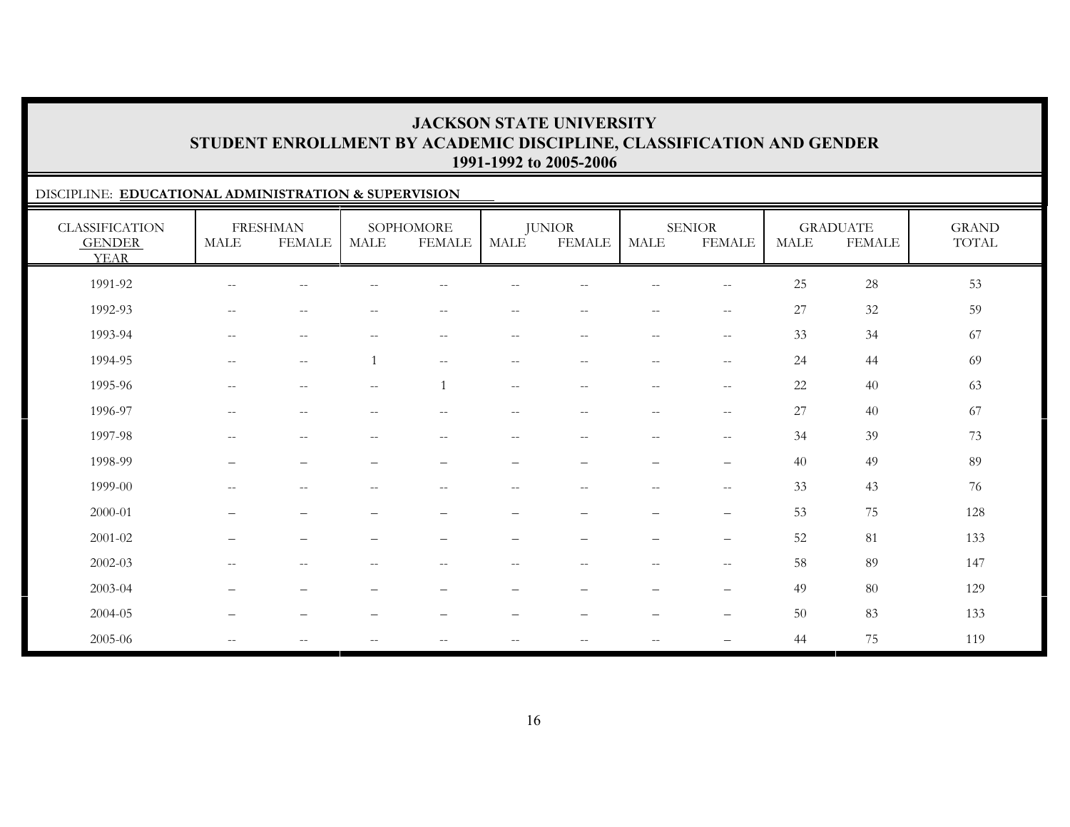# JACKSON STATE UNIVERSITY
## STUDENT ENROLLMENT BY ACADEMIC DISCIPLINE, CLASSIFICATION AND GENDER
### 1991-1992 to 2005-2006

DISCIPLINE: **EDUCATIONAL ADMINISTRATION & SUPERVISION**

| CLASSIFICATION GENDER YEAR | FRESHMAN | | SOPHOMORE | | JUNIOR | | SENIOR | | GRADUATE | | GRAND TOTAL |
|---|---|---|---|---|---|---|---|---|---|---|---|
| | MALE | FEMALE | MALE | FEMALE | MALE | FEMALE | MALE | FEMALE | MALE | FEMALE | |
| 1991-92 | -- | -- | -- | -- | -- | -- | -- | -- | 25 | 28 | 53 |
| 1992-93 | -- | -- | -- | -- | -- | -- | -- | -- | 27 | 32 | 59 |
| 1993-94 | -- | -- | -- | -- | -- | -- | -- | -- | 33 | 34 | 67 |
| 1994-95 | -- | -- | 1 | -- | -- | -- | -- | -- | 24 | 44 | 69 |
| 1995-96 | -- | -- | -- | 1 | -- | -- | -- | -- | 22 | 40 | 63 |
| 1996-97 | -- | -- | -- | -- | -- | -- | -- | -- | 27 | 40 | 67 |
| 1997-98 | -- | -- | -- | -- | -- | -- | -- | -- | 34 | 39 | 73 |
| 1998-99 | – | – | – | – | – | – | – | – | 40 | 49 | 89 |
| 1999-00 | -- | -- | -- | -- | -- | -- | -- | -- | 33 | 43 | 76 |
| 2000-01 | – | – | – | – | – | – | – | – | 53 | 75 | 128 |
| 2001-02 | – | – | – | – | – | – | – | – | 52 | 81 | 133 |
| 2002-03 | -- | -- | -- | -- | -- | -- | -- | -- | 58 | 89 | 147 |
| 2003-04 | – | – | – | – | – | – | – | – | 49 | 80 | 129 |
| 2004-05 | – | – | – | – | – | – | – | – | 50 | 83 | 133 |
| 2005-06 | -- | -- | -- | -- | -- | -- | -- | – | 44 | 75 | 119 |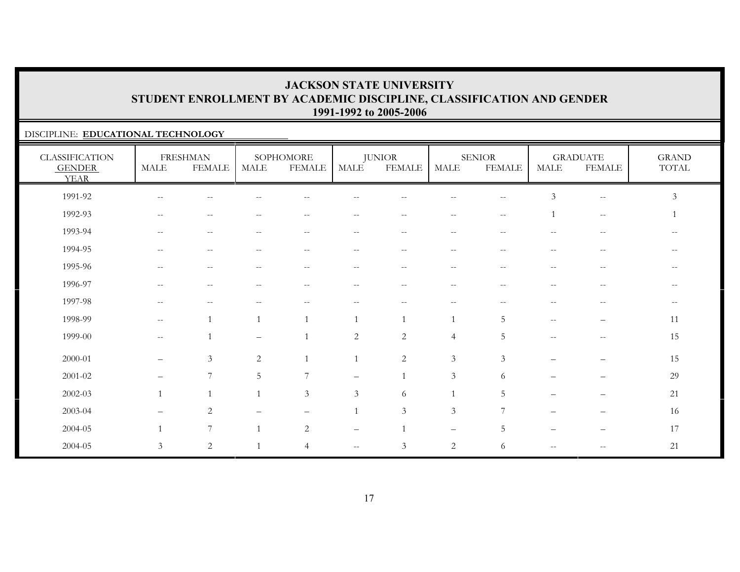# JACKSON STATE UNIVERSITY
## STUDENT ENROLLMENT BY ACADEMIC DISCIPLINE, CLASSIFICATION AND GENDER
### 1991-1992 to 2005-2006

DISCIPLINE: **EDUCATIONAL TECHNOLOGY**

| CLASSIFICATION GENDER YEAR | FRESHMAN | | SOPHOMORE | | JUNIOR | | SENIOR | | GRADUATE | | GRAND TOTAL |
|---|---|---|---|---|---|---|---|---|---|---|---|
| | MALE | FEMALE | MALE | FEMALE | MALE | FEMALE | MALE | FEMALE | MALE | FEMALE | |
| 1991-92 | -- | -- | -- | -- | -- | -- | -- | -- | 3 | -- | 3 |
| 1992-93 | -- | -- | -- | -- | -- | -- | -- | -- | 1 | -- | 1 |
| 1993-94 | -- | -- | -- | -- | -- | -- | -- | -- | -- | -- | -- |
| 1994-95 | -- | -- | -- | -- | -- | -- | -- | -- | -- | -- | -- |
| 1995-96 | -- | -- | -- | -- | -- | -- | -- | -- | -- | -- | -- |
| 1996-97 | -- | -- | -- | -- | -- | -- | -- | -- | -- | -- | -- |
| 1997-98 | -- | -- | -- | -- | -- | -- | -- | -- | -- | -- | -- |
| 1998-99 | -- | 1 | 1 | 1 | 1 | 1 | 1 | 5 | -- | – | 11 |
| 1999-00 | -- | 1 | – | 1 | 2 | 2 | 4 | 5 | -- | -- | 15 |
| 2000-01 | – | 3 | 2 | 1 | 1 | 2 | 3 | 3 | – | – | 15 |
| 2001-02 | – | 7 | 5 | 7 | – | 1 | 3 | 6 | – | – | 29 |
| 2002-03 | 1 | 1 | 1 | 3 | 3 | 6 | 1 | 5 | – | – | 21 |
| 2003-04 | – | 2 | – | – | 1 | 3 | 3 | 7 | – | – | 16 |
| 2004-05 | 1 | 7 | 1 | 2 | – | 1 | – | 5 | – | – | 17 |
| 2004-05 | 3 | 2 | 1 | 4 | -- | 3 | 2 | 6 | -- | -- | 21 |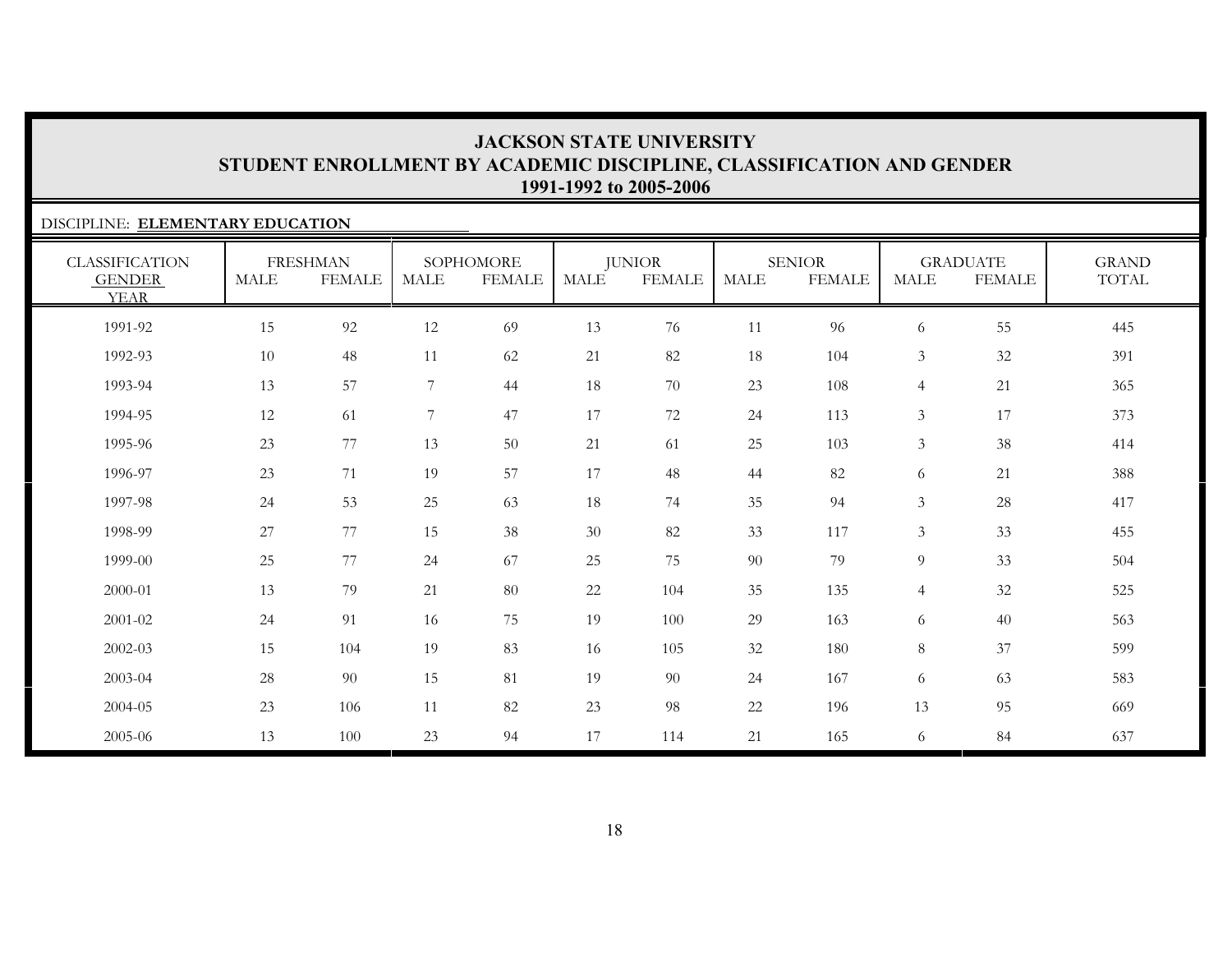# JACKSON STATE UNIVERSITY
## STUDENT ENROLLMENT BY ACADEMIC DISCIPLINE, CLASSIFICATION AND GENDER
### 1991-1992 to 2005-2006

DISCIPLINE: **ELEMENTARY EDUCATION**

| CLASSIFICATION | FRESHMAN | | SOPHOMORE | | JUNIOR | | SENIOR | | GRADUATE | | GRAND |
|---|---|---|---|---|---|---|---|---|---|---|---|
| GENDER / YEAR | MALE | FEMALE | MALE | FEMALE | MALE | FEMALE | MALE | FEMALE | MALE | FEMALE | TOTAL |
| 1991-92 | 15 | 92 | 12 | 69 | 13 | 76 | 11 | 96 | 6 | 55 | 445 |
| 1992-93 | 10 | 48 | 11 | 62 | 21 | 82 | 18 | 104 | 3 | 32 | 391 |
| 1993-94 | 13 | 57 | 7 | 44 | 18 | 70 | 23 | 108 | 4 | 21 | 365 |
| 1994-95 | 12 | 61 | 7 | 47 | 17 | 72 | 24 | 113 | 3 | 17 | 373 |
| 1995-96 | 23 | 77 | 13 | 50 | 21 | 61 | 25 | 103 | 3 | 38 | 414 |
| 1996-97 | 23 | 71 | 19 | 57 | 17 | 48 | 44 | 82 | 6 | 21 | 388 |
| 1997-98 | 24 | 53 | 25 | 63 | 18 | 74 | 35 | 94 | 3 | 28 | 417 |
| 1998-99 | 27 | 77 | 15 | 38 | 30 | 82 | 33 | 117 | 3 | 33 | 455 |
| 1999-00 | 25 | 77 | 24 | 67 | 25 | 75 | 90 | 79 | 9 | 33 | 504 |
| 2000-01 | 13 | 79 | 21 | 80 | 22 | 104 | 35 | 135 | 4 | 32 | 525 |
| 2001-02 | 24 | 91 | 16 | 75 | 19 | 100 | 29 | 163 | 6 | 40 | 563 |
| 2002-03 | 15 | 104 | 19 | 83 | 16 | 105 | 32 | 180 | 8 | 37 | 599 |
| 2003-04 | 28 | 90 | 15 | 81 | 19 | 90 | 24 | 167 | 6 | 63 | 583 |
| 2004-05 | 23 | 106 | 11 | 82 | 23 | 98 | 22 | 196 | 13 | 95 | 669 |
| 2005-06 | 13 | 100 | 23 | 94 | 17 | 114 | 21 | 165 | 6 | 84 | 637 |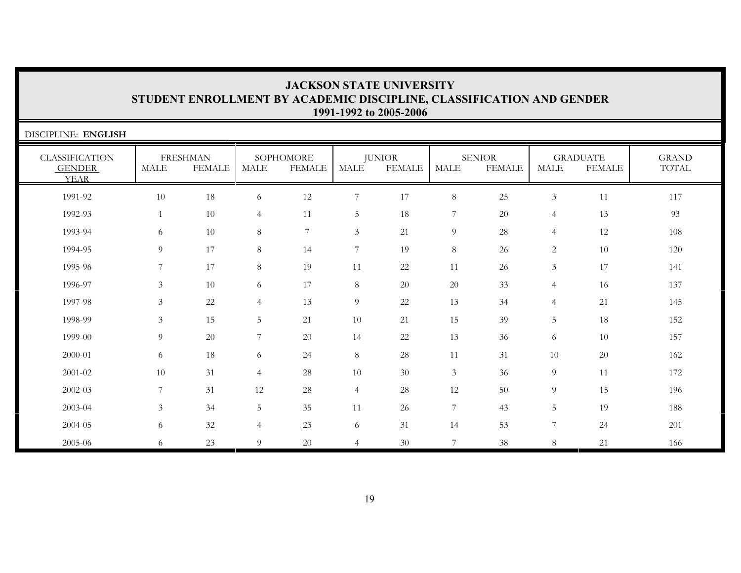# JACKSON STATE UNIVERSITY
## STUDENT ENROLLMENT BY ACADEMIC DISCIPLINE, CLASSIFICATION AND GENDER
### 1991-1992 to 2005-2006

DISCIPLINE: **ENGLISH**

| CLASSIFICATION | FRESHMAN | | SOPHOMORE | | JUNIOR | | SENIOR | | GRADUATE | | GRAND |
|---|---|---|---|---|---|---|---|---|---|---|---|
| GENDER / YEAR | MALE | FEMALE | MALE | FEMALE | MALE | FEMALE | MALE | FEMALE | MALE | FEMALE | TOTAL |
| 1991-92 | 10 | 18 | 6 | 12 | 7 | 17 | 8 | 25 | 3 | 11 | 117 |
| 1992-93 | 1 | 10 | 4 | 11 | 5 | 18 | 7 | 20 | 4 | 13 | 93 |
| 1993-94 | 6 | 10 | 8 | 7 | 3 | 21 | 9 | 28 | 4 | 12 | 108 |
| 1994-95 | 9 | 17 | 8 | 14 | 7 | 19 | 8 | 26 | 2 | 10 | 120 |
| 1995-96 | 7 | 17 | 8 | 19 | 11 | 22 | 11 | 26 | 3 | 17 | 141 |
| 1996-97 | 3 | 10 | 6 | 17 | 8 | 20 | 20 | 33 | 4 | 16 | 137 |
| 1997-98 | 3 | 22 | 4 | 13 | 9 | 22 | 13 | 34 | 4 | 21 | 145 |
| 1998-99 | 3 | 15 | 5 | 21 | 10 | 21 | 15 | 39 | 5 | 18 | 152 |
| 1999-00 | 9 | 20 | 7 | 20 | 14 | 22 | 13 | 36 | 6 | 10 | 157 |
| 2000-01 | 6 | 18 | 6 | 24 | 8 | 28 | 11 | 31 | 10 | 20 | 162 |
| 2001-02 | 10 | 31 | 4 | 28 | 10 | 30 | 3 | 36 | 9 | 11 | 172 |
| 2002-03 | 7 | 31 | 12 | 28 | 4 | 28 | 12 | 50 | 9 | 15 | 196 |
| 2003-04 | 3 | 34 | 5 | 35 | 11 | 26 | 7 | 43 | 5 | 19 | 188 |
| 2004-05 | 6 | 32 | 4 | 23 | 6 | 31 | 14 | 53 | 7 | 24 | 201 |
| 2005-06 | 6 | 23 | 9 | 20 | 4 | 30 | 7 | 38 | 8 | 21 | 166 |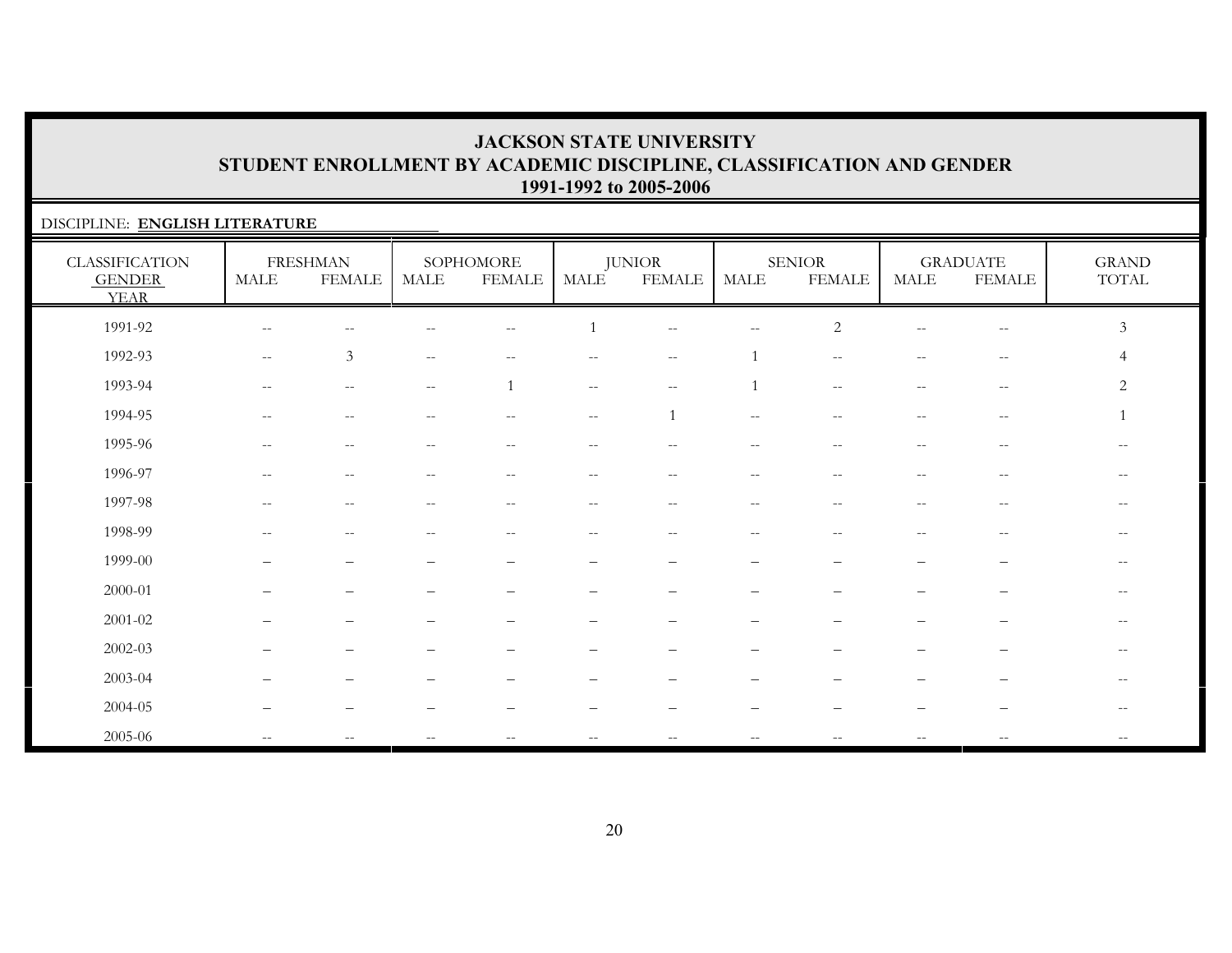# JACKSON STATE UNIVERSITY
## STUDENT ENROLLMENT BY ACADEMIC DISCIPLINE, CLASSIFICATION AND GENDER
### 1991-1992 to 2005-2006

DISCIPLINE: **ENGLISH LITERATURE**

| CLASSIFICATION GENDER YEAR | FRESHMAN | | SOPHOMORE | | JUNIOR | | SENIOR | | GRADUATE | | GRAND TOTAL |
|---|---|---|---|---|---|---|---|---|---|---|---|
| | MALE | FEMALE | MALE | FEMALE | MALE | FEMALE | MALE | FEMALE | MALE | FEMALE | |
| 1991-92 | -- | -- | -- | -- | 1 | -- | -- | 2 | -- | -- | 3 |
| 1992-93 | -- | 3 | -- | -- | -- | -- | 1 | -- | -- | -- | 4 |
| 1993-94 | -- | -- | -- | 1 | -- | -- | 1 | -- | -- | -- | 2 |
| 1994-95 | -- | -- | -- | -- | -- | 1 | -- | -- | -- | -- | 1 |
| 1995-96 | -- | -- | -- | -- | -- | -- | -- | -- | -- | -- | -- |
| 1996-97 | -- | -- | -- | -- | -- | -- | -- | -- | -- | -- | -- |
| 1997-98 | -- | -- | -- | -- | -- | -- | -- | -- | -- | -- | -- |
| 1998-99 | -- | -- | -- | -- | -- | -- | -- | -- | -- | -- | -- |
| 1999-00 | – | – | – | – | – | – | – | – | – | – | -- |
| 2000-01 | – | – | – | – | – | – | – | – | – | – | -- |
| 2001-02 | – | – | – | – | – | – | – | – | – | – | -- |
| 2002-03 | – | – | – | – | – | – | – | – | – | – | -- |
| 2003-04 | – | – | – | – | – | – | – | – | – | – | -- |
| 2004-05 | – | – | – | – | – | – | – | – | – | – | -- |
| 2005-06 | -- | -- | -- | -- | -- | -- | -- | -- | -- | -- | -- |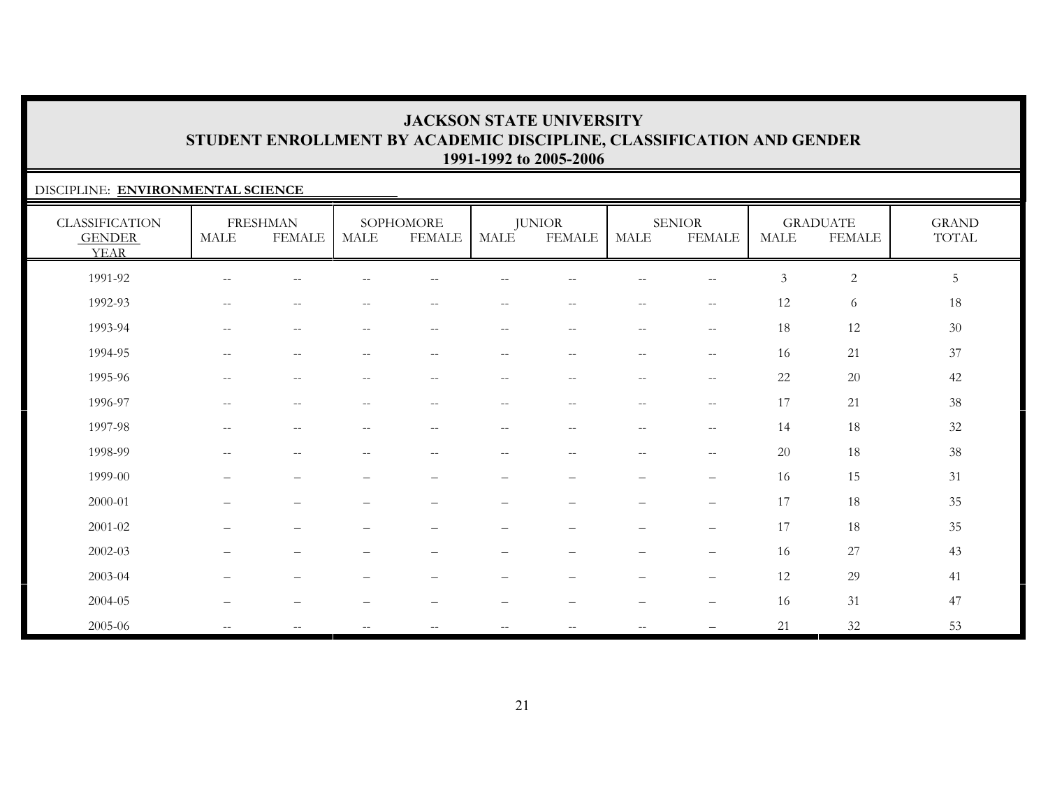# JACKSON STATE UNIVERSITY
## STUDENT ENROLLMENT BY ACADEMIC DISCIPLINE, CLASSIFICATION AND GENDER
### 1991-1992 to 2005-2006

DISCIPLINE: **ENVIRONMENTAL SCIENCE**

| CLASSIFICATION | FRESHMAN | | SOPHOMORE | | JUNIOR | | SENIOR | | GRADUATE | | GRAND |
|---|---|---|---|---|---|---|---|---|---|---|---|
| GENDER / YEAR | MALE | FEMALE | MALE | FEMALE | MALE | FEMALE | MALE | FEMALE | MALE | FEMALE | TOTAL |
| 1991-92 | -- | -- | -- | -- | -- | -- | -- | -- | 3 | 2 | 5 |
| 1992-93 | -- | -- | -- | -- | -- | -- | -- | -- | 12 | 6 | 18 |
| 1993-94 | -- | -- | -- | -- | -- | -- | -- | -- | 18 | 12 | 30 |
| 1994-95 | -- | -- | -- | -- | -- | -- | -- | -- | 16 | 21 | 37 |
| 1995-96 | -- | -- | -- | -- | -- | -- | -- | -- | 22 | 20 | 42 |
| 1996-97 | -- | -- | -- | -- | -- | -- | -- | -- | 17 | 21 | 38 |
| 1997-98 | -- | -- | -- | -- | -- | -- | -- | -- | 14 | 18 | 32 |
| 1998-99 | -- | -- | -- | -- | -- | -- | -- | -- | 20 | 18 | 38 |
| 1999-00 | – | – | – | – | – | – | – | – | 16 | 15 | 31 |
| 2000-01 | – | – | – | – | – | – | – | – | 17 | 18 | 35 |
| 2001-02 | – | – | – | – | – | – | – | – | 17 | 18 | 35 |
| 2002-03 | – | – | – | – | – | – | – | – | 16 | 27 | 43 |
| 2003-04 | – | – | – | – | – | – | – | – | 12 | 29 | 41 |
| 2004-05 | – | – | – | – | – | – | – | – | 16 | 31 | 47 |
| 2005-06 | -- | -- | -- | -- | -- | -- | -- | – | 21 | 32 | 53 |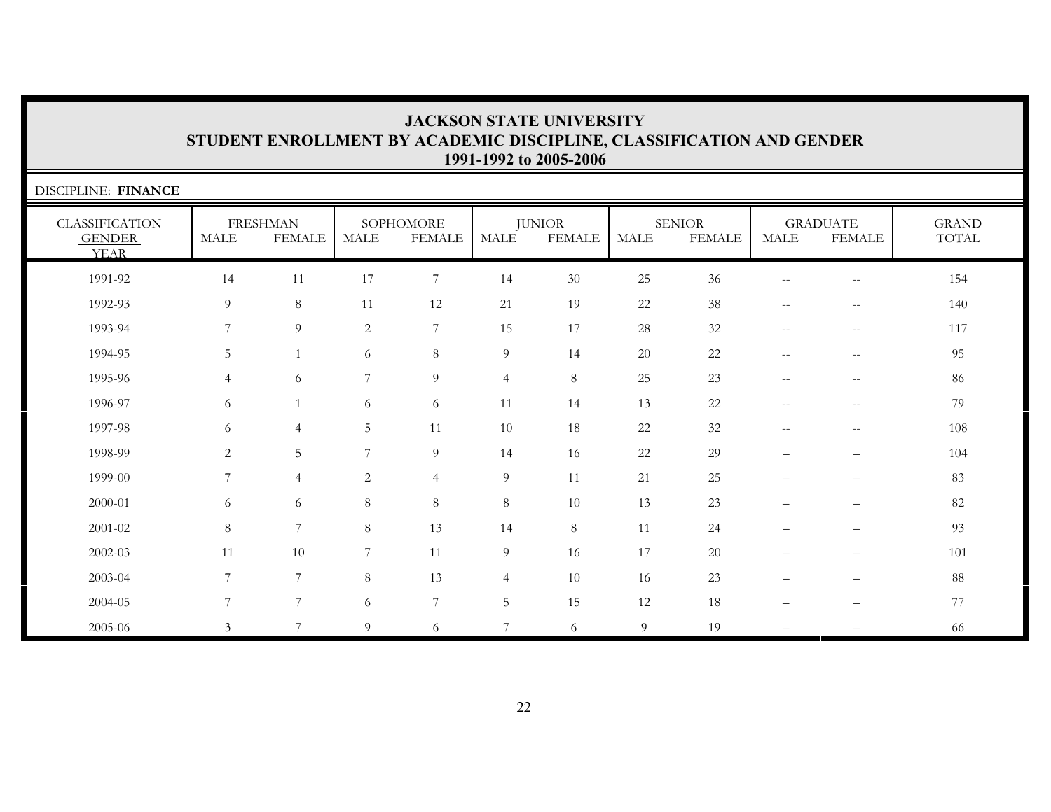# JACKSON STATE UNIVERSITY
## STUDENT ENROLLMENT BY ACADEMIC DISCIPLINE, CLASSIFICATION AND GENDER
### 1991-1992 to 2005-2006

DISCIPLINE: **FINANCE**

| CLASSIFICATION GENDER YEAR | FRESHMAN | | SOPHOMORE | | JUNIOR | | SENIOR | | GRADUATE | | GRAND TOTAL |
|---|---|---|---|---|---|---|---|---|---|---|---|
| | MALE | FEMALE | MALE | FEMALE | MALE | FEMALE | MALE | FEMALE | MALE | FEMALE | |
| 1991-92 | 14 | 11 | 17 | 7 | 14 | 30 | 25 | 36 | -- | -- | 154 |
| 1992-93 | 9 | 8 | 11 | 12 | 21 | 19 | 22 | 38 | -- | -- | 140 |
| 1993-94 | 7 | 9 | 2 | 7 | 15 | 17 | 28 | 32 | -- | -- | 117 |
| 1994-95 | 5 | 1 | 6 | 8 | 9 | 14 | 20 | 22 | -- | -- | 95 |
| 1995-96 | 4 | 6 | 7 | 9 | 4 | 8 | 25 | 23 | -- | -- | 86 |
| 1996-97 | 6 | 1 | 6 | 6 | 11 | 14 | 13 | 22 | -- | -- | 79 |
| 1997-98 | 6 | 4 | 5 | 11 | 10 | 18 | 22 | 32 | -- | -- | 108 |
| 1998-99 | 2 | 5 | 7 | 9 | 14 | 16 | 22 | 29 | – | – | 104 |
| 1999-00 | 7 | 4 | 2 | 4 | 9 | 11 | 21 | 25 | – | – | 83 |
| 2000-01 | 6 | 6 | 8 | 8 | 8 | 10 | 13 | 23 | – | – | 82 |
| 2001-02 | 8 | 7 | 8 | 13 | 14 | 8 | 11 | 24 | – | – | 93 |
| 2002-03 | 11 | 10 | 7 | 11 | 9 | 16 | 17 | 20 | – | – | 101 |
| 2003-04 | 7 | 7 | 8 | 13 | 4 | 10 | 16 | 23 | – | – | 88 |
| 2004-05 | 7 | 7 | 6 | 7 | 5 | 15 | 12 | 18 | – | – | 77 |
| 2005-06 | 3 | 7 | 9 | 6 | 7 | 6 | 9 | 19 | – | – | 66 |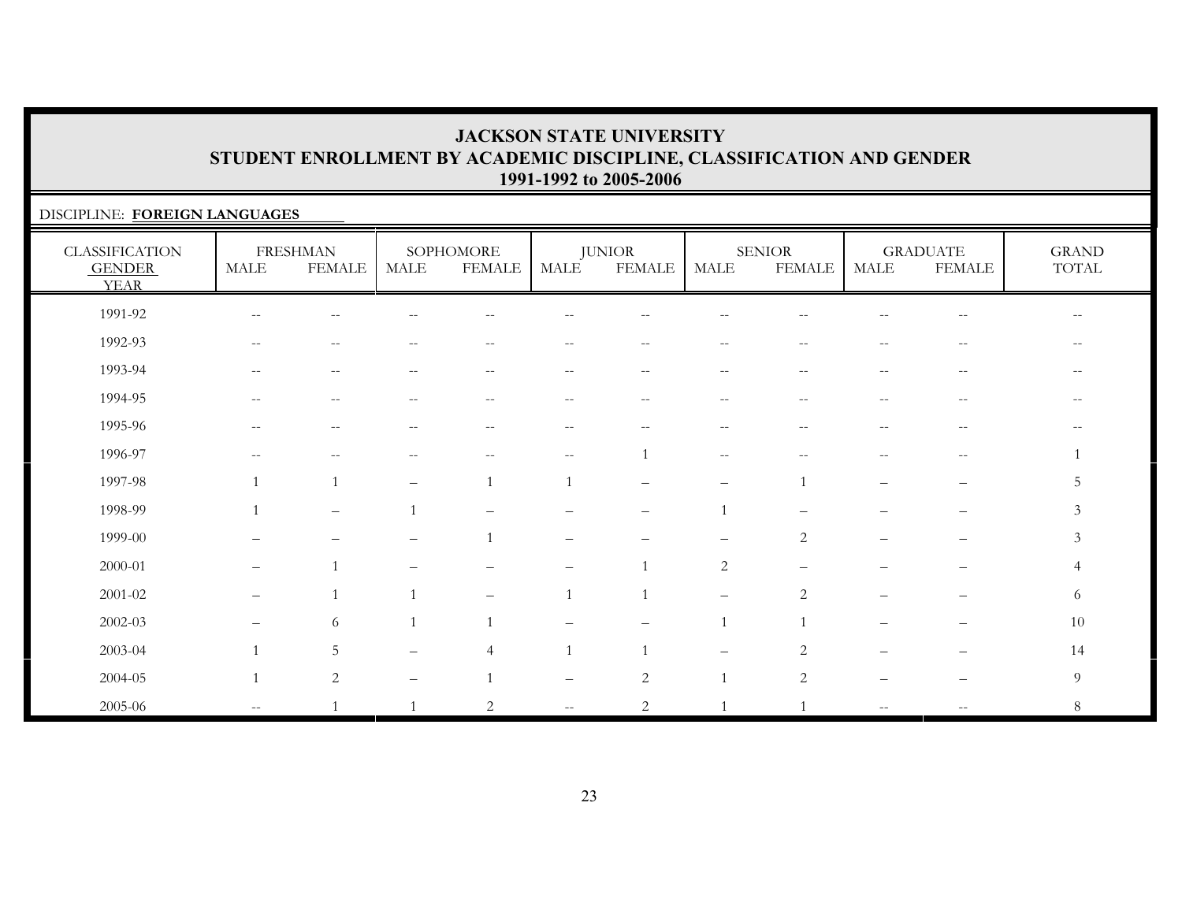# JACKSON STATE UNIVERSITY
## STUDENT ENROLLMENT BY ACADEMIC DISCIPLINE, CLASSIFICATION AND GENDER
### 1991-1992 to 2005-2006

DISCIPLINE: **FOREIGN LANGUAGES**

| CLASSIFICATION GENDER YEAR | FRESHMAN | | SOPHOMORE | | JUNIOR | | SENIOR | | GRADUATE | | GRAND TOTAL |
|---|---|---|---|---|---|---|---|---|---|---|---|
| | MALE | FEMALE | MALE | FEMALE | MALE | FEMALE | MALE | FEMALE | MALE | FEMALE | |
| 1991-92 | -- | -- | -- | -- | -- | -- | -- | -- | -- | -- | -- |
| 1992-93 | -- | -- | -- | -- | -- | -- | -- | -- | -- | -- | -- |
| 1993-94 | -- | -- | -- | -- | -- | -- | -- | -- | -- | -- | -- |
| 1994-95 | -- | -- | -- | -- | -- | -- | -- | -- | -- | -- | -- |
| 1995-96 | -- | -- | -- | -- | -- | -- | -- | -- | -- | -- | -- |
| 1996-97 | -- | -- | -- | -- | -- | 1 | -- | -- | -- | -- | 1 |
| 1997-98 | 1 | 1 | – | 1 | 1 | – | – | 1 | – | – | 5 |
| 1998-99 | 1 | – | 1 | – | – | – | 1 | – | – | – | 3 |
| 1999-00 | – | – | – | 1 | – | – | – | 2 | – | – | 3 |
| 2000-01 | – | 1 | – | – | – | 1 | 2 | – | – | – | 4 |
| 2001-02 | – | 1 | 1 | – | 1 | 1 | – | 2 | – | – | 6 |
| 2002-03 | – | 6 | 1 | 1 | – | – | 1 | 1 | – | – | 10 |
| 2003-04 | 1 | 5 | – | 4 | 1 | 1 | – | 2 | – | – | 14 |
| 2004-05 | 1 | 2 | – | 1 | – | 2 | 1 | 2 | – | – | 9 |
| 2005-06 | -- | 1 | 1 | 2 | -- | 2 | 1 | 1 | -- | -- | 8 |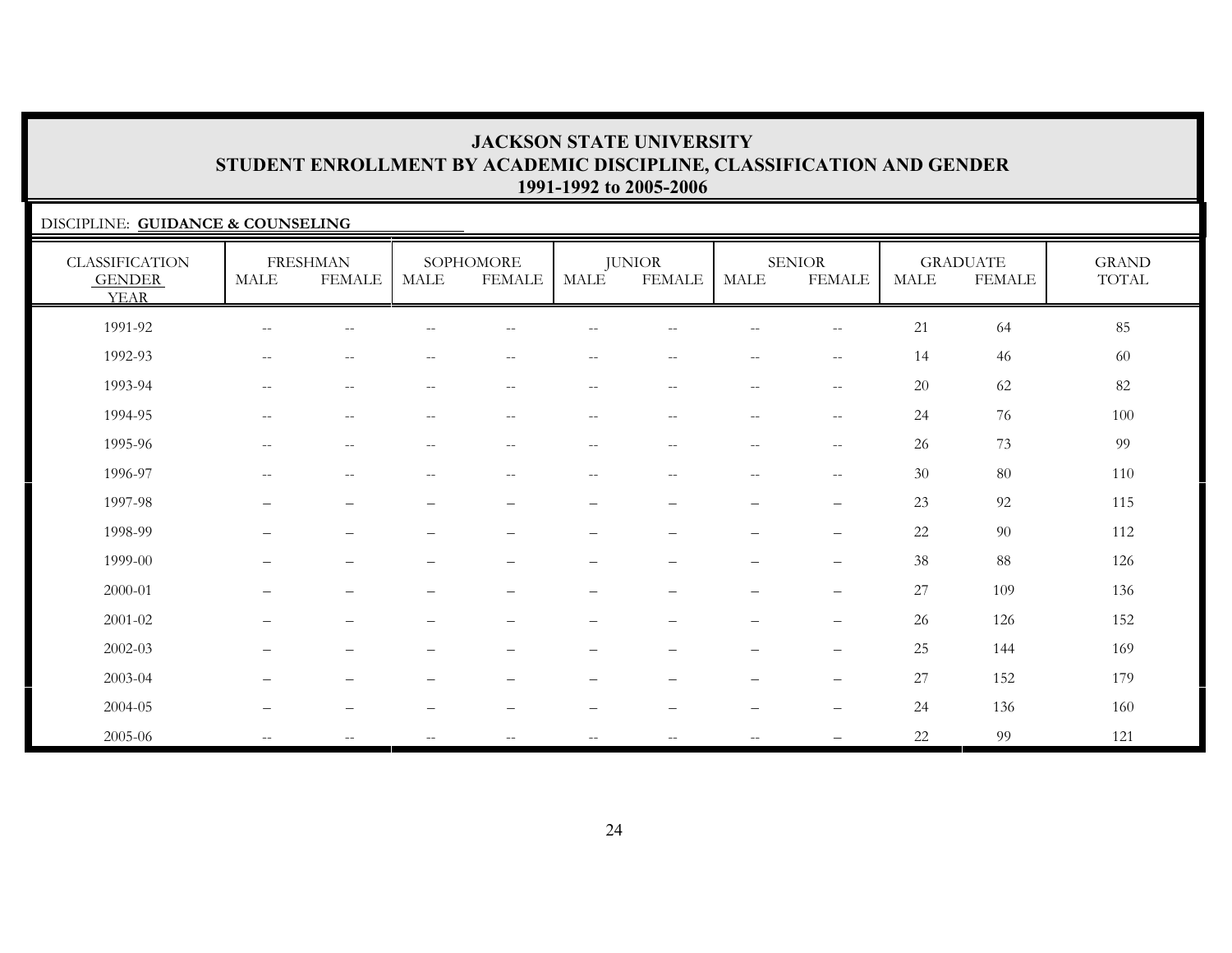# JACKSON STATE UNIVERSITY
## STUDENT ENROLLMENT BY ACADEMIC DISCIPLINE, CLASSIFICATION AND GENDER
### 1991-1992 to 2005-2006

DISCIPLINE: **GUIDANCE & COUNSELING**

| CLASSIFICATION GENDER YEAR | FRESHMAN | | SOPHOMORE | | JUNIOR | | SENIOR | | GRADUATE | | GRAND TOTAL |
|---|---|---|---|---|---|---|---|---|---|---|---|
| | MALE | FEMALE | MALE | FEMALE | MALE | FEMALE | MALE | FEMALE | MALE | FEMALE | |
| 1991-92 | -- | -- | -- | -- | -- | -- | -- | -- | 21 | 64 | 85 |
| 1992-93 | -- | -- | -- | -- | -- | -- | -- | -- | 14 | 46 | 60 |
| 1993-94 | -- | -- | -- | -- | -- | -- | -- | -- | 20 | 62 | 82 |
| 1994-95 | -- | -- | -- | -- | -- | -- | -- | -- | 24 | 76 | 100 |
| 1995-96 | -- | -- | -- | -- | -- | -- | -- | -- | 26 | 73 | 99 |
| 1996-97 | -- | -- | -- | -- | -- | -- | -- | -- | 30 | 80 | 110 |
| 1997-98 | – | – | – | – | – | – | – | – | 23 | 92 | 115 |
| 1998-99 | – | – | – | – | – | – | – | – | 22 | 90 | 112 |
| 1999-00 | – | – | – | – | – | – | – | – | 38 | 88 | 126 |
| 2000-01 | – | – | – | – | – | – | – | – | 27 | 109 | 136 |
| 2001-02 | – | – | – | – | – | – | – | – | 26 | 126 | 152 |
| 2002-03 | – | – | – | – | – | – | – | – | 25 | 144 | 169 |
| 2003-04 | – | – | – | – | – | – | – | – | 27 | 152 | 179 |
| 2004-05 | – | – | – | – | – | – | – | – | 24 | 136 | 160 |
| 2005-06 | -- | -- | -- | -- | -- | -- | -- | – | 22 | 99 | 121 |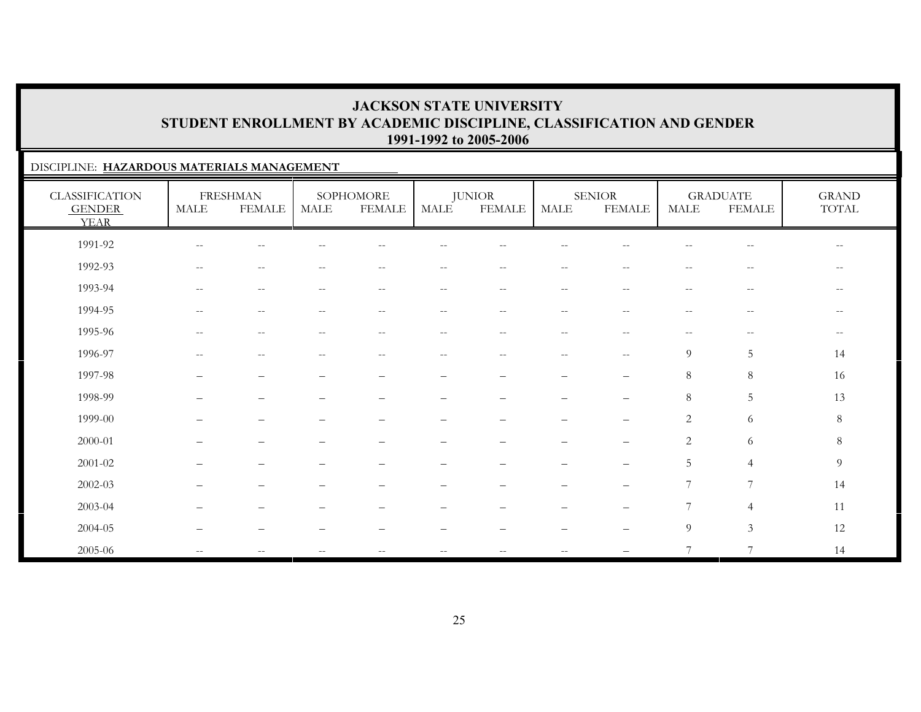# JACKSON STATE UNIVERSITY
## STUDENT ENROLLMENT BY ACADEMIC DISCIPLINE, CLASSIFICATION AND GENDER
### 1991-1992 to 2005-2006

DISCIPLINE: **HAZARDOUS MATERIALS MANAGEMENT**

| CLASSIFICATION GENDER YEAR | FRESHMAN | | SOPHOMORE | | JUNIOR | | SENIOR | | GRADUATE | | GRAND TOTAL |
|---|---|---|---|---|---|---|---|---|---|---|---|
| | MALE | FEMALE | MALE | FEMALE | MALE | FEMALE | MALE | FEMALE | MALE | FEMALE | |
| 1991-92 | -- | -- | -- | -- | -- | -- | -- | -- | -- | -- | -- |
| 1992-93 | -- | -- | -- | -- | -- | -- | -- | -- | -- | -- | -- |
| 1993-94 | -- | -- | -- | -- | -- | -- | -- | -- | -- | -- | -- |
| 1994-95 | -- | -- | -- | -- | -- | -- | -- | -- | -- | -- | -- |
| 1995-96 | -- | -- | -- | -- | -- | -- | -- | -- | -- | -- | -- |
| 1996-97 | -- | -- | -- | -- | -- | -- | -- | -- | 9 | 5 | 14 |
| 1997-98 | – | – | – | – | – | – | – | – | 8 | 8 | 16 |
| 1998-99 | – | – | – | – | – | – | – | – | 8 | 5 | 13 |
| 1999-00 | – | – | – | – | – | – | – | – | 2 | 6 | 8 |
| 2000-01 | – | – | – | – | – | – | – | – | 2 | 6 | 8 |
| 2001-02 | – | – | – | – | – | – | – | – | 5 | 4 | 9 |
| 2002-03 | – | – | – | – | – | – | – | – | 7 | 7 | 14 |
| 2003-04 | – | – | – | – | – | – | – | – | 7 | 4 | 11 |
| 2004-05 | – | – | – | – | – | – | – | – | 9 | 3 | 12 |
| 2005-06 | -- | -- | -- | -- | -- | -- | -- | – | 7 | 7 | 14 |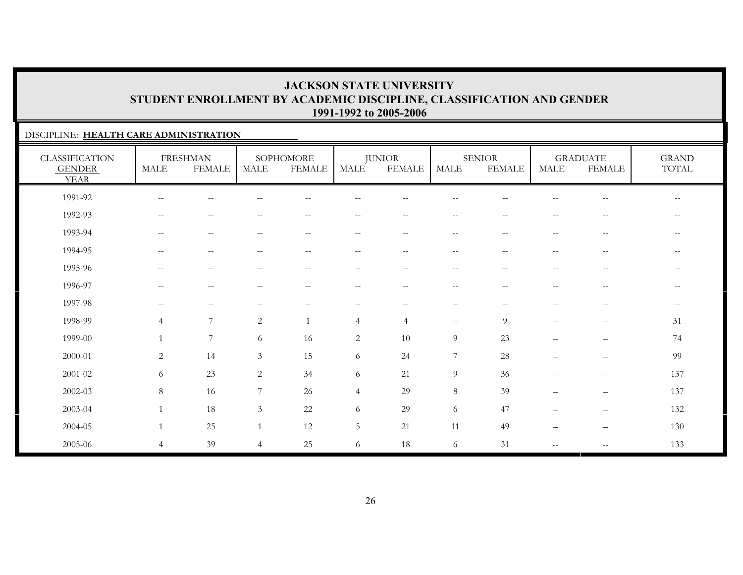# JACKSON STATE UNIVERSITY
## STUDENT ENROLLMENT BY ACADEMIC DISCIPLINE, CLASSIFICATION AND GENDER
### 1991-1992 to 2005-2006

DISCIPLINE: **HEALTH CARE ADMINISTRATION**

| CLASSIFICATION GENDER YEAR | FRESHMAN | | SOPHOMORE | | JUNIOR | | SENIOR | | GRADUATE | | GRAND TOTAL |
|---|---|---|---|---|---|---|---|---|---|---|---|
| | MALE | FEMALE | MALE | FEMALE | MALE | FEMALE | MALE | FEMALE | MALE | FEMALE | |
| 1991-92 | -- | -- | -- | -- | -- | -- | -- | -- | -- | -- | -- |
| 1992-93 | -- | -- | -- | -- | -- | -- | -- | -- | -- | -- | -- |
| 1993-94 | -- | -- | -- | -- | -- | -- | -- | -- | -- | -- | -- |
| 1994-95 | -- | -- | -- | -- | -- | -- | -- | -- | -- | -- | -- |
| 1995-96 | -- | -- | -- | -- | -- | -- | -- | -- | -- | -- | -- |
| 1996-97 | -- | -- | -- | -- | -- | -- | -- | -- | -- | -- | -- |
| 1997-98 | – | – | – | – | – | – | – | – | -- | -- | -- |
| 1998-99 | 4 | 7 | 2 | 1 | 4 | 4 | – | 9 | -- | – | 31 |
| 1999-00 | 1 | 7 | 6 | 16 | 2 | 10 | 9 | 23 | – | – | 74 |
| 2000-01 | 2 | 14 | 3 | 15 | 6 | 24 | 7 | 28 | – | – | 99 |
| 2001-02 | 6 | 23 | 2 | 34 | 6 | 21 | 9 | 36 | – | – | 137 |
| 2002-03 | 8 | 16 | 7 | 26 | 4 | 29 | 8 | 39 | – | – | 137 |
| 2003-04 | 1 | 18 | 3 | 22 | 6 | 29 | 6 | 47 | – | – | 132 |
| 2004-05 | 1 | 25 | 1 | 12 | 5 | 21 | 11 | 49 | – | – | 130 |
| 2005-06 | 4 | 39 | 4 | 25 | 6 | 18 | 6 | 31 | -- | -- | 133 |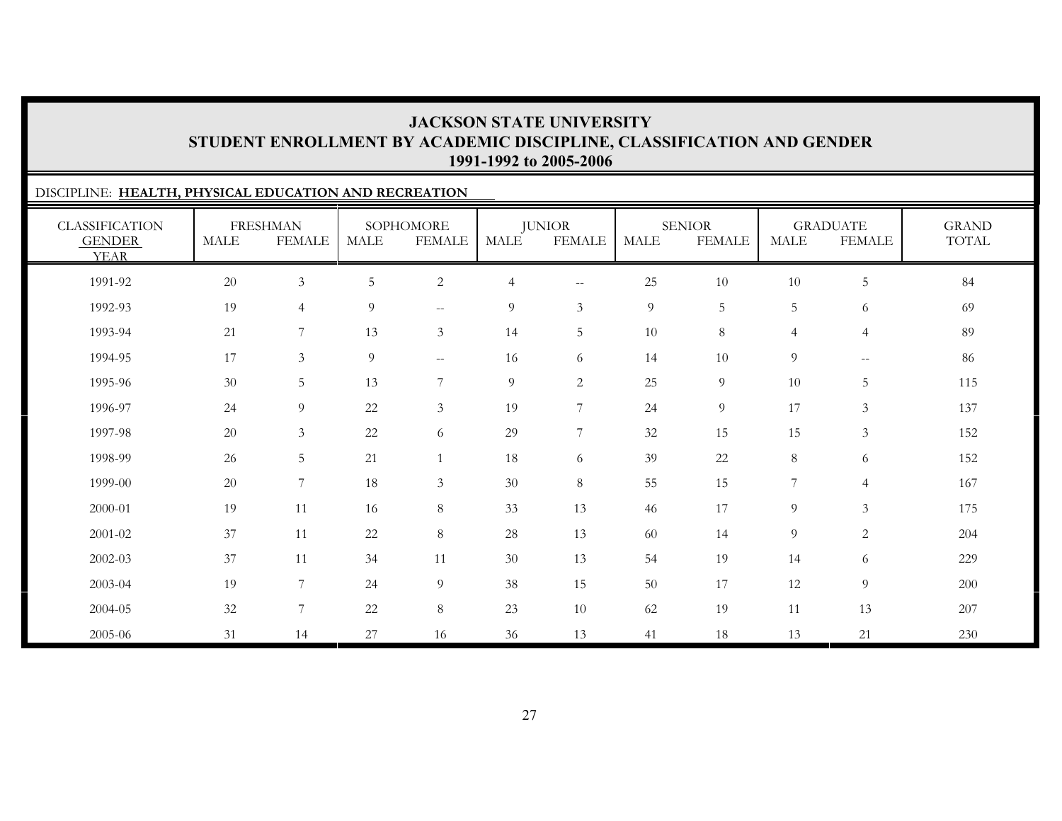# JACKSON STATE UNIVERSITY
## STUDENT ENROLLMENT BY ACADEMIC DISCIPLINE, CLASSIFICATION AND GENDER
### 1991-1992 to 2005-2006

DISCIPLINE: **HEALTH, PHYSICAL EDUCATION AND RECREATION**

| CLASSIFICATION GENDER YEAR | FRESHMAN | | SOPHOMORE | | JUNIOR | | SENIOR | | GRADUATE | | GRAND TOTAL |
|---|---|---|---|---|---|---|---|---|---|---|---|
| | MALE | FEMALE | MALE | FEMALE | MALE | FEMALE | MALE | FEMALE | MALE | FEMALE | |
| 1991-92 | 20 | 3 | 5 | 2 | 4 | -- | 25 | 10 | 10 | 5 | 84 |
| 1992-93 | 19 | 4 | 9 | -- | 9 | 3 | 9 | 5 | 5 | 6 | 69 |
| 1993-94 | 21 | 7 | 13 | 3 | 14 | 5 | 10 | 8 | 4 | 4 | 89 |
| 1994-95 | 17 | 3 | 9 | -- | 16 | 6 | 14 | 10 | 9 | -- | 86 |
| 1995-96 | 30 | 5 | 13 | 7 | 9 | 2 | 25 | 9 | 10 | 5 | 115 |
| 1996-97 | 24 | 9 | 22 | 3 | 19 | 7 | 24 | 9 | 17 | 3 | 137 |
| 1997-98 | 20 | 3 | 22 | 6 | 29 | 7 | 32 | 15 | 15 | 3 | 152 |
| 1998-99 | 26 | 5 | 21 | 1 | 18 | 6 | 39 | 22 | 8 | 6 | 152 |
| 1999-00 | 20 | 7 | 18 | 3 | 30 | 8 | 55 | 15 | 7 | 4 | 167 |
| 2000-01 | 19 | 11 | 16 | 8 | 33 | 13 | 46 | 17 | 9 | 3 | 175 |
| 2001-02 | 37 | 11 | 22 | 8 | 28 | 13 | 60 | 14 | 9 | 2 | 204 |
| 2002-03 | 37 | 11 | 34 | 11 | 30 | 13 | 54 | 19 | 14 | 6 | 229 |
| 2003-04 | 19 | 7 | 24 | 9 | 38 | 15 | 50 | 17 | 12 | 9 | 200 |
| 2004-05 | 32 | 7 | 22 | 8 | 23 | 10 | 62 | 19 | 11 | 13 | 207 |
| 2005-06 | 31 | 14 | 27 | 16 | 36 | 13 | 41 | 18 | 13 | 21 | 230 |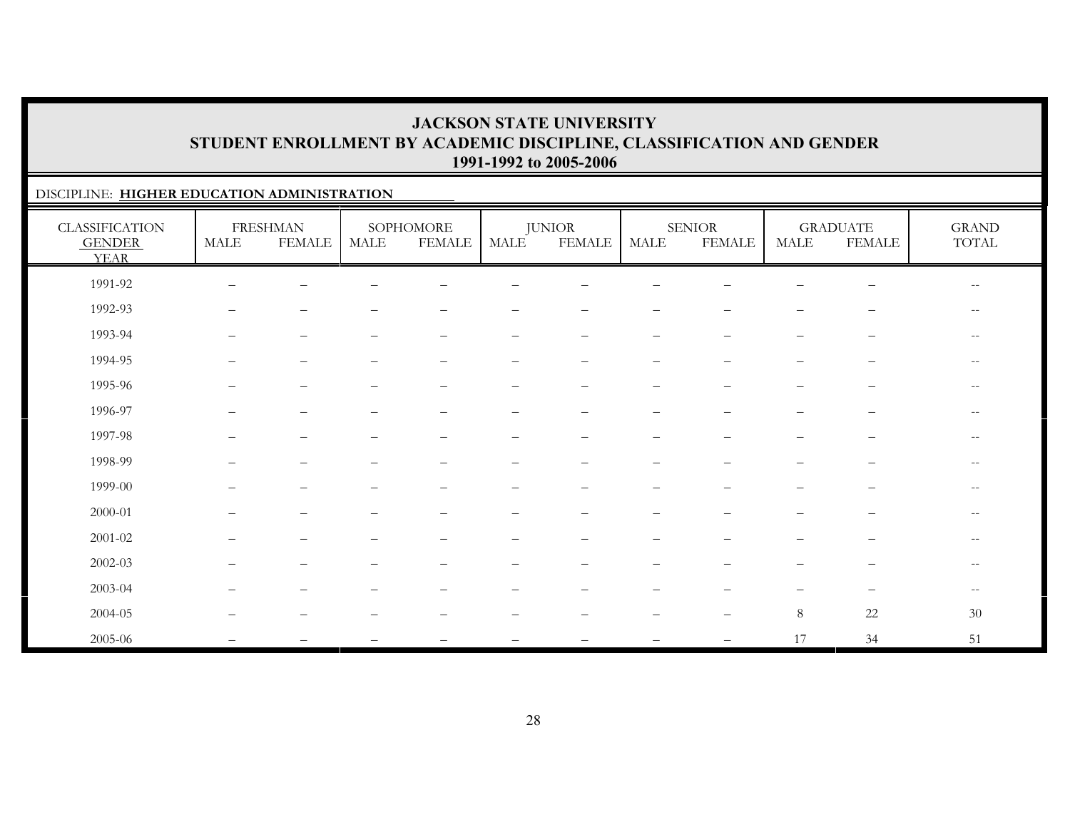# JACKSON STATE UNIVERSITY
## STUDENT ENROLLMENT BY ACADEMIC DISCIPLINE, CLASSIFICATION AND GENDER
### 1991-1992 to 2005-2006

DISCIPLINE: **HIGHER EDUCATION ADMINISTRATION**

| CLASSIFICATION GENDER YEAR | FRESHMAN | | SOPHOMORE | | JUNIOR | | SENIOR | | GRADUATE | | GRAND TOTAL |
|---|---|---|---|---|---|---|---|---|---|---|---|
| | MALE | FEMALE | MALE | FEMALE | MALE | FEMALE | MALE | FEMALE | MALE | FEMALE | |
| 1991-92 | – | – | – | – | – | – | – | – | – | – | -- |
| 1992-93 | – | – | – | – | – | – | – | – | – | – | -- |
| 1993-94 | – | – | – | – | – | – | – | – | – | – | -- |
| 1994-95 | – | – | – | – | – | – | – | – | – | – | -- |
| 1995-96 | – | – | – | – | – | – | – | – | – | – | -- |
| 1996-97 | – | – | – | – | – | – | – | – | – | – | -- |
| 1997-98 | – | – | – | – | – | – | – | – | – | – | -- |
| 1998-99 | – | – | – | – | – | – | – | – | – | – | -- |
| 1999-00 | – | – | – | – | – | – | – | – | – | – | -- |
| 2000-01 | – | – | – | – | – | – | – | – | – | – | -- |
| 2001-02 | – | – | – | – | – | – | – | – | – | – | -- |
| 2002-03 | – | – | – | – | – | – | – | – | – | – | -- |
| 2003-04 | – | – | – | – | – | – | – | – | – | – | -- |
| 2004-05 | – | – | – | – | – | – | – | – | 8 | 22 | 30 |
| 2005-06 | – | – | – | – | – | – | – | – | 17 | 34 | 51 |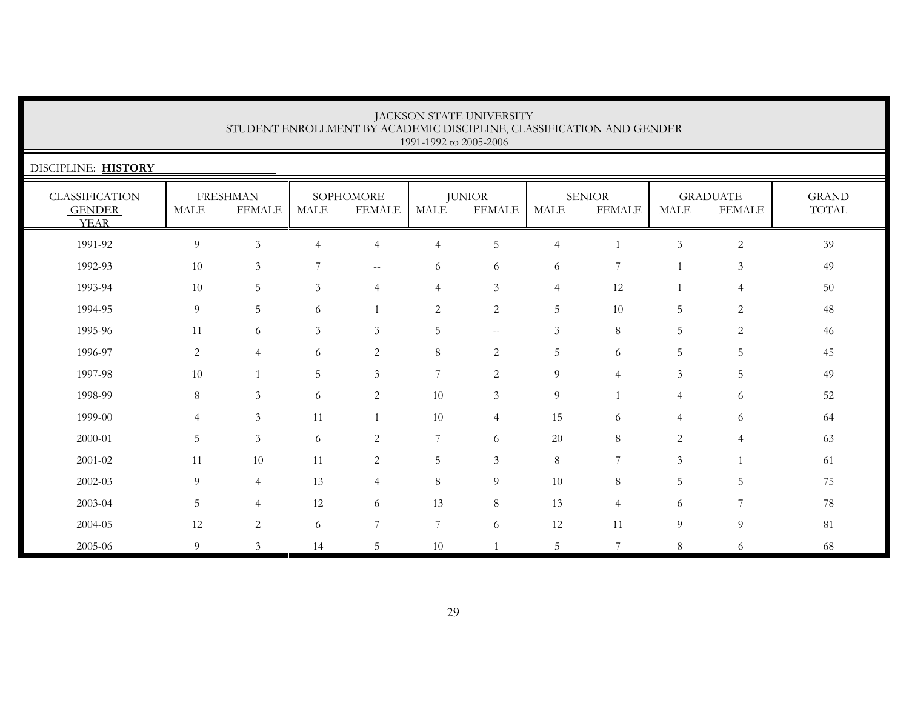JACKSON STATE UNIVERSITY
STUDENT ENROLLMENT BY ACADEMIC DISCIPLINE, CLASSIFICATION AND GENDER
1991-1992 to 2005-2006

DISCIPLINE: **HISTORY**

| CLASSIFICATION GENDER YEAR | FRESHMAN | | SOPHOMORE | | JUNIOR | | SENIOR | | GRADUATE | | GRAND TOTAL |
|---|---|---|---|---|---|---|---|---|---|---|---|
| | MALE | FEMALE | MALE | FEMALE | MALE | FEMALE | MALE | FEMALE | MALE | FEMALE | |
| 1991-92 | 9 | 3 | 4 | 4 | 4 | 5 | 4 | 1 | 3 | 2 | 39 |
| 1992-93 | 10 | 3 | 7 | -- | 6 | 6 | 6 | 7 | 1 | 3 | 49 |
| 1993-94 | 10 | 5 | 3 | 4 | 4 | 3 | 4 | 12 | 1 | 4 | 50 |
| 1994-95 | 9 | 5 | 6 | 1 | 2 | 2 | 5 | 10 | 5 | 2 | 48 |
| 1995-96 | 11 | 6 | 3 | 3 | 5 | -- | 3 | 8 | 5 | 2 | 46 |
| 1996-97 | 2 | 4 | 6 | 2 | 8 | 2 | 5 | 6 | 5 | 5 | 45 |
| 1997-98 | 10 | 1 | 5 | 3 | 7 | 2 | 9 | 4 | 3 | 5 | 49 |
| 1998-99 | 8 | 3 | 6 | 2 | 10 | 3 | 9 | 1 | 4 | 6 | 52 |
| 1999-00 | 4 | 3 | 11 | 1 | 10 | 4 | 15 | 6 | 4 | 6 | 64 |
| 2000-01 | 5 | 3 | 6 | 2 | 7 | 6 | 20 | 8 | 2 | 4 | 63 |
| 2001-02 | 11 | 10 | 11 | 2 | 5 | 3 | 8 | 7 | 3 | 1 | 61 |
| 2002-03 | 9 | 4 | 13 | 4 | 8 | 9 | 10 | 8 | 5 | 5 | 75 |
| 2003-04 | 5 | 4 | 12 | 6 | 13 | 8 | 13 | 4 | 6 | 7 | 78 |
| 2004-05 | 12 | 2 | 6 | 7 | 7 | 6 | 12 | 11 | 9 | 9 | 81 |
| 2005-06 | 9 | 3 | 14 | 5 | 10 | 1 | 5 | 7 | 8 | 6 | 68 |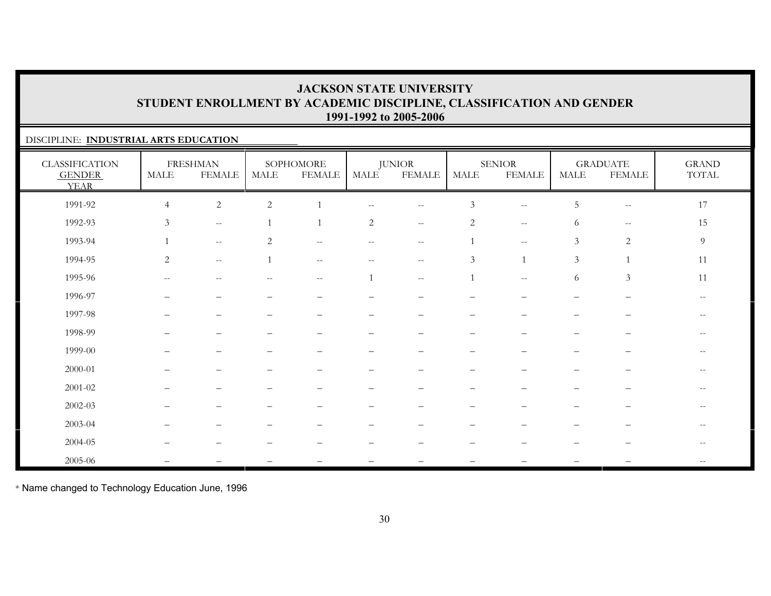# JACKSON STATE UNIVERSITY
## STUDENT ENROLLMENT BY ACADEMIC DISCIPLINE, CLASSIFICATION AND GENDER
### 1991-1992 to 2005-2006

DISCIPLINE: **INDUSTRIAL ARTS EDUCATION**

| CLASSIFICATION GENDER YEAR | FRESHMAN | | SOPHOMORE | | JUNIOR | | SENIOR | | GRADUATE | | GRAND TOTAL |
|---|---|---|---|---|---|---|---|---|---|---|---|
| | MALE | FEMALE | MALE | FEMALE | MALE | FEMALE | MALE | FEMALE | MALE | FEMALE | |
| 1991-92 | 4 | 2 | 2 | 1 | -- | -- | 3 | -- | 5 | -- | 17 |
| 1992-93 | 3 | -- | 1 | 1 | 2 | -- | 2 | -- | 6 | -- | 15 |
| 1993-94 | 1 | -- | 2 | -- | -- | -- | 1 | -- | 3 | 2 | 9 |
| 1994-95 | 2 | -- | 1 | -- | -- | -- | 3 | 1 | 3 | 1 | 11 |
| 1995-96 | -- | -- | -- | -- | 1 | -- | 1 | -- | 6 | 3 | 11 |
| 1996-97 | – | – | – | – | – | – | – | – | – | – | -- |
| 1997-98 | – | – | – | – | – | – | – | – | – | – | -- |
| 1998-99 | – | – | – | – | – | – | – | – | – | – | -- |
| 1999-00 | – | – | – | – | – | – | – | – | – | – | -- |
| 2000-01 | – | – | – | – | – | – | – | – | – | – | -- |
| 2001-02 | – | – | – | – | – | – | – | – | – | – | -- |
| 2002-03 | – | – | – | – | – | – | – | – | – | – | -- |
| 2003-04 | – | – | – | – | – | – | – | – | – | – | -- |
| 2004-05 | – | – | – | – | – | – | – | – | – | – | -- |
| 2005-06 | – | – | – | – | – | – | – | – | – | – | -- |

* Name changed to Technology Education June, 1996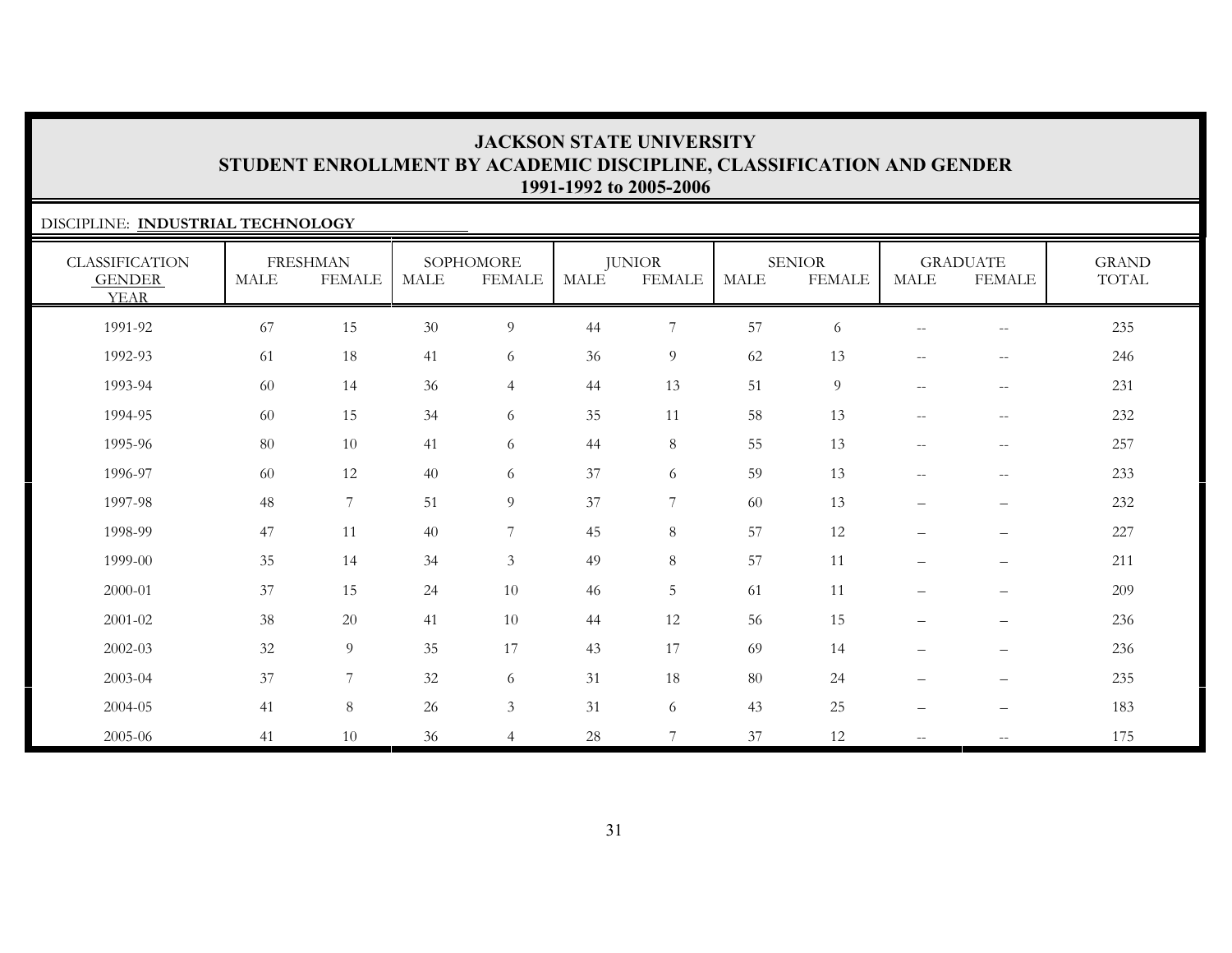# JACKSON STATE UNIVERSITY
## STUDENT ENROLLMENT BY ACADEMIC DISCIPLINE, CLASSIFICATION AND GENDER
### 1991-1992 to 2005-2006

DISCIPLINE: **INDUSTRIAL TECHNOLOGY**

| CLASSIFICATION | FRESHMAN | | SOPHOMORE | | JUNIOR | | SENIOR | | GRADUATE | | GRAND |
|---|---|---|---|---|---|---|---|---|---|---|---|
| GENDER / YEAR | MALE | FEMALE | MALE | FEMALE | MALE | FEMALE | MALE | FEMALE | MALE | FEMALE | TOTAL |
| 1991-92 | 67 | 15 | 30 | 9 | 44 | 7 | 57 | 6 | -- | -- | 235 |
| 1992-93 | 61 | 18 | 41 | 6 | 36 | 9 | 62 | 13 | -- | -- | 246 |
| 1993-94 | 60 | 14 | 36 | 4 | 44 | 13 | 51 | 9 | -- | -- | 231 |
| 1994-95 | 60 | 15 | 34 | 6 | 35 | 11 | 58 | 13 | -- | -- | 232 |
| 1995-96 | 80 | 10 | 41 | 6 | 44 | 8 | 55 | 13 | -- | -- | 257 |
| 1996-97 | 60 | 12 | 40 | 6 | 37 | 6 | 59 | 13 | -- | -- | 233 |
| 1997-98 | 48 | 7 | 51 | 9 | 37 | 7 | 60 | 13 | – | – | 232 |
| 1998-99 | 47 | 11 | 40 | 7 | 45 | 8 | 57 | 12 | – | – | 227 |
| 1999-00 | 35 | 14 | 34 | 3 | 49 | 8 | 57 | 11 | – | – | 211 |
| 2000-01 | 37 | 15 | 24 | 10 | 46 | 5 | 61 | 11 | – | – | 209 |
| 2001-02 | 38 | 20 | 41 | 10 | 44 | 12 | 56 | 15 | – | – | 236 |
| 2002-03 | 32 | 9 | 35 | 17 | 43 | 17 | 69 | 14 | – | – | 236 |
| 2003-04 | 37 | 7 | 32 | 6 | 31 | 18 | 80 | 24 | – | – | 235 |
| 2004-05 | 41 | 8 | 26 | 3 | 31 | 6 | 43 | 25 | – | – | 183 |
| 2005-06 | 41 | 10 | 36 | 4 | 28 | 7 | 37 | 12 | -- | -- | 175 |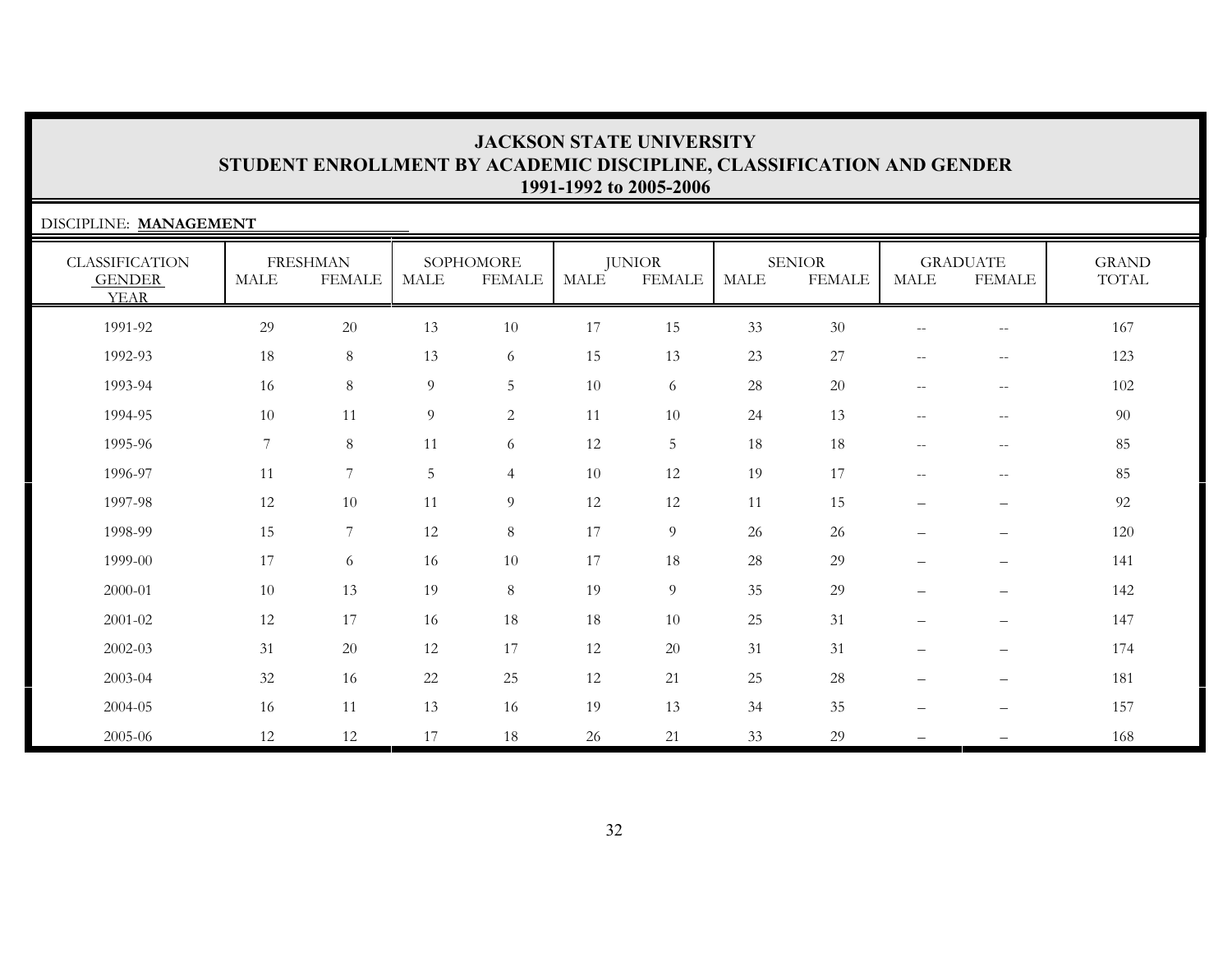# JACKSON STATE UNIVERSITY
## STUDENT ENROLLMENT BY ACADEMIC DISCIPLINE, CLASSIFICATION AND GENDER
### 1991-1992 to 2005-2006

DISCIPLINE: **MANAGEMENT**

| CLASSIFICATION GENDER YEAR | FRESHMAN | | SOPHOMORE | | JUNIOR | | SENIOR | | GRADUATE | | GRAND TOTAL |
|---|---|---|---|---|---|---|---|---|---|---|---|
| | MALE | FEMALE | MALE | FEMALE | MALE | FEMALE | MALE | FEMALE | MALE | FEMALE | |
| 1991-92 | 29 | 20 | 13 | 10 | 17 | 15 | 33 | 30 | -- | -- | 167 |
| 1992-93 | 18 | 8 | 13 | 6 | 15 | 13 | 23 | 27 | -- | -- | 123 |
| 1993-94 | 16 | 8 | 9 | 5 | 10 | 6 | 28 | 20 | -- | -- | 102 |
| 1994-95 | 10 | 11 | 9 | 2 | 11 | 10 | 24 | 13 | -- | -- | 90 |
| 1995-96 | 7 | 8 | 11 | 6 | 12 | 5 | 18 | 18 | -- | -- | 85 |
| 1996-97 | 11 | 7 | 5 | 4 | 10 | 12 | 19 | 17 | -- | -- | 85 |
| 1997-98 | 12 | 10 | 11 | 9 | 12 | 12 | 11 | 15 | – | – | 92 |
| 1998-99 | 15 | 7 | 12 | 8 | 17 | 9 | 26 | 26 | – | – | 120 |
| 1999-00 | 17 | 6 | 16 | 10 | 17 | 18 | 28 | 29 | – | – | 141 |
| 2000-01 | 10 | 13 | 19 | 8 | 19 | 9 | 35 | 29 | – | – | 142 |
| 2001-02 | 12 | 17 | 16 | 18 | 18 | 10 | 25 | 31 | – | – | 147 |
| 2002-03 | 31 | 20 | 12 | 17 | 12 | 20 | 31 | 31 | – | – | 174 |
| 2003-04 | 32 | 16 | 22 | 25 | 12 | 21 | 25 | 28 | – | – | 181 |
| 2004-05 | 16 | 11 | 13 | 16 | 19 | 13 | 34 | 35 | – | – | 157 |
| 2005-06 | 12 | 12 | 17 | 18 | 26 | 21 | 33 | 29 | – | – | 168 |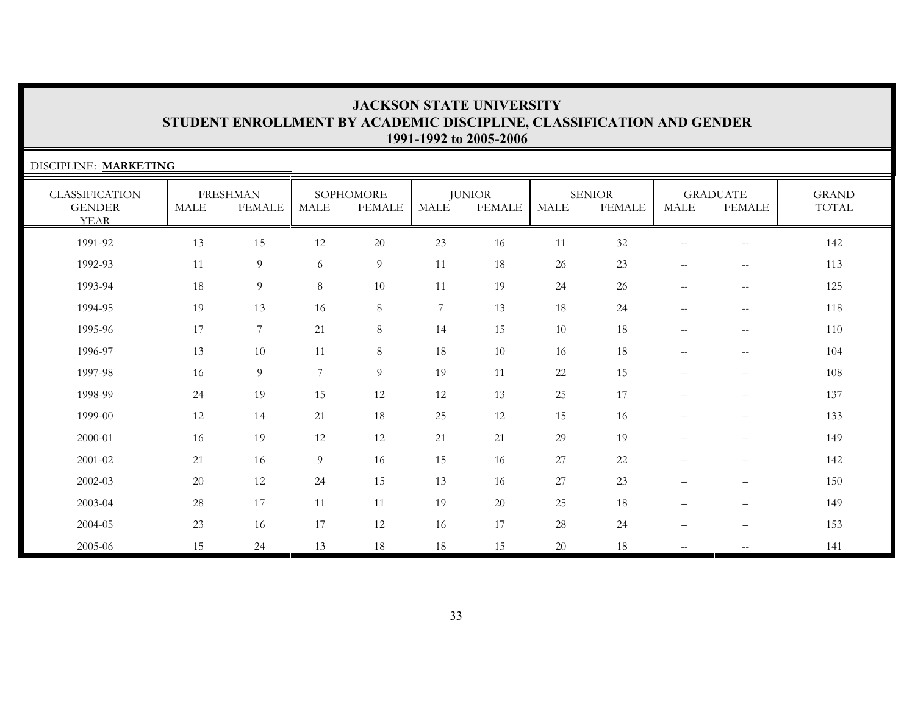# JACKSON STATE UNIVERSITY
## STUDENT ENROLLMENT BY ACADEMIC DISCIPLINE, CLASSIFICATION AND GENDER
### 1991-1992 to 2005-2006

DISCIPLINE: **MARKETING**

| CLASSIFICATION GENDER YEAR | FRESHMAN | | SOPHOMORE | | JUNIOR | | SENIOR | | GRADUATE | | GRAND TOTAL |
|---|---|---|---|---|---|---|---|---|---|---|---|
| | MALE | FEMALE | MALE | FEMALE | MALE | FEMALE | MALE | FEMALE | MALE | FEMALE | |
| 1991-92 | 13 | 15 | 12 | 20 | 23 | 16 | 11 | 32 | -- | -- | 142 |
| 1992-93 | 11 | 9 | 6 | 9 | 11 | 18 | 26 | 23 | -- | -- | 113 |
| 1993-94 | 18 | 9 | 8 | 10 | 11 | 19 | 24 | 26 | -- | -- | 125 |
| 1994-95 | 19 | 13 | 16 | 8 | 7 | 13 | 18 | 24 | -- | -- | 118 |
| 1995-96 | 17 | 7 | 21 | 8 | 14 | 15 | 10 | 18 | -- | -- | 110 |
| 1996-97 | 13 | 10 | 11 | 8 | 18 | 10 | 16 | 18 | -- | -- | 104 |
| 1997-98 | 16 | 9 | 7 | 9 | 19 | 11 | 22 | 15 | – | – | 108 |
| 1998-99 | 24 | 19 | 15 | 12 | 12 | 13 | 25 | 17 | – | – | 137 |
| 1999-00 | 12 | 14 | 21 | 18 | 25 | 12 | 15 | 16 | – | – | 133 |
| 2000-01 | 16 | 19 | 12 | 12 | 21 | 21 | 29 | 19 | – | – | 149 |
| 2001-02 | 21 | 16 | 9 | 16 | 15 | 16 | 27 | 22 | – | – | 142 |
| 2002-03 | 20 | 12 | 24 | 15 | 13 | 16 | 27 | 23 | – | – | 150 |
| 2003-04 | 28 | 17 | 11 | 11 | 19 | 20 | 25 | 18 | – | – | 149 |
| 2004-05 | 23 | 16 | 17 | 12 | 16 | 17 | 28 | 24 | – | – | 153 |
| 2005-06 | 15 | 24 | 13 | 18 | 18 | 15 | 20 | 18 | -- | -- | 141 |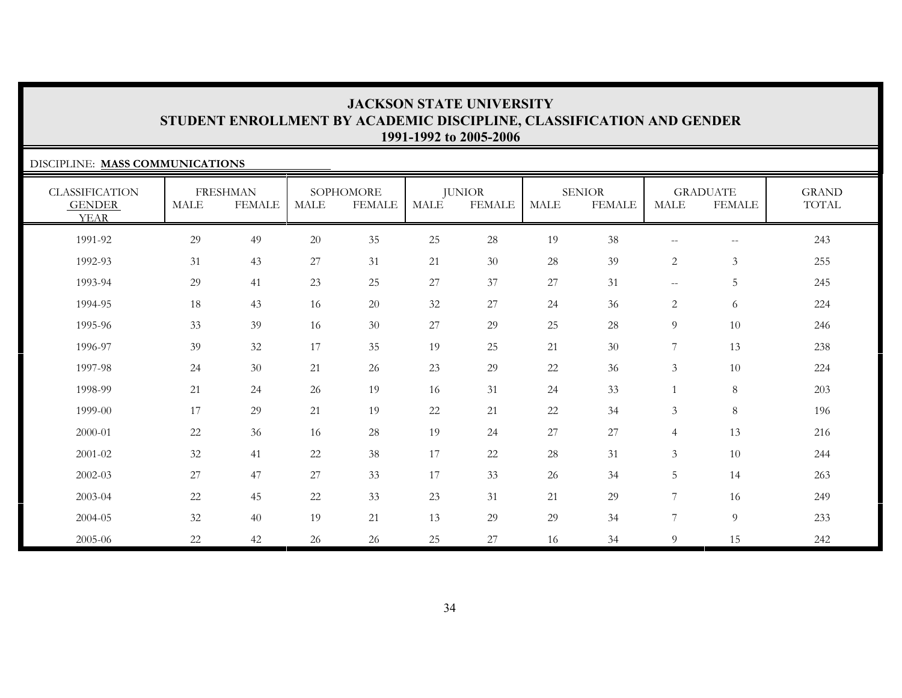# JACKSON STATE UNIVERSITY
## STUDENT ENROLLMENT BY ACADEMIC DISCIPLINE, CLASSIFICATION AND GENDER
### 1991-1992 to 2005-2006

DISCIPLINE: **MASS COMMUNICATIONS**

| CLASSIFICATION GENDER YEAR | FRESHMAN | | SOPHOMORE | | JUNIOR | | SENIOR | | GRADUATE | | GRAND TOTAL |
|---|---|---|---|---|---|---|---|---|---|---|---|
| | MALE | FEMALE | MALE | FEMALE | MALE | FEMALE | MALE | FEMALE | MALE | FEMALE | |
| 1991-92 | 29 | 49 | 20 | 35 | 25 | 28 | 19 | 38 | -- | -- | 243 |
| 1992-93 | 31 | 43 | 27 | 31 | 21 | 30 | 28 | 39 | 2 | 3 | 255 |
| 1993-94 | 29 | 41 | 23 | 25 | 27 | 37 | 27 | 31 | -- | 5 | 245 |
| 1994-95 | 18 | 43 | 16 | 20 | 32 | 27 | 24 | 36 | 2 | 6 | 224 |
| 1995-96 | 33 | 39 | 16 | 30 | 27 | 29 | 25 | 28 | 9 | 10 | 246 |
| 1996-97 | 39 | 32 | 17 | 35 | 19 | 25 | 21 | 30 | 7 | 13 | 238 |
| 1997-98 | 24 | 30 | 21 | 26 | 23 | 29 | 22 | 36 | 3 | 10 | 224 |
| 1998-99 | 21 | 24 | 26 | 19 | 16 | 31 | 24 | 33 | 1 | 8 | 203 |
| 1999-00 | 17 | 29 | 21 | 19 | 22 | 21 | 22 | 34 | 3 | 8 | 196 |
| 2000-01 | 22 | 36 | 16 | 28 | 19 | 24 | 27 | 27 | 4 | 13 | 216 |
| 2001-02 | 32 | 41 | 22 | 38 | 17 | 22 | 28 | 31 | 3 | 10 | 244 |
| 2002-03 | 27 | 47 | 27 | 33 | 17 | 33 | 26 | 34 | 5 | 14 | 263 |
| 2003-04 | 22 | 45 | 22 | 33 | 23 | 31 | 21 | 29 | 7 | 16 | 249 |
| 2004-05 | 32 | 40 | 19 | 21 | 13 | 29 | 29 | 34 | 7 | 9 | 233 |
| 2005-06 | 22 | 42 | 26 | 26 | 25 | 27 | 16 | 34 | 9 | 15 | 242 |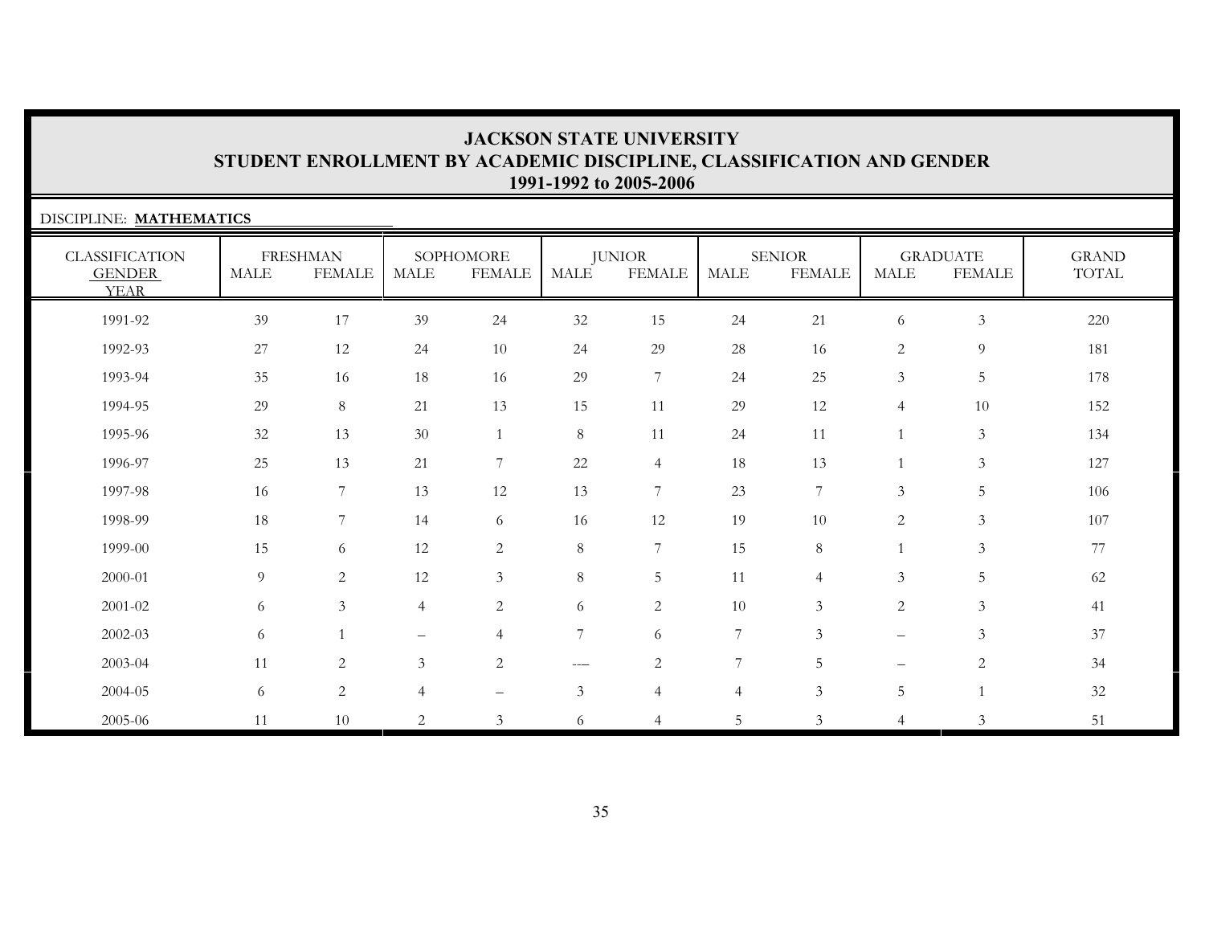# JACKSON STATE UNIVERSITY
## STUDENT ENROLLMENT BY ACADEMIC DISCIPLINE, CLASSIFICATION AND GENDER
### 1991-1992 to 2005-2006

DISCIPLINE: **MATHEMATICS**

| CLASSIFICATION GENDER YEAR | FRESHMAN | | SOPHOMORE | | JUNIOR | | SENIOR | | GRADUATE | | GRAND TOTAL |
|---|---|---|---|---|---|---|---|---|---|---|---|
| | MALE | FEMALE | MALE | FEMALE | MALE | FEMALE | MALE | FEMALE | MALE | FEMALE | |
| 1991-92 | 39 | 17 | 39 | 24 | 32 | 15 | 24 | 21 | 6 | 3 | 220 |
| 1992-93 | 27 | 12 | 24 | 10 | 24 | 29 | 28 | 16 | 2 | 9 | 181 |
| 1993-94 | 35 | 16 | 18 | 16 | 29 | 7 | 24 | 25 | 3 | 5 | 178 |
| 1994-95 | 29 | 8 | 21 | 13 | 15 | 11 | 29 | 12 | 4 | 10 | 152 |
| 1995-96 | 32 | 13 | 30 | 1 | 8 | 11 | 24 | 11 | 1 | 3 | 134 |
| 1996-97 | 25 | 13 | 21 | 7 | 22 | 4 | 18 | 13 | 1 | 3 | 127 |
| 1997-98 | 16 | 7 | 13 | 12 | 13 | 7 | 23 | 7 | 3 | 5 | 106 |
| 1998-99 | 18 | 7 | 14 | 6 | 16 | 12 | 19 | 10 | 2 | 3 | 107 |
| 1999-00 | 15 | 6 | 12 | 2 | 8 | 7 | 15 | 8 | 1 | 3 | 77 |
| 2000-01 | 9 | 2 | 12 | 3 | 8 | 5 | 11 | 4 | 3 | 5 | 62 |
| 2001-02 | 6 | 3 | 4 | 2 | 6 | 2 | 10 | 3 | 2 | 3 | 41 |
| 2002-03 | 6 | 1 | – | 4 | 7 | 6 | 7 | 3 | – | 3 | 37 |
| 2003-04 | 11 | 2 | 3 | 2 | --- | 2 | 7 | 5 | – | 2 | 34 |
| 2004-05 | 6 | 2 | 4 | – | 3 | 4 | 4 | 3 | 5 | 1 | 32 |
| 2005-06 | 11 | 10 | 2 | 3 | 6 | 4 | 5 | 3 | 4 | 3 | 51 |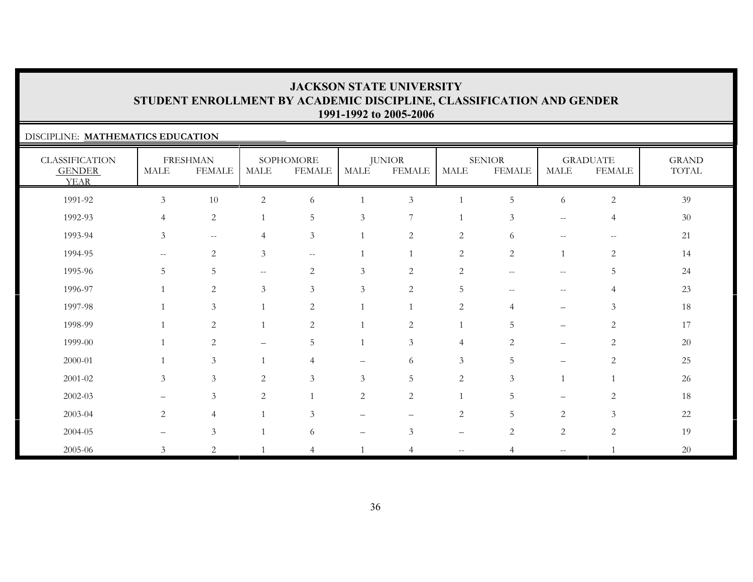# JACKSON STATE UNIVERSITY
## STUDENT ENROLLMENT BY ACADEMIC DISCIPLINE, CLASSIFICATION AND GENDER
### 1991-1992 to 2005-2006

DISCIPLINE: **MATHEMATICS EDUCATION**

| CLASSIFICATION | FRESHMAN | | SOPHOMORE | | JUNIOR | | SENIOR | | GRADUATE | | GRAND |
|---|---|---|---|---|---|---|---|---|---|---|---|
| GENDER / YEAR | MALE | FEMALE | MALE | FEMALE | MALE | FEMALE | MALE | FEMALE | MALE | FEMALE | TOTAL |
| 1991-92 | 3 | 10 | 2 | 6 | 1 | 3 | 1 | 5 | 6 | 2 | 39 |
| 1992-93 | 4 | 2 | 1 | 5 | 3 | 7 | 1 | 3 | -- | 4 | 30 |
| 1993-94 | 3 | -- | 4 | 3 | 1 | 2 | 2 | 6 | -- | -- | 21 |
| 1994-95 | -- | 2 | 3 | -- | 1 | 1 | 2 | 2 | 1 | 2 | 14 |
| 1995-96 | 5 | 5 | -- | 2 | 3 | 2 | 2 | -- | -- | 5 | 24 |
| 1996-97 | 1 | 2 | 3 | 3 | 3 | 2 | 5 | -- | -- | 4 | 23 |
| 1997-98 | 1 | 3 | 1 | 2 | 1 | 1 | 2 | 4 | – | 3 | 18 |
| 1998-99 | 1 | 2 | 1 | 2 | 1 | 2 | 1 | 5 | – | 2 | 17 |
| 1999-00 | 1 | 2 | – | 5 | 1 | 3 | 4 | 2 | – | 2 | 20 |
| 2000-01 | 1 | 3 | 1 | 4 | – | 6 | 3 | 5 | – | 2 | 25 |
| 2001-02 | 3 | 3 | 2 | 3 | 3 | 5 | 2 | 3 | 1 | 1 | 26 |
| 2002-03 | – | 3 | 2 | 1 | 2 | 2 | 1 | 5 | – | 2 | 18 |
| 2003-04 | 2 | 4 | 1 | 3 | – | – | 2 | 5 | 2 | 3 | 22 |
| 2004-05 | – | 3 | 1 | 6 | – | 3 | – | 2 | 2 | 2 | 19 |
| 2005-06 | 3 | 2 | 1 | 4 | 1 | 4 | -- | 4 | -- | 1 | 20 |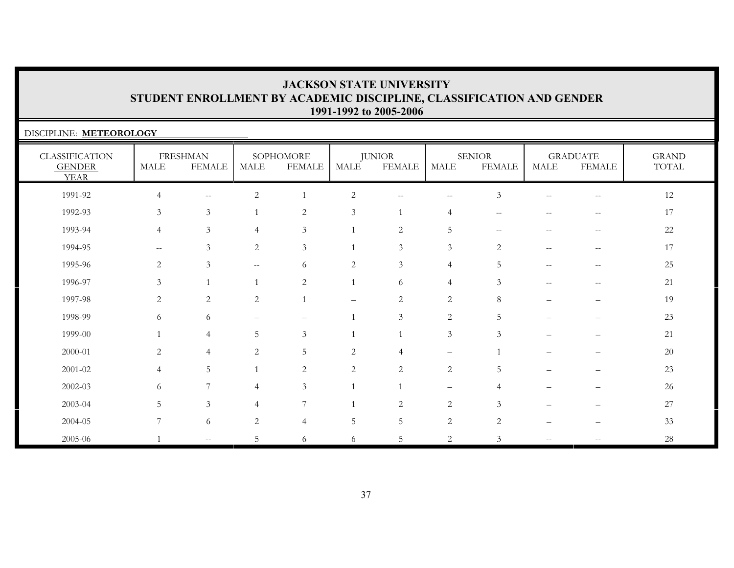# JACKSON STATE UNIVERSITY
## STUDENT ENROLLMENT BY ACADEMIC DISCIPLINE, CLASSIFICATION AND GENDER
### 1991-1992 to 2005-2006

DISCIPLINE: **METEOROLOGY**

| CLASSIFICATION | FRESHMAN | | SOPHOMORE | | JUNIOR | | SENIOR | | GRADUATE | | GRAND |
|---|---|---|---|---|---|---|---|---|---|---|---|
| GENDER / YEAR | MALE | FEMALE | MALE | FEMALE | MALE | FEMALE | MALE | FEMALE | MALE | FEMALE | TOTAL |
| 1991-92 | 4 | -- | 2 | 1 | 2 | -- | -- | 3 | -- | -- | 12 |
| 1992-93 | 3 | 3 | 1 | 2 | 3 | 1 | 4 | -- | -- | -- | 17 |
| 1993-94 | 4 | 3 | 4 | 3 | 1 | 2 | 5 | -- | -- | -- | 22 |
| 1994-95 | -- | 3 | 2 | 3 | 1 | 3 | 3 | 2 | -- | -- | 17 |
| 1995-96 | 2 | 3 | -- | 6 | 2 | 3 | 4 | 5 | -- | -- | 25 |
| 1996-97 | 3 | 1 | 1 | 2 | 1 | 6 | 4 | 3 | -- | -- | 21 |
| 1997-98 | 2 | 2 | 2 | 1 | – | 2 | 2 | 8 | – | – | 19 |
| 1998-99 | 6 | 6 | – | – | 1 | 3 | 2 | 5 | – | – | 23 |
| 1999-00 | 1 | 4 | 5 | 3 | 1 | 1 | 3 | 3 | – | – | 21 |
| 2000-01 | 2 | 4 | 2 | 5 | 2 | 4 | – | 1 | – | – | 20 |
| 2001-02 | 4 | 5 | 1 | 2 | 2 | 2 | 2 | 5 | – | – | 23 |
| 2002-03 | 6 | 7 | 4 | 3 | 1 | 1 | – | 4 | – | – | 26 |
| 2003-04 | 5 | 3 | 4 | 7 | 1 | 2 | 2 | 3 | – | – | 27 |
| 2004-05 | 7 | 6 | 2 | 4 | 5 | 5 | 2 | 2 | – | – | 33 |
| 2005-06 | 1 | -- | 5 | 6 | 6 | 5 | 2 | 3 | -- | -- | 28 |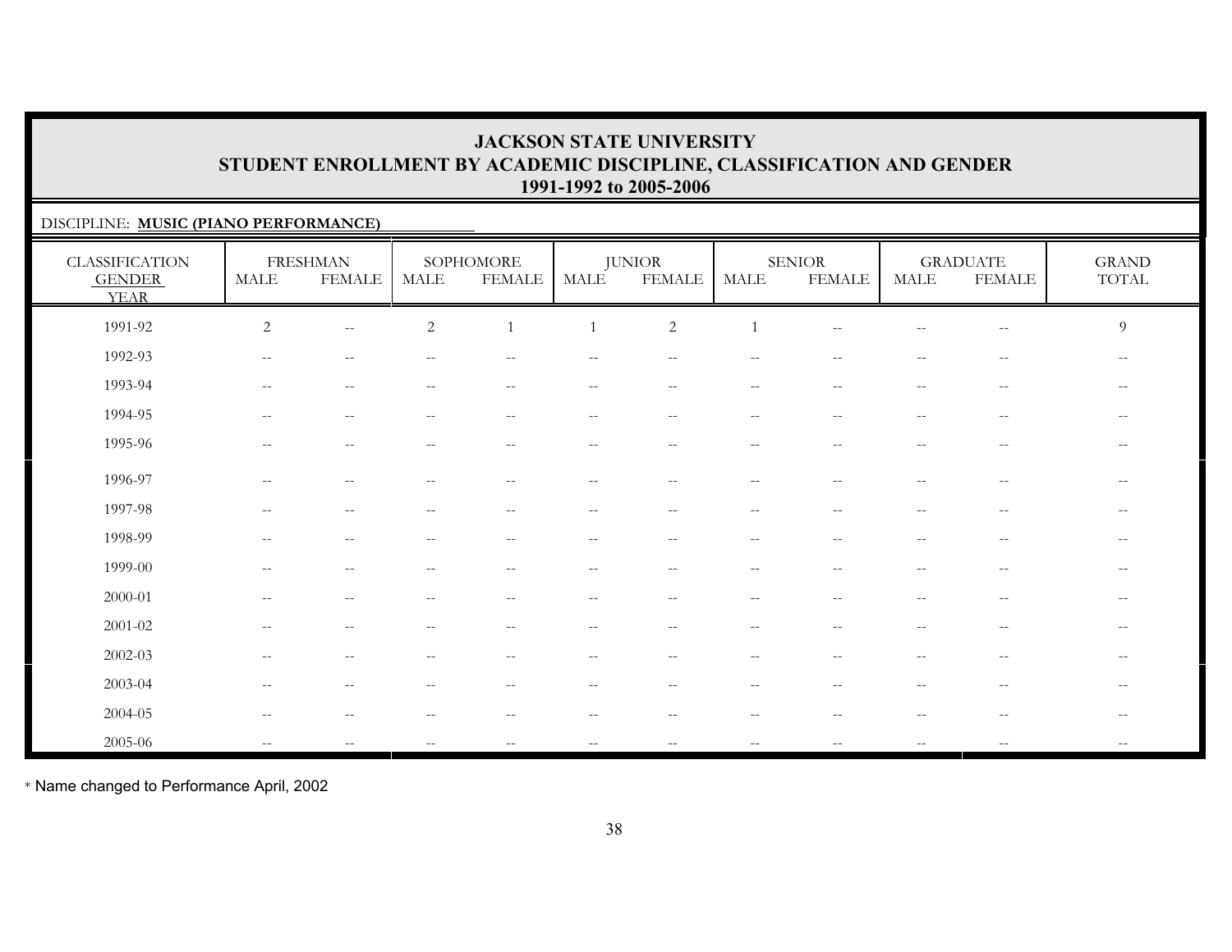# JACKSON STATE UNIVERSITY
## STUDENT ENROLLMENT BY ACADEMIC DISCIPLINE, CLASSIFICATION AND GENDER
### 1991-1992 to 2005-2006

DISCIPLINE: **MUSIC (PIANO PERFORMANCE)**

| CLASSIFICATION | FRESHMAN | | SOPHOMORE | | JUNIOR | | SENIOR | | GRADUATE | | GRAND |
|---|---|---|---|---|---|---|---|---|---|---|---|
| GENDER / YEAR | MALE | FEMALE | MALE | FEMALE | MALE | FEMALE | MALE | FEMALE | MALE | FEMALE | TOTAL |
| 1991-92 | 2 | -- | 2 | 1 | 1 | 2 | 1 | -- | -- | -- | 9 |
| 1992-93 | -- | -- | -- | -- | -- | -- | -- | -- | -- | -- | -- |
| 1993-94 | -- | -- | -- | -- | -- | -- | -- | -- | -- | -- | -- |
| 1994-95 | -- | -- | -- | -- | -- | -- | -- | -- | -- | -- | -- |
| 1995-96 | -- | -- | -- | -- | -- | -- | -- | -- | -- | -- | -- |
| 1996-97 | -- | -- | -- | -- | -- | -- | -- | -- | -- | -- | -- |
| 1997-98 | -- | -- | -- | -- | -- | -- | -- | -- | -- | -- | -- |
| 1998-99 | -- | -- | -- | -- | -- | -- | -- | -- | -- | -- | -- |
| 1999-00 | -- | -- | -- | -- | -- | -- | -- | -- | -- | -- | -- |
| 2000-01 | -- | -- | -- | -- | -- | -- | -- | -- | -- | -- | -- |
| 2001-02 | -- | -- | -- | -- | -- | -- | -- | -- | -- | -- | -- |
| 2002-03 | -- | -- | -- | -- | -- | -- | -- | -- | -- | -- | -- |
| 2003-04 | -- | -- | -- | -- | -- | -- | -- | -- | -- | -- | -- |
| 2004-05 | -- | -- | -- | -- | -- | -- | -- | -- | -- | -- | -- |
| 2005-06 | -- | -- | -- | -- | -- | -- | -- | -- | -- | -- | -- |

* Name changed to Performance April, 2002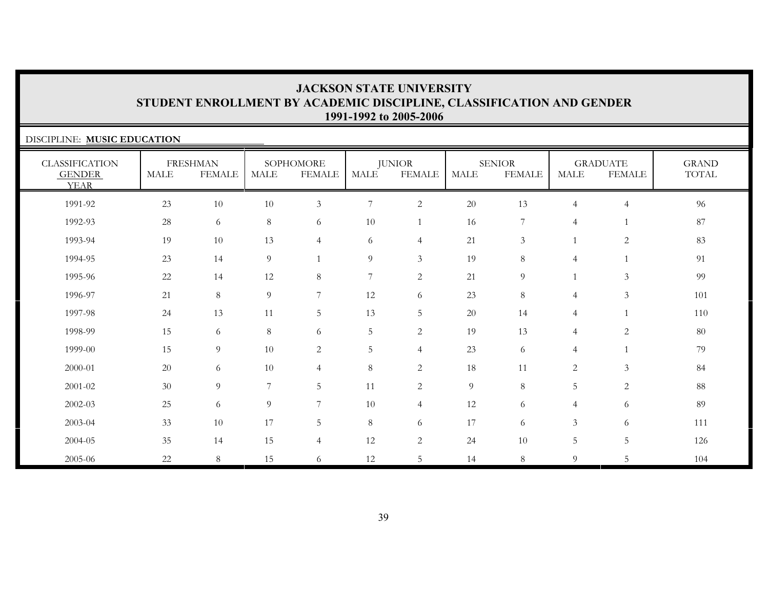# JACKSON STATE UNIVERSITY
## STUDENT ENROLLMENT BY ACADEMIC DISCIPLINE, CLASSIFICATION AND GENDER
### 1991-1992 to 2005-2006

DISCIPLINE: **MUSIC EDUCATION**

| CLASSIFICATION GENDER YEAR | FRESHMAN | | SOPHOMORE | | JUNIOR | | SENIOR | | GRADUATE | | GRAND TOTAL |
|---|---|---|---|---|---|---|---|---|---|---|---|
| | MALE | FEMALE | MALE | FEMALE | MALE | FEMALE | MALE | FEMALE | MALE | FEMALE | |
| 1991-92 | 23 | 10 | 10 | 3 | 7 | 2 | 20 | 13 | 4 | 4 | 96 |
| 1992-93 | 28 | 6 | 8 | 6 | 10 | 1 | 16 | 7 | 4 | 1 | 87 |
| 1993-94 | 19 | 10 | 13 | 4 | 6 | 4 | 21 | 3 | 1 | 2 | 83 |
| 1994-95 | 23 | 14 | 9 | 1 | 9 | 3 | 19 | 8 | 4 | 1 | 91 |
| 1995-96 | 22 | 14 | 12 | 8 | 7 | 2 | 21 | 9 | 1 | 3 | 99 |
| 1996-97 | 21 | 8 | 9 | 7 | 12 | 6 | 23 | 8 | 4 | 3 | 101 |
| 1997-98 | 24 | 13 | 11 | 5 | 13 | 5 | 20 | 14 | 4 | 1 | 110 |
| 1998-99 | 15 | 6 | 8 | 6 | 5 | 2 | 19 | 13 | 4 | 2 | 80 |
| 1999-00 | 15 | 9 | 10 | 2 | 5 | 4 | 23 | 6 | 4 | 1 | 79 |
| 2000-01 | 20 | 6 | 10 | 4 | 8 | 2 | 18 | 11 | 2 | 3 | 84 |
| 2001-02 | 30 | 9 | 7 | 5 | 11 | 2 | 9 | 8 | 5 | 2 | 88 |
| 2002-03 | 25 | 6 | 9 | 7 | 10 | 4 | 12 | 6 | 4 | 6 | 89 |
| 2003-04 | 33 | 10 | 17 | 5 | 8 | 6 | 17 | 6 | 3 | 6 | 111 |
| 2004-05 | 35 | 14 | 15 | 4 | 12 | 2 | 24 | 10 | 5 | 5 | 126 |
| 2005-06 | 22 | 8 | 15 | 6 | 12 | 5 | 14 | 8 | 9 | 5 | 104 |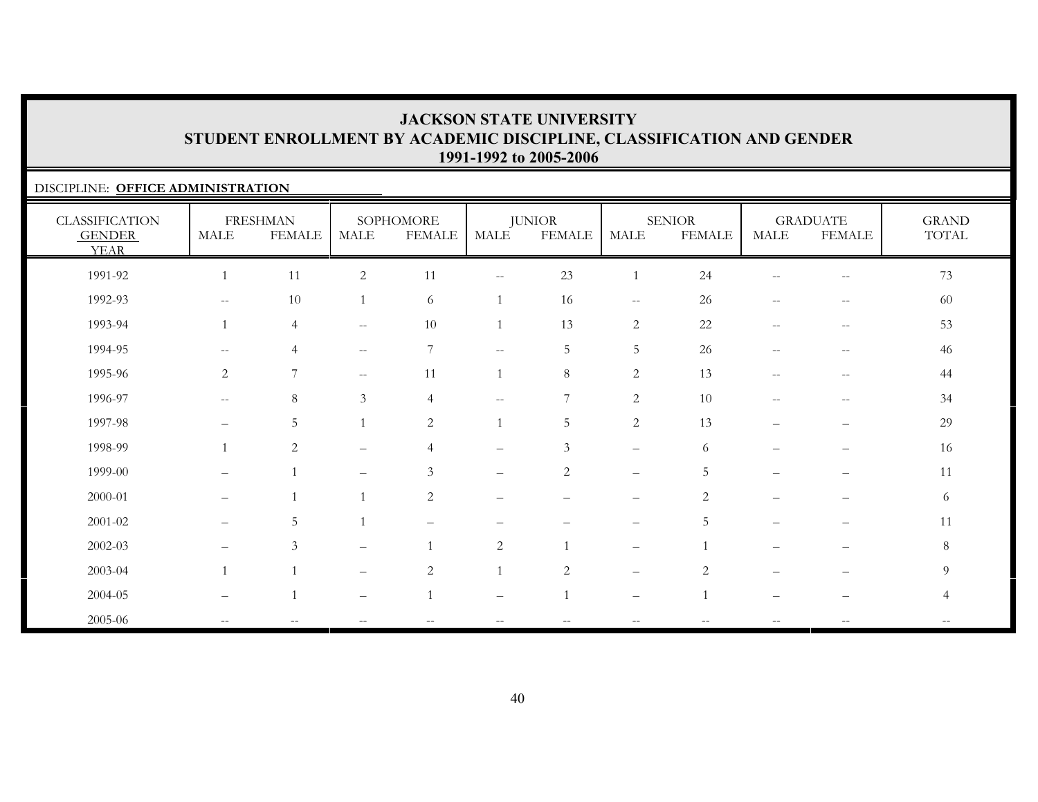# JACKSON STATE UNIVERSITY
## STUDENT ENROLLMENT BY ACADEMIC DISCIPLINE, CLASSIFICATION AND GENDER
### 1991-1992 to 2005-2006

DISCIPLINE: **OFFICE ADMINISTRATION**

| CLASSIFICATION GENDER YEAR | FRESHMAN | | SOPHOMORE | | JUNIOR | | SENIOR | | GRADUATE | | GRAND TOTAL |
|---|---|---|---|---|---|---|---|---|---|---|---|
| | MALE | FEMALE | MALE | FEMALE | MALE | FEMALE | MALE | FEMALE | MALE | FEMALE | |
| 1991-92 | 1 | 11 | 2 | 11 | -- | 23 | 1 | 24 | -- | -- | 73 |
| 1992-93 | -- | 10 | 1 | 6 | 1 | 16 | -- | 26 | -- | -- | 60 |
| 1993-94 | 1 | 4 | -- | 10 | 1 | 13 | 2 | 22 | -- | -- | 53 |
| 1994-95 | -- | 4 | -- | 7 | -- | 5 | 5 | 26 | -- | -- | 46 |
| 1995-96 | 2 | 7 | -- | 11 | 1 | 8 | 2 | 13 | -- | -- | 44 |
| 1996-97 | -- | 8 | 3 | 4 | -- | 7 | 2 | 10 | -- | -- | 34 |
| 1997-98 | – | 5 | 1 | 2 | 1 | 5 | 2 | 13 | – | – | 29 |
| 1998-99 | 1 | 2 | – | 4 | – | 3 | – | 6 | – | – | 16 |
| 1999-00 | – | 1 | – | 3 | – | 2 | – | 5 | – | – | 11 |
| 2000-01 | – | 1 | 1 | 2 | – | – | – | 2 | – | – | 6 |
| 2001-02 | – | 5 | 1 | – | – | – | – | 5 | – | – | 11 |
| 2002-03 | – | 3 | – | 1 | 2 | 1 | – | 1 | – | – | 8 |
| 2003-04 | 1 | 1 | – | 2 | 1 | 2 | – | 2 | – | – | 9 |
| 2004-05 | – | 1 | – | 1 | – | 1 | – | 1 | – | – | 4 |
| 2005-06 | -- | -- | -- | -- | -- | -- | -- | -- | -- | -- | -- |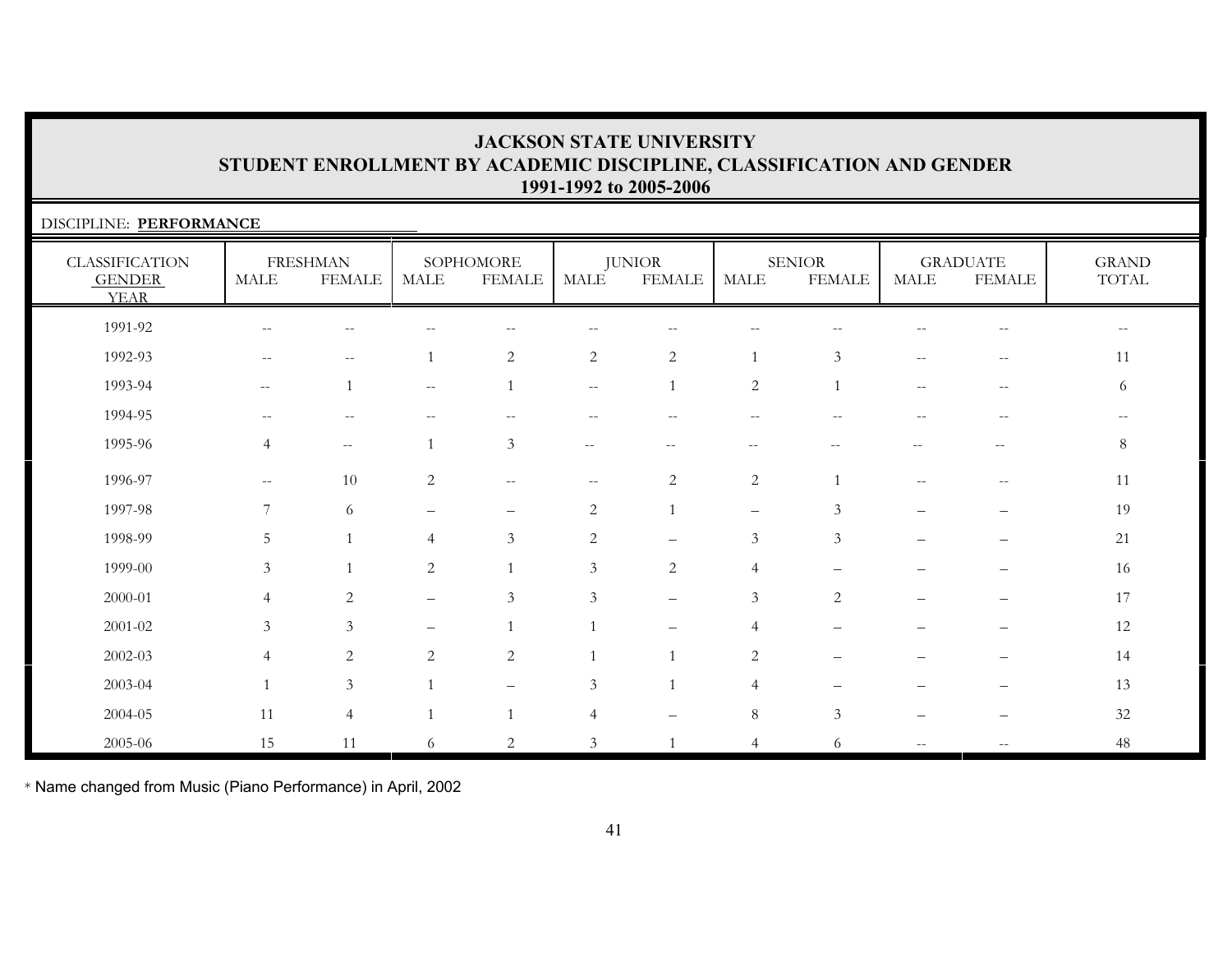# JACKSON STATE UNIVERSITY
## STUDENT ENROLLMENT BY ACADEMIC DISCIPLINE, CLASSIFICATION AND GENDER
### 1991-1992 to 2005-2006

DISCIPLINE: **PERFORMANCE**

| CLASSIFICATION GENDER YEAR | FRESHMAN | | SOPHOMORE | | JUNIOR | | SENIOR | | GRADUATE | | GRAND TOTAL |
|---|---|---|---|---|---|---|---|---|---|---|---|
| | MALE | FEMALE | MALE | FEMALE | MALE | FEMALE | MALE | FEMALE | MALE | FEMALE | |
| 1991-92 | -- | -- | -- | -- | -- | -- | -- | -- | -- | -- | -- |
| 1992-93 | -- | -- | 1 | 2 | 2 | 2 | 1 | 3 | -- | -- | 11 |
| 1993-94 | -- | 1 | -- | 1 | -- | 1 | 2 | 1 | -- | -- | 6 |
| 1994-95 | -- | -- | -- | -- | -- | -- | -- | -- | -- | -- | -- |
| 1995-96 | 4 | -- | 1 | 3 | -- | -- | -- | -- | -- | -- | 8 |
| 1996-97 | -- | 10 | 2 | -- | -- | 2 | 2 | 1 | -- | -- | 11 |
| 1997-98 | 7 | 6 | – | – | 2 | 1 | – | 3 | – | – | 19 |
| 1998-99 | 5 | 1 | 4 | 3 | 2 | – | 3 | 3 | – | – | 21 |
| 1999-00 | 3 | 1 | 2 | 1 | 3 | 2 | 4 | – | – | – | 16 |
| 2000-01 | 4 | 2 | – | 3 | 3 | – | 3 | 2 | – | – | 17 |
| 2001-02 | 3 | 3 | – | 1 | 1 | – | 4 | – | – | – | 12 |
| 2002-03 | 4 | 2 | 2 | 2 | 1 | 1 | 2 | – | – | – | 14 |
| 2003-04 | 1 | 3 | 1 | – | 3 | 1 | 4 | – | – | – | 13 |
| 2004-05 | 11 | 4 | 1 | 1 | 4 | – | 8 | 3 | – | – | 32 |
| 2005-06 | 15 | 11 | 6 | 2 | 3 | 1 | 4 | 6 | -- | -- | 48 |

* Name changed from Music (Piano Performance) in April, 2002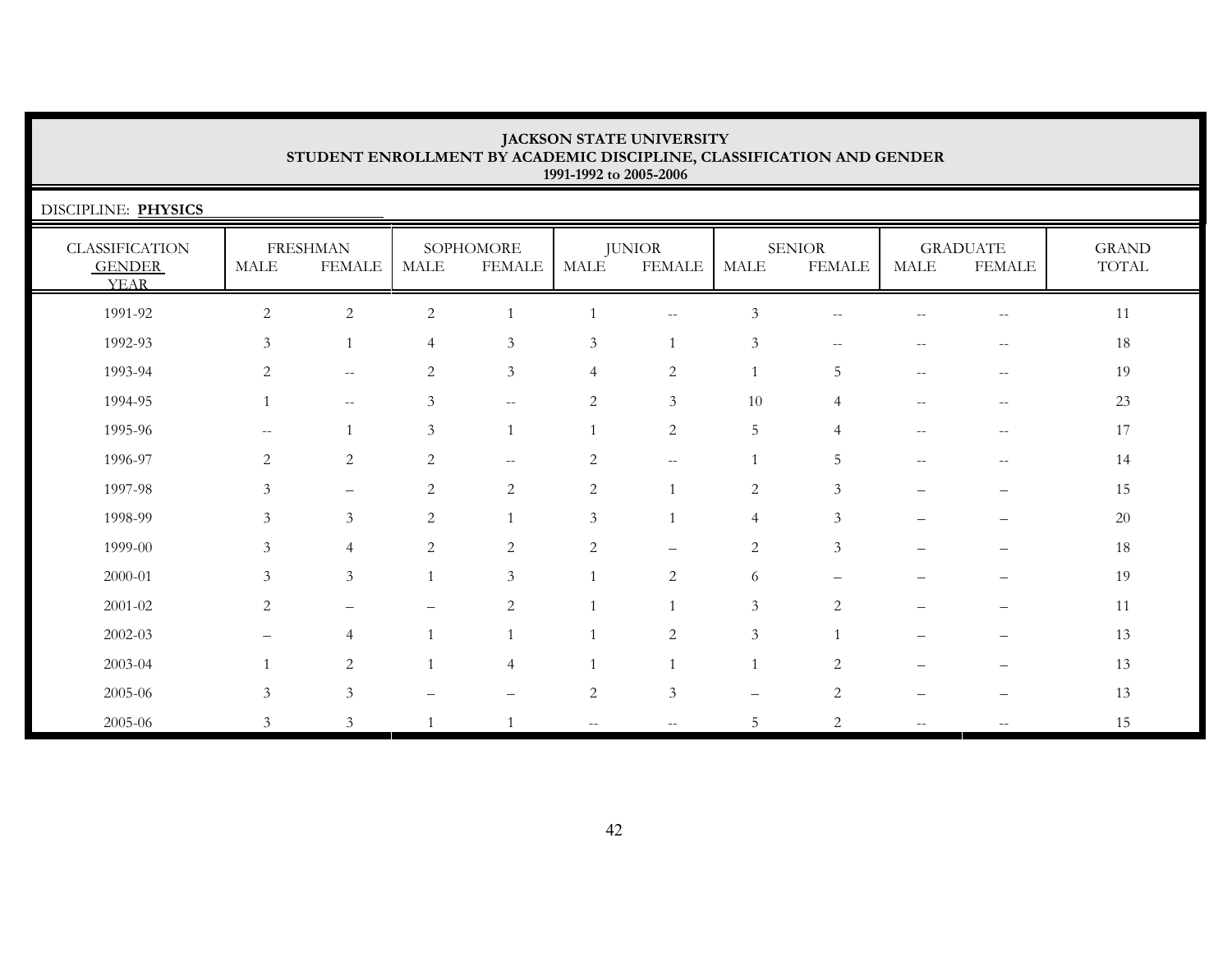**JACKSON STATE UNIVERSITY**
**STUDENT ENROLLMENT BY ACADEMIC DISCIPLINE, CLASSIFICATION AND GENDER**
**1991-1992 to 2005-2006**

DISCIPLINE: **PHYSICS**

| CLASSIFICATION GENDER YEAR | FRESHMAN MALE | FRESHMAN FEMALE | SOPHOMORE MALE | SOPHOMORE FEMALE | JUNIOR MALE | JUNIOR FEMALE | SENIOR MALE | SENIOR FEMALE | GRADUATE MALE | GRADUATE FEMALE | GRAND TOTAL |
|---|---|---|---|---|---|---|---|---|---|---|---|
| 1991-92 | 2 | 2 | 2 | 1 | 1 | -- | 3 | -- | -- | -- | 11 |
| 1992-93 | 3 | 1 | 4 | 3 | 3 | 1 | 3 | -- | -- | -- | 18 |
| 1993-94 | 2 | -- | 2 | 3 | 4 | 2 | 1 | 5 | -- | -- | 19 |
| 1994-95 | 1 | -- | 3 | -- | 2 | 3 | 10 | 4 | -- | -- | 23 |
| 1995-96 | -- | 1 | 3 | 1 | 1 | 2 | 5 | 4 | -- | -- | 17 |
| 1996-97 | 2 | 2 | 2 | -- | 2 | -- | 1 | 5 | -- | -- | 14 |
| 1997-98 | 3 | – | 2 | 2 | 2 | 1 | 2 | 3 | – | – | 15 |
| 1998-99 | 3 | 3 | 2 | 1 | 3 | 1 | 4 | 3 | – | – | 20 |
| 1999-00 | 3 | 4 | 2 | 2 | 2 | – | 2 | 3 | – | – | 18 |
| 2000-01 | 3 | 3 | 1 | 3 | 1 | 2 | 6 | – | – | – | 19 |
| 2001-02 | 2 | – | – | 2 | 1 | 1 | 3 | 2 | – | – | 11 |
| 2002-03 | – | 4 | 1 | 1 | 1 | 2 | 3 | 1 | – | – | 13 |
| 2003-04 | 1 | 2 | 1 | 4 | 1 | 1 | 1 | 2 | – | – | 13 |
| 2005-06 | 3 | 3 | – | – | 2 | 3 | – | 2 | – | – | 13 |
| 2005-06 | 3 | 3 | 1 | 1 | -- | -- | 5 | 2 | -- | -- | 15 |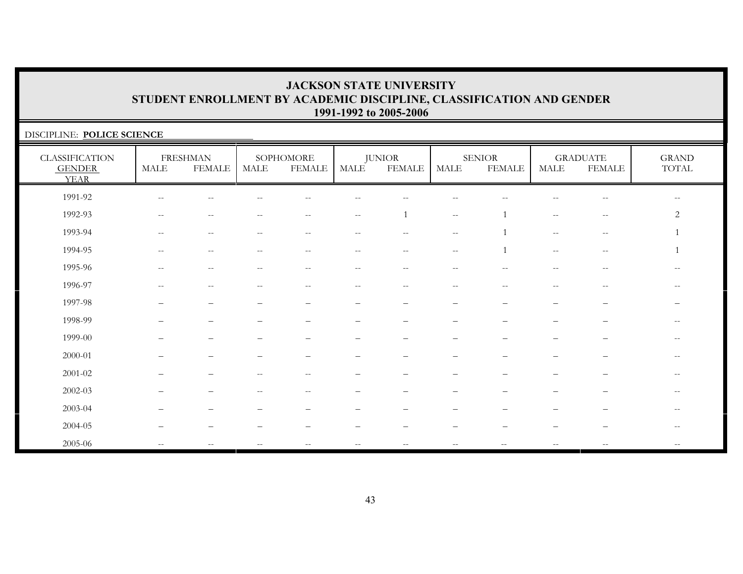# JACKSON STATE UNIVERSITY
## STUDENT ENROLLMENT BY ACADEMIC DISCIPLINE, CLASSIFICATION AND GENDER
### 1991-1992 to 2005-2006

DISCIPLINE: **POLICE SCIENCE**

| CLASSIFICATION GENDER YEAR | FRESHMAN | | SOPHOMORE | | JUNIOR | | SENIOR | | GRADUATE | | GRAND TOTAL |
|---|---|---|---|---|---|---|---|---|---|---|---|
| | MALE | FEMALE | MALE | FEMALE | MALE | FEMALE | MALE | FEMALE | MALE | FEMALE | |
| 1991-92 | -- | -- | -- | -- | -- | -- | -- | -- | -- | -- | -- |
| 1992-93 | -- | -- | -- | -- | -- | 1 | -- | 1 | -- | -- | 2 |
| 1993-94 | -- | -- | -- | -- | -- | -- | -- | 1 | -- | -- | 1 |
| 1994-95 | -- | -- | -- | -- | -- | -- | -- | 1 | -- | -- | 1 |
| 1995-96 | -- | -- | -- | -- | -- | -- | -- | -- | -- | -- | -- |
| 1996-97 | -- | -- | -- | -- | -- | -- | -- | -- | -- | -- | -- |
| 1997-98 | – | – | – | – | – | – | – | – | – | – | – |
| 1998-99 | – | – | – | – | – | – | – | – | – | – | -- |
| 1999-00 | – | – | – | – | – | – | – | – | – | – | -- |
| 2000-01 | – | – | – | – | – | – | – | – | – | – | -- |
| 2001-02 | – | – | -- | -- | – | – | – | – | – | – | -- |
| 2002-03 | – | – | -- | -- | – | – | – | – | – | – | -- |
| 2003-04 | – | – | – | – | – | – | – | – | – | – | -- |
| 2004-05 | – | – | – | – | – | – | – | – | – | – | -- |
| 2005-06 | -- | -- | -- | -- | -- | -- | -- | -- | -- | -- | -- |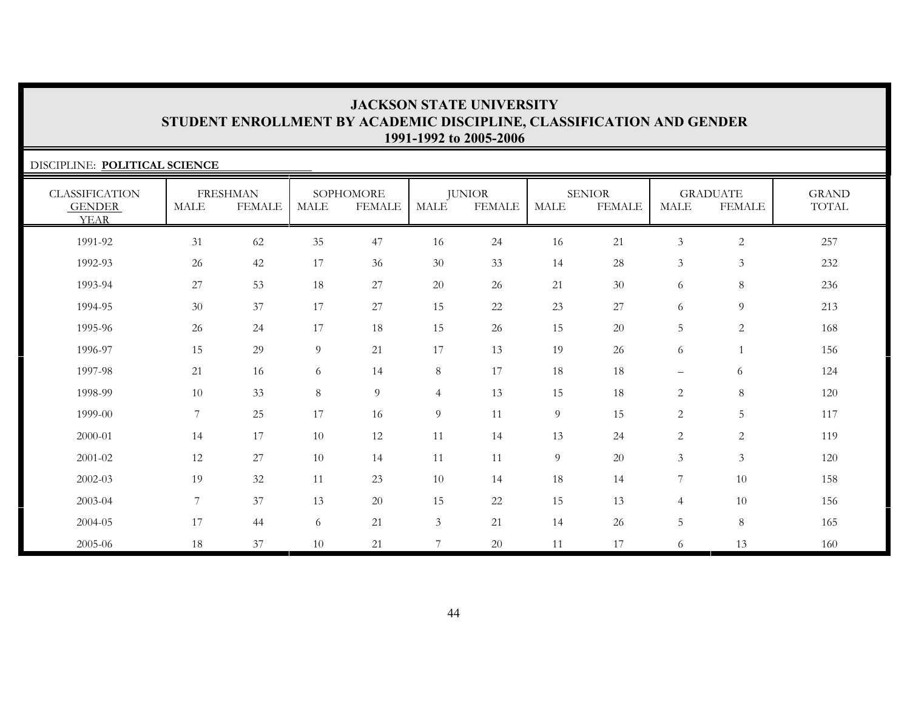# JACKSON STATE UNIVERSITY
## STUDENT ENROLLMENT BY ACADEMIC DISCIPLINE, CLASSIFICATION AND GENDER
### 1991-1992 to 2005-2006

DISCIPLINE: **POLITICAL SCIENCE**

| CLASSIFICATION | FRESHMAN | | SOPHOMORE | | JUNIOR | | SENIOR | | GRADUATE | | GRAND |
|---|---|---|---|---|---|---|---|---|---|---|---|
| GENDER / YEAR | MALE | FEMALE | MALE | FEMALE | MALE | FEMALE | MALE | FEMALE | MALE | FEMALE | TOTAL |
| 1991-92 | 31 | 62 | 35 | 47 | 16 | 24 | 16 | 21 | 3 | 2 | 257 |
| 1992-93 | 26 | 42 | 17 | 36 | 30 | 33 | 14 | 28 | 3 | 3 | 232 |
| 1993-94 | 27 | 53 | 18 | 27 | 20 | 26 | 21 | 30 | 6 | 8 | 236 |
| 1994-95 | 30 | 37 | 17 | 27 | 15 | 22 | 23 | 27 | 6 | 9 | 213 |
| 1995-96 | 26 | 24 | 17 | 18 | 15 | 26 | 15 | 20 | 5 | 2 | 168 |
| 1996-97 | 15 | 29 | 9 | 21 | 17 | 13 | 19 | 26 | 6 | 1 | 156 |
| 1997-98 | 21 | 16 | 6 | 14 | 8 | 17 | 18 | 18 | – | 6 | 124 |
| 1998-99 | 10 | 33 | 8 | 9 | 4 | 13 | 15 | 18 | 2 | 8 | 120 |
| 1999-00 | 7 | 25 | 17 | 16 | 9 | 11 | 9 | 15 | 2 | 5 | 117 |
| 2000-01 | 14 | 17 | 10 | 12 | 11 | 14 | 13 | 24 | 2 | 2 | 119 |
| 2001-02 | 12 | 27 | 10 | 14 | 11 | 11 | 9 | 20 | 3 | 3 | 120 |
| 2002-03 | 19 | 32 | 11 | 23 | 10 | 14 | 18 | 14 | 7 | 10 | 158 |
| 2003-04 | 7 | 37 | 13 | 20 | 15 | 22 | 15 | 13 | 4 | 10 | 156 |
| 2004-05 | 17 | 44 | 6 | 21 | 3 | 21 | 14 | 26 | 5 | 8 | 165 |
| 2005-06 | 18 | 37 | 10 | 21 | 7 | 20 | 11 | 17 | 6 | 13 | 160 |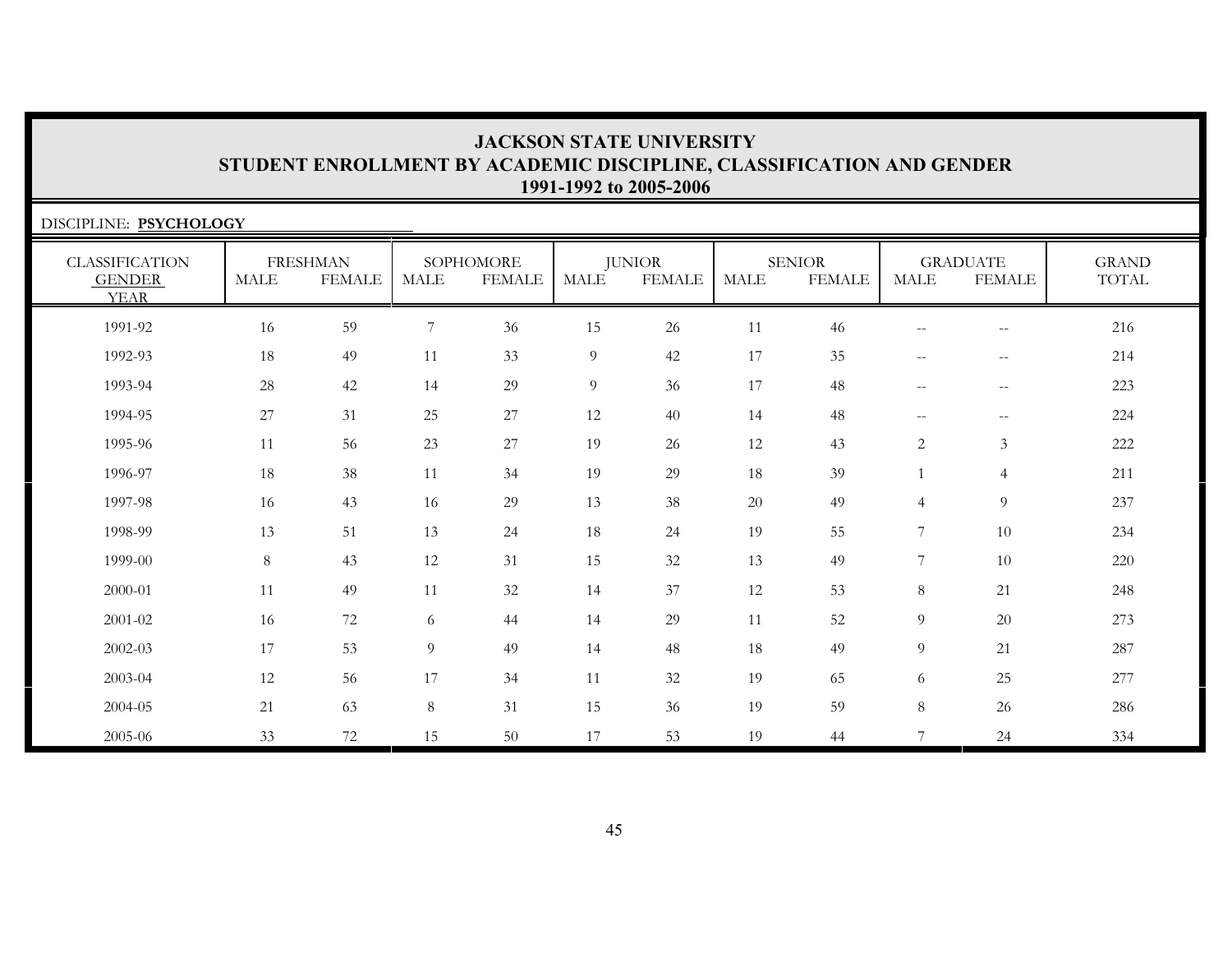# JACKSON STATE UNIVERSITY
## STUDENT ENROLLMENT BY ACADEMIC DISCIPLINE, CLASSIFICATION AND GENDER
### 1991-1992 to 2005-2006

DISCIPLINE: **PSYCHOLOGY**

| CLASSIFICATION | FRESHMAN | | SOPHOMORE | | JUNIOR | | SENIOR | | GRADUATE | | GRAND |
|---|---|---|---|---|---|---|---|---|---|---|---|
| GENDER<br>YEAR | MALE | FEMALE | MALE | FEMALE | MALE | FEMALE | MALE | FEMALE | MALE | FEMALE | TOTAL |
| 1991-92 | 16 | 59 | 7 | 36 | 15 | 26 | 11 | 46 | -- | -- | 216 |
| 1992-93 | 18 | 49 | 11 | 33 | 9 | 42 | 17 | 35 | -- | -- | 214 |
| 1993-94 | 28 | 42 | 14 | 29 | 9 | 36 | 17 | 48 | -- | -- | 223 |
| 1994-95 | 27 | 31 | 25 | 27 | 12 | 40 | 14 | 48 | -- | -- | 224 |
| 1995-96 | 11 | 56 | 23 | 27 | 19 | 26 | 12 | 43 | 2 | 3 | 222 |
| 1996-97 | 18 | 38 | 11 | 34 | 19 | 29 | 18 | 39 | 1 | 4 | 211 |
| 1997-98 | 16 | 43 | 16 | 29 | 13 | 38 | 20 | 49 | 4 | 9 | 237 |
| 1998-99 | 13 | 51 | 13 | 24 | 18 | 24 | 19 | 55 | 7 | 10 | 234 |
| 1999-00 | 8 | 43 | 12 | 31 | 15 | 32 | 13 | 49 | 7 | 10 | 220 |
| 2000-01 | 11 | 49 | 11 | 32 | 14 | 37 | 12 | 53 | 8 | 21 | 248 |
| 2001-02 | 16 | 72 | 6 | 44 | 14 | 29 | 11 | 52 | 9 | 20 | 273 |
| 2002-03 | 17 | 53 | 9 | 49 | 14 | 48 | 18 | 49 | 9 | 21 | 287 |
| 2003-04 | 12 | 56 | 17 | 34 | 11 | 32 | 19 | 65 | 6 | 25 | 277 |
| 2004-05 | 21 | 63 | 8 | 31 | 15 | 36 | 19 | 59 | 8 | 26 | 286 |
| 2005-06 | 33 | 72 | 15 | 50 | 17 | 53 | 19 | 44 | 7 | 24 | 334 |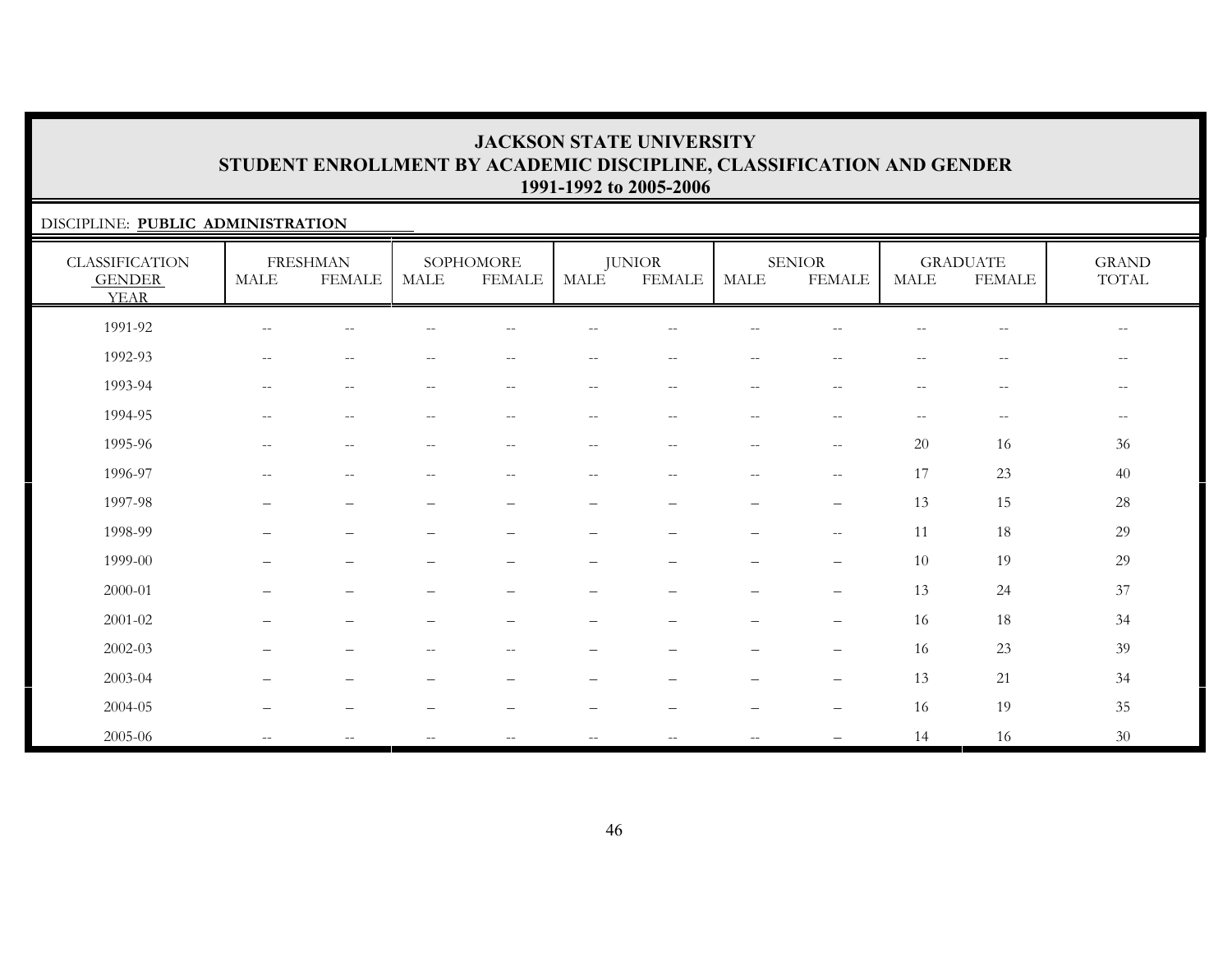# JACKSON STATE UNIVERSITY
## STUDENT ENROLLMENT BY ACADEMIC DISCIPLINE, CLASSIFICATION AND GENDER
### 1991-1992 to 2005-2006

DISCIPLINE: **PUBLIC ADMINISTRATION**

| CLASSIFICATION | FRESHMAN | | SOPHOMORE | | JUNIOR | | SENIOR | | GRADUATE | | GRAND |
|---|---|---|---|---|---|---|---|---|---|---|---|
| GENDER / YEAR | MALE | FEMALE | MALE | FEMALE | MALE | FEMALE | MALE | FEMALE | MALE | FEMALE | TOTAL |
| 1991-92 | -- | -- | -- | -- | -- | -- | -- | -- | -- | -- | -- |
| 1992-93 | -- | -- | -- | -- | -- | -- | -- | -- | -- | -- | -- |
| 1993-94 | -- | -- | -- | -- | -- | -- | -- | -- | -- | -- | -- |
| 1994-95 | -- | -- | -- | -- | -- | -- | -- | -- | -- | -- | -- |
| 1995-96 | -- | -- | -- | -- | -- | -- | -- | -- | 20 | 16 | 36 |
| 1996-97 | -- | -- | -- | -- | -- | -- | -- | -- | 17 | 23 | 40 |
| 1997-98 | – | – | – | – | – | – | – | – | 13 | 15 | 28 |
| 1998-99 | – | – | – | – | – | – | – | -- | 11 | 18 | 29 |
| 1999-00 | – | – | – | – | – | – | – | – | 10 | 19 | 29 |
| 2000-01 | – | – | – | – | – | – | – | – | 13 | 24 | 37 |
| 2001-02 | – | – | – | – | – | – | – | – | 16 | 18 | 34 |
| 2002-03 | – | – | -- | -- | – | – | – | – | 16 | 23 | 39 |
| 2003-04 | – | – | – | – | – | – | – | – | 13 | 21 | 34 |
| 2004-05 | – | – | – | – | – | – | – | – | 16 | 19 | 35 |
| 2005-06 | -- | -- | -- | -- | -- | -- | -- | – | 14 | 16 | 30 |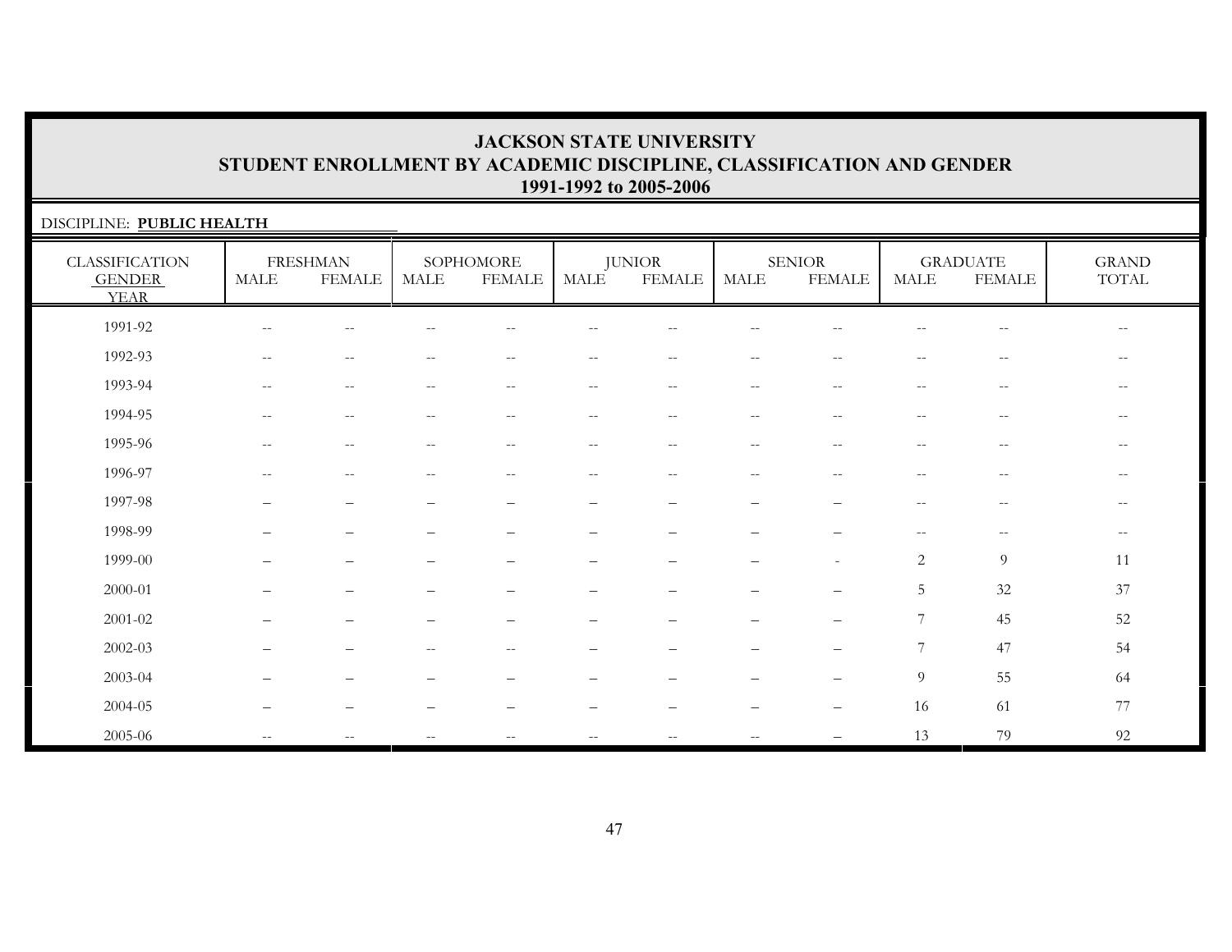# JACKSON STATE UNIVERSITY
## STUDENT ENROLLMENT BY ACADEMIC DISCIPLINE, CLASSIFICATION AND GENDER
### 1991-1992 to 2005-2006

DISCIPLINE: **PUBLIC HEALTH**

| CLASSIFICATION | FRESHMAN | | SOPHOMORE | | JUNIOR | | SENIOR | | GRADUATE | | GRAND |
|---|---|---|---|---|---|---|---|---|---|---|---|
| GENDER<br>YEAR | MALE | FEMALE | MALE | FEMALE | MALE | FEMALE | MALE | FEMALE | MALE | FEMALE | TOTAL |
| 1991-92 | -- | -- | -- | -- | -- | -- | -- | -- | -- | -- | -- |
| 1992-93 | -- | -- | -- | -- | -- | -- | -- | -- | -- | -- | -- |
| 1993-94 | -- | -- | -- | -- | -- | -- | -- | -- | -- | -- | -- |
| 1994-95 | -- | -- | -- | -- | -- | -- | -- | -- | -- | -- | -- |
| 1995-96 | -- | -- | -- | -- | -- | -- | -- | -- | -- | -- | -- |
| 1996-97 | -- | -- | -- | -- | -- | -- | -- | -- | -- | -- | -- |
| 1997-98 | – | – | – | – | – | – | – | – | -- | -- | -- |
| 1998-99 | – | – | – | – | – | – | – | – | -- | -- | -- |
| 1999-00 | – | – | – | – | – | – | – | - | 2 | 9 | 11 |
| 2000-01 | – | – | – | – | – | – | – | – | 5 | 32 | 37 |
| 2001-02 | – | – | – | – | – | – | – | – | 7 | 45 | 52 |
| 2002-03 | – | – | -- | -- | – | – | – | – | 7 | 47 | 54 |
| 2003-04 | – | – | – | – | – | – | – | – | 9 | 55 | 64 |
| 2004-05 | – | – | – | – | – | – | – | – | 16 | 61 | 77 |
| 2005-06 | -- | -- | -- | -- | -- | -- | -- | – | 13 | 79 | 92 |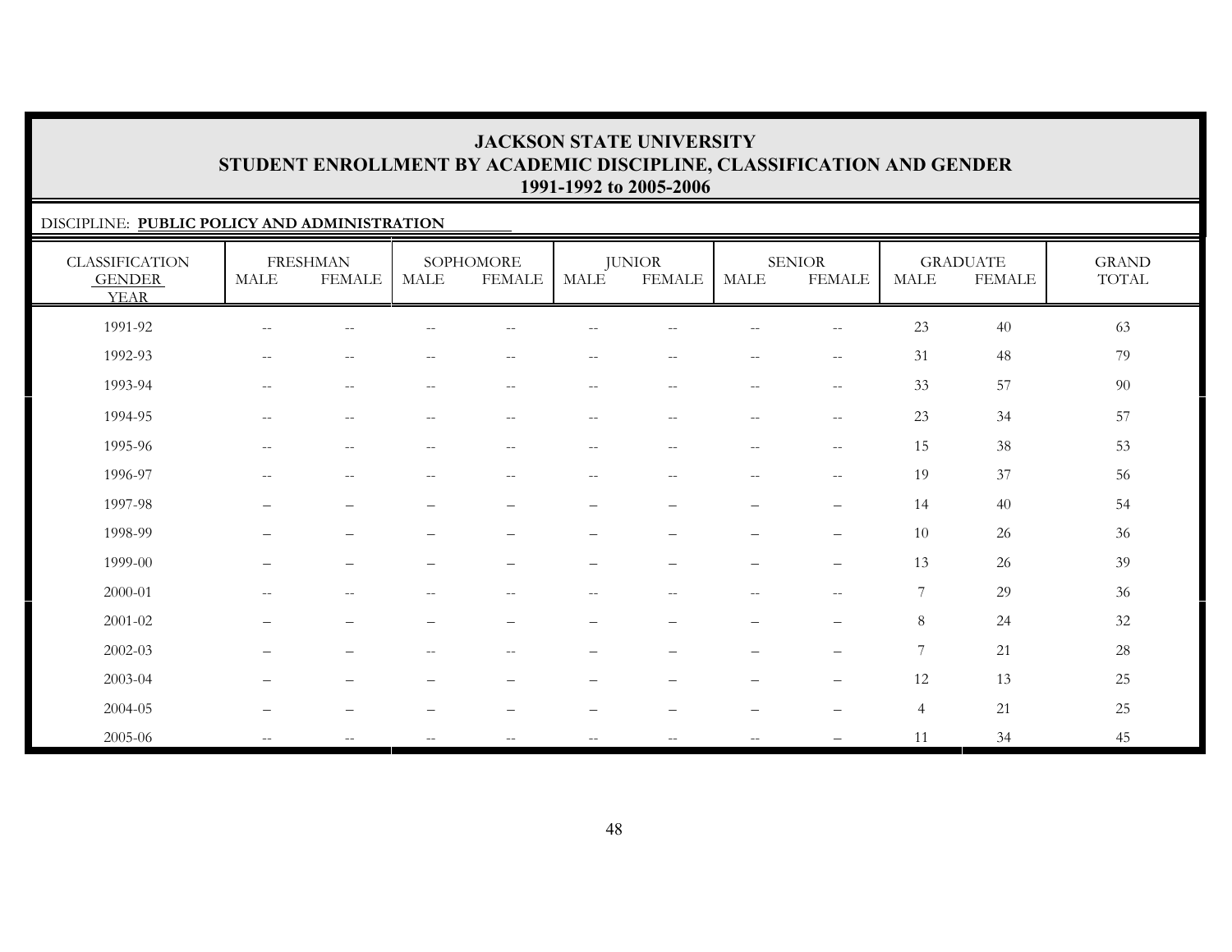# JACKSON STATE UNIVERSITY
## STUDENT ENROLLMENT BY ACADEMIC DISCIPLINE, CLASSIFICATION AND GENDER
### 1991-1992 to 2005-2006

DISCIPLINE: **PUBLIC POLICY AND ADMINISTRATION**

| CLASSIFICATION / GENDER / YEAR | FRESHMAN | | SOPHOMORE | | JUNIOR | | SENIOR | | GRADUATE | | GRAND TOTAL |
|---|---|---|---|---|---|---|---|---|---|---|---|
| | MALE | FEMALE | MALE | FEMALE | MALE | FEMALE | MALE | FEMALE | MALE | FEMALE | |
| 1991-92 | -- | -- | -- | -- | -- | -- | -- | -- | 23 | 40 | 63 |
| 1992-93 | -- | -- | -- | -- | -- | -- | -- | -- | 31 | 48 | 79 |
| 1993-94 | -- | -- | -- | -- | -- | -- | -- | -- | 33 | 57 | 90 |
| 1994-95 | -- | -- | -- | -- | -- | -- | -- | -- | 23 | 34 | 57 |
| 1995-96 | -- | -- | -- | -- | -- | -- | -- | -- | 15 | 38 | 53 |
| 1996-97 | -- | -- | -- | -- | -- | -- | -- | -- | 19 | 37 | 56 |
| 1997-98 | – | – | – | – | – | – | – | – | 14 | 40 | 54 |
| 1998-99 | – | – | – | – | – | – | – | – | 10 | 26 | 36 |
| 1999-00 | – | – | – | – | – | – | – | – | 13 | 26 | 39 |
| 2000-01 | -- | -- | -- | -- | -- | -- | -- | -- | 7 | 29 | 36 |
| 2001-02 | – | – | – | – | – | – | – | – | 8 | 24 | 32 |
| 2002-03 | – | – | -- | -- | – | – | – | – | 7 | 21 | 28 |
| 2003-04 | – | – | – | – | – | – | – | – | 12 | 13 | 25 |
| 2004-05 | – | – | – | – | – | – | – | – | 4 | 21 | 25 |
| 2005-06 | -- | -- | -- | -- | -- | -- | -- | – | 11 | 34 | 45 |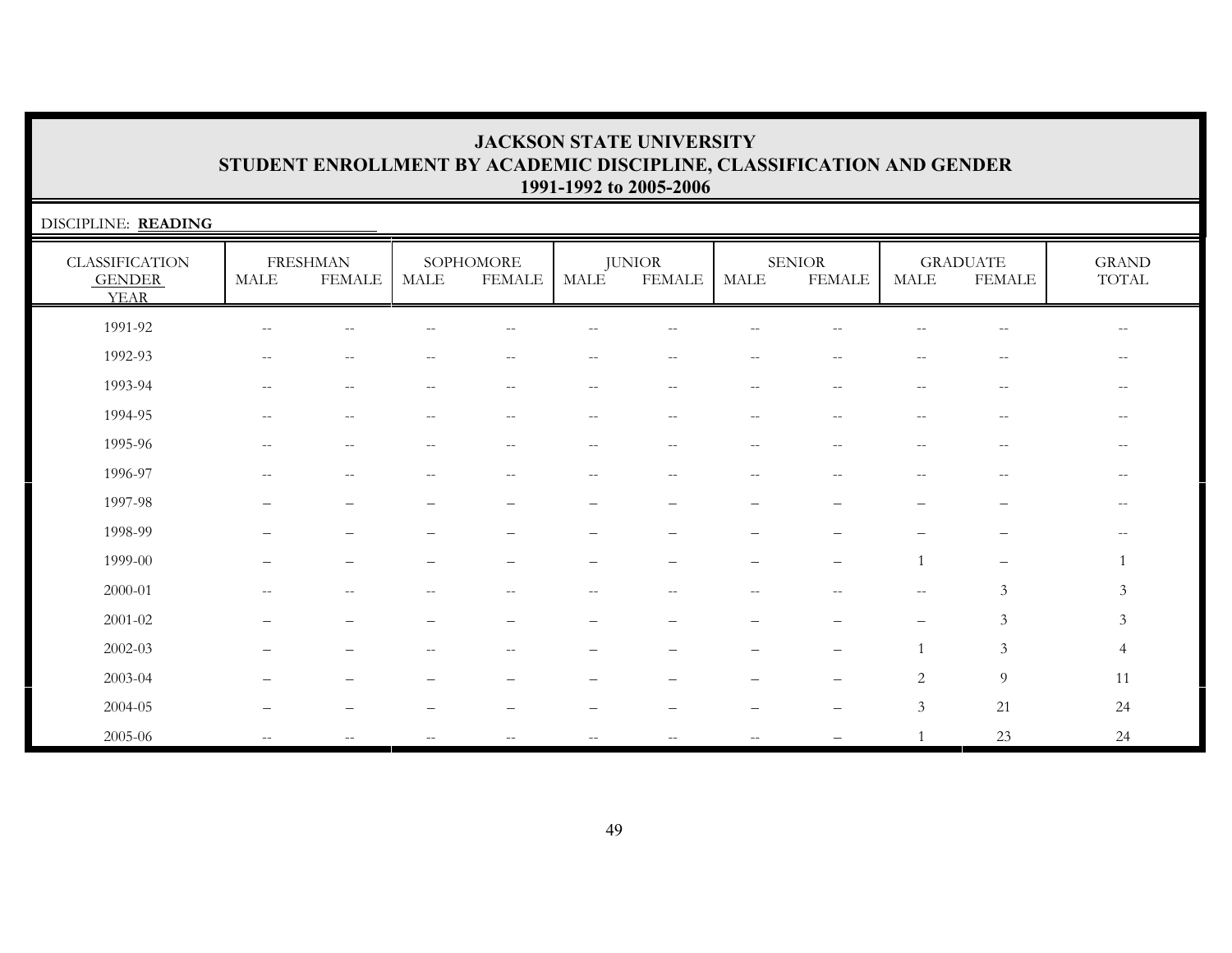# JACKSON STATE UNIVERSITY
## STUDENT ENROLLMENT BY ACADEMIC DISCIPLINE, CLASSIFICATION AND GENDER
### 1991-1992 to 2005-2006

DISCIPLINE: **READING**

| CLASSIFICATION GENDER YEAR | FRESHMAN | | SOPHOMORE | | JUNIOR | | SENIOR | | GRADUATE | | GRAND TOTAL |
|---|---|---|---|---|---|---|---|---|---|---|---|
| | MALE | FEMALE | MALE | FEMALE | MALE | FEMALE | MALE | FEMALE | MALE | FEMALE | |
| 1991-92 | -- | -- | -- | -- | -- | -- | -- | -- | -- | -- | -- |
| 1992-93 | -- | -- | -- | -- | -- | -- | -- | -- | -- | -- | -- |
| 1993-94 | -- | -- | -- | -- | -- | -- | -- | -- | -- | -- | -- |
| 1994-95 | -- | -- | -- | -- | -- | -- | -- | -- | -- | -- | -- |
| 1995-96 | -- | -- | -- | -- | -- | -- | -- | -- | -- | -- | -- |
| 1996-97 | -- | -- | -- | -- | -- | -- | -- | -- | -- | -- | -- |
| 1997-98 | – | – | – | – | – | – | – | – | – | – | -- |
| 1998-99 | – | – | – | – | – | – | – | – | – | – | -- |
| 1999-00 | – | – | – | – | – | – | – | – | 1 | – | 1 |
| 2000-01 | -- | -- | -- | -- | -- | -- | -- | -- | -- | 3 | 3 |
| 2001-02 | – | – | – | – | – | – | – | – | – | 3 | 3 |
| 2002-03 | – | – | -- | -- | – | – | – | – | 1 | 3 | 4 |
| 2003-04 | – | – | – | – | – | – | – | – | 2 | 9 | 11 |
| 2004-05 | – | – | – | – | – | – | – | – | 3 | 21 | 24 |
| 2005-06 | -- | -- | -- | -- | -- | -- | -- | – | 1 | 23 | 24 |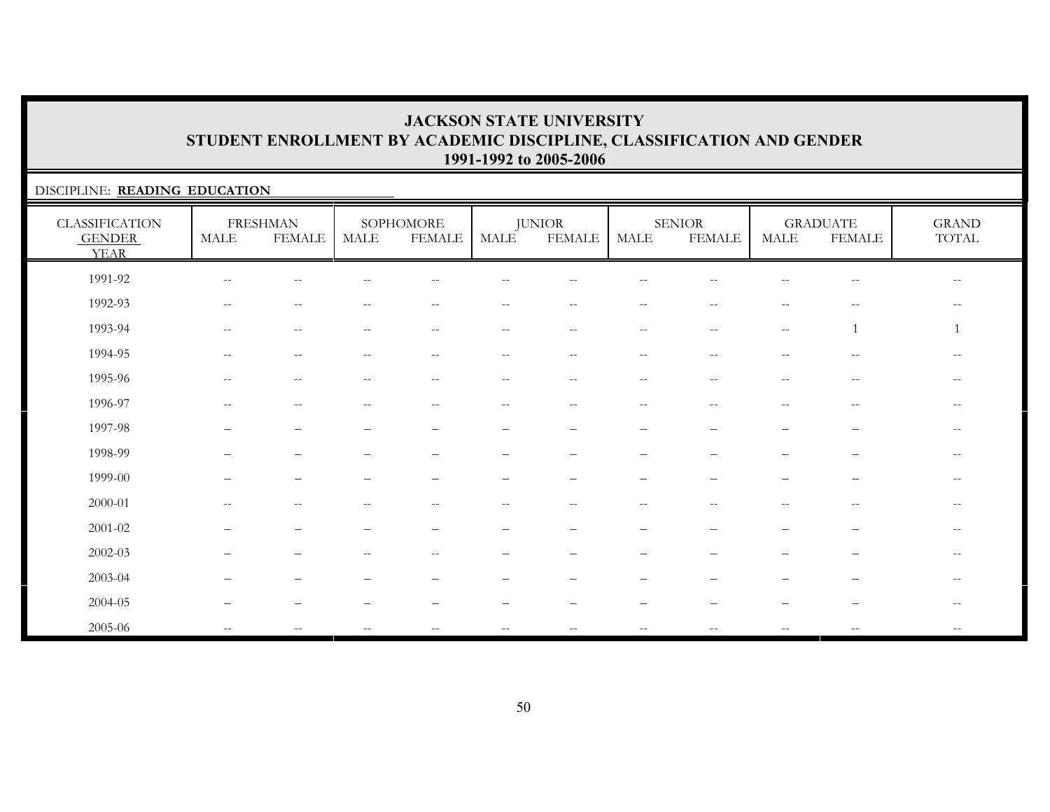# JACKSON STATE UNIVERSITY
## STUDENT ENROLLMENT BY ACADEMIC DISCIPLINE, CLASSIFICATION AND GENDER
### 1991-1992 to 2005-2006

DISCIPLINE: **READING EDUCATION**

| CLASSIFICATION | FRESHMAN | | SOPHOMORE | | JUNIOR | | SENIOR | | GRADUATE | | GRAND |
|---|---|---|---|---|---|---|---|---|---|---|---|
| GENDER YEAR | MALE | FEMALE | MALE | FEMALE | MALE | FEMALE | MALE | FEMALE | MALE | FEMALE | TOTAL |
| 1991-92 | -- | -- | -- | -- | -- | -- | -- | -- | -- | -- | -- |
| 1992-93 | -- | -- | -- | -- | -- | -- | -- | -- | -- | -- | -- |
| 1993-94 | -- | -- | -- | -- | -- | -- | -- | -- | -- | 1 | 1 |
| 1994-95 | -- | -- | -- | -- | -- | -- | -- | -- | -- | -- | -- |
| 1995-96 | -- | -- | -- | -- | -- | -- | -- | -- | -- | -- | -- |
| 1996-97 | -- | -- | -- | -- | -- | -- | -- | -- | -- | -- | -- |
| 1997-98 | – | – | – | – | – | – | – | – | – | – | -- |
| 1998-99 | – | – | – | – | – | – | – | – | – | – | -- |
| 1999-00 | – | – | – | – | – | – | – | – | – | – | -- |
| 2000-01 | -- | -- | -- | -- | -- | -- | -- | -- | -- | -- | -- |
| 2001-02 | – | – | – | – | – | – | – | – | – | – | -- |
| 2002-03 | – | – | -- | -- | – | – | – | – | – | – | -- |
| 2003-04 | – | – | – | – | – | – | – | – | – | – | -- |
| 2004-05 | – | – | – | – | – | – | – | – | – | – | -- |
| 2005-06 | -- | -- | -- | -- | -- | -- | -- | -- | -- | -- | -- |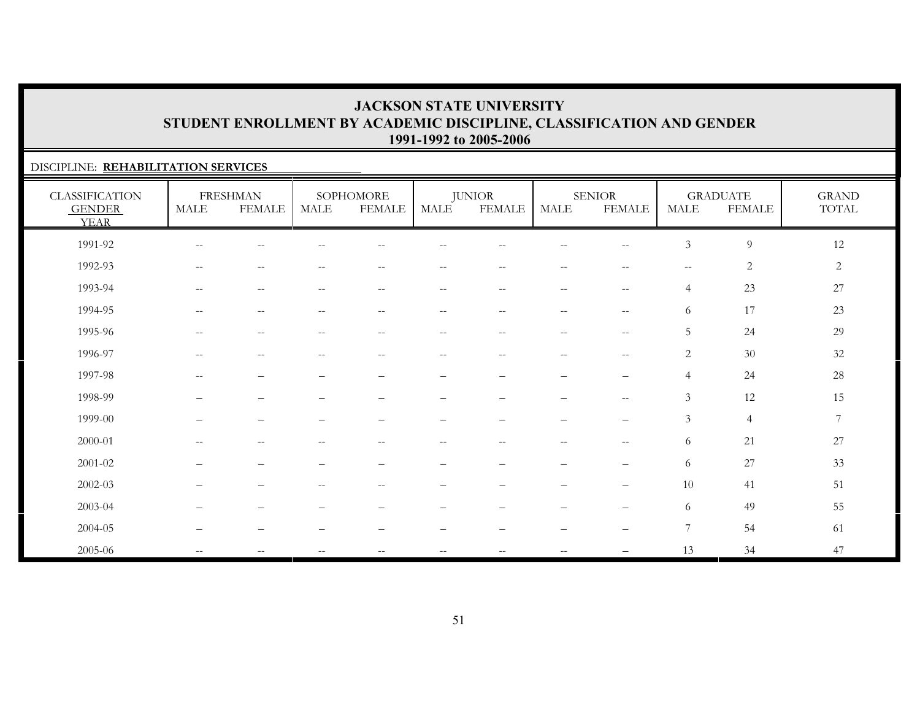# JACKSON STATE UNIVERSITY
## STUDENT ENROLLMENT BY ACADEMIC DISCIPLINE, CLASSIFICATION AND GENDER
### 1991-1992 to 2005-2006

DISCIPLINE: **REHABILITATION SERVICES**

| CLASSIFICATION GENDER YEAR | FRESHMAN | | SOPHOMORE | | JUNIOR | | SENIOR | | GRADUATE | | GRAND TOTAL |
|---|---|---|---|---|---|---|---|---|---|---|---|
| | MALE | FEMALE | MALE | FEMALE | MALE | FEMALE | MALE | FEMALE | MALE | FEMALE | |
| 1991-92 | -- | -- | -- | -- | -- | -- | -- | -- | 3 | 9 | 12 |
| 1992-93 | -- | -- | -- | -- | -- | -- | -- | -- | -- | 2 | 2 |
| 1993-94 | -- | -- | -- | -- | -- | -- | -- | -- | 4 | 23 | 27 |
| 1994-95 | -- | -- | -- | -- | -- | -- | -- | -- | 6 | 17 | 23 |
| 1995-96 | -- | -- | -- | -- | -- | -- | -- | -- | 5 | 24 | 29 |
| 1996-97 | -- | -- | -- | -- | -- | -- | -- | -- | 2 | 30 | 32 |
| 1997-98 | -- | – | – | – | – | – | – | – | 4 | 24 | 28 |
| 1998-99 | – | – | – | – | – | – | – | -- | 3 | 12 | 15 |
| 1999-00 | – | – | – | – | – | – | – | – | 3 | 4 | 7 |
| 2000-01 | -- | -- | -- | -- | -- | -- | -- | -- | 6 | 21 | 27 |
| 2001-02 | – | – | – | – | – | – | – | – | 6 | 27 | 33 |
| 2002-03 | – | – | -- | -- | – | – | – | – | 10 | 41 | 51 |
| 2003-04 | – | – | – | – | – | – | – | – | 6 | 49 | 55 |
| 2004-05 | – | – | – | – | – | – | – | – | 7 | 54 | 61 |
| 2005-06 | -- | -- | -- | -- | -- | -- | -- | – | 13 | 34 | 47 |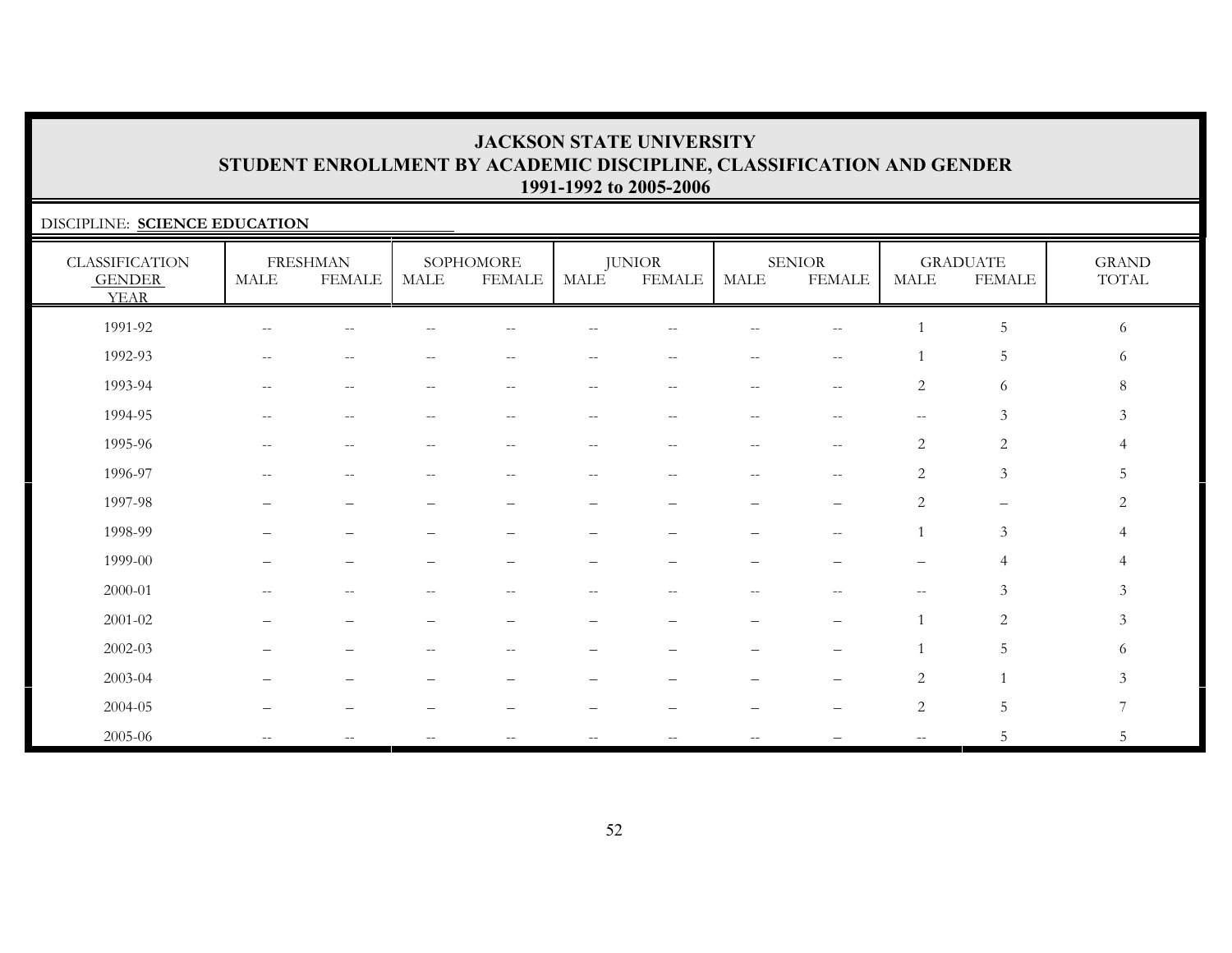# JACKSON STATE UNIVERSITY
## STUDENT ENROLLMENT BY ACADEMIC DISCIPLINE, CLASSIFICATION AND GENDER
### 1991-1992 to 2005-2006

DISCIPLINE: **SCIENCE EDUCATION**

| CLASSIFICATION GENDER YEAR | FRESHMAN | | SOPHOMORE | | JUNIOR | | SENIOR | | GRADUATE | | GRAND TOTAL |
|---|---|---|---|---|---|---|---|---|---|---|---|
| | MALE | FEMALE | MALE | FEMALE | MALE | FEMALE | MALE | FEMALE | MALE | FEMALE | |
| 1991-92 | -- | -- | -- | -- | -- | -- | -- | -- | 1 | 5 | 6 |
| 1992-93 | -- | -- | -- | -- | -- | -- | -- | -- | 1 | 5 | 6 |
| 1993-94 | -- | -- | -- | -- | -- | -- | -- | -- | 2 | 6 | 8 |
| 1994-95 | -- | -- | -- | -- | -- | -- | -- | -- | -- | 3 | 3 |
| 1995-96 | -- | -- | -- | -- | -- | -- | -- | -- | 2 | 2 | 4 |
| 1996-97 | -- | -- | -- | -- | -- | -- | -- | -- | 2 | 3 | 5 |
| 1997-98 | – | – | – | – | – | – | – | – | 2 | – | 2 |
| 1998-99 | – | – | – | – | – | – | – | -- | 1 | 3 | 4 |
| 1999-00 | – | – | – | – | – | – | – | – | – | 4 | 4 |
| 2000-01 | -- | -- | -- | -- | -- | -- | -- | -- | -- | 3 | 3 |
| 2001-02 | – | – | – | – | – | – | – | – | 1 | 2 | 3 |
| 2002-03 | – | – | -- | -- | – | – | – | – | 1 | 5 | 6 |
| 2003-04 | – | – | – | – | – | – | – | – | 2 | 1 | 3 |
| 2004-05 | – | – | – | – | – | – | – | – | 2 | 5 | 7 |
| 2005-06 | -- | -- | -- | -- | -- | -- | -- | – | -- | 5 | 5 |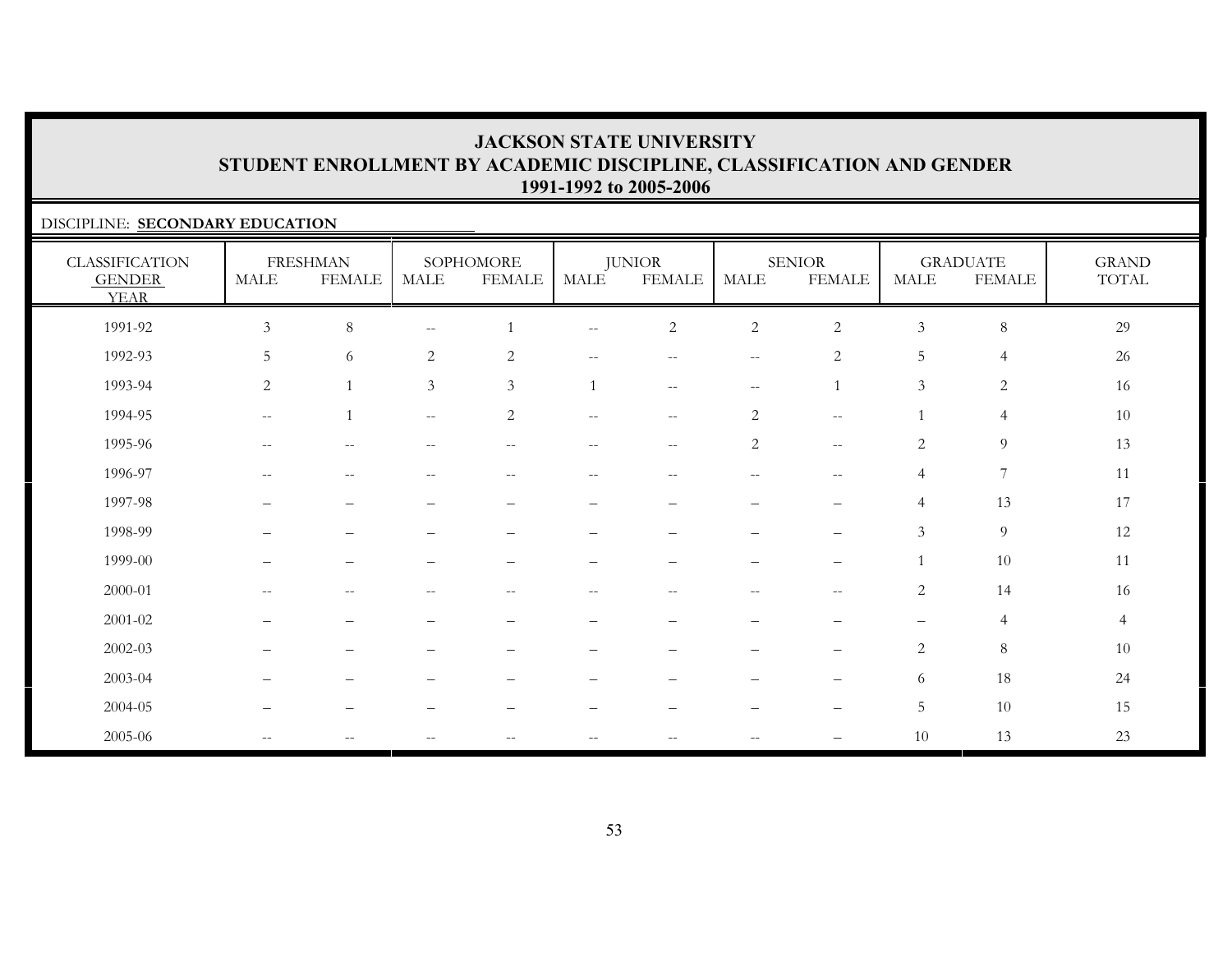# JACKSON STATE UNIVERSITY
## STUDENT ENROLLMENT BY ACADEMIC DISCIPLINE, CLASSIFICATION AND GENDER
### 1991-1992 to 2005-2006

DISCIPLINE: **SECONDARY EDUCATION**

| CLASSIFICATION GENDER YEAR | FRESHMAN | | SOPHOMORE | | JUNIOR | | SENIOR | | GRADUATE | | GRAND TOTAL |
|---|---|---|---|---|---|---|---|---|---|---|---|
| | MALE | FEMALE | MALE | FEMALE | MALE | FEMALE | MALE | FEMALE | MALE | FEMALE | |
| 1991-92 | 3 | 8 | -- | 1 | -- | 2 | 2 | 2 | 3 | 8 | 29 |
| 1992-93 | 5 | 6 | 2 | 2 | -- | -- | -- | 2 | 5 | 4 | 26 |
| 1993-94 | 2 | 1 | 3 | 3 | 1 | -- | -- | 1 | 3 | 2 | 16 |
| 1994-95 | -- | 1 | -- | 2 | -- | -- | 2 | -- | 1 | 4 | 10 |
| 1995-96 | -- | -- | -- | -- | -- | -- | 2 | -- | 2 | 9 | 13 |
| 1996-97 | -- | -- | -- | -- | -- | -- | -- | -- | 4 | 7 | 11 |
| 1997-98 | – | – | – | – | – | – | – | – | 4 | 13 | 17 |
| 1998-99 | – | – | – | – | – | – | – | – | 3 | 9 | 12 |
| 1999-00 | – | – | – | – | – | – | – | – | 1 | 10 | 11 |
| 2000-01 | -- | -- | -- | -- | -- | -- | -- | -- | 2 | 14 | 16 |
| 2001-02 | – | – | – | – | – | – | – | – | – | 4 | 4 |
| 2002-03 | – | – | – | – | – | – | – | – | 2 | 8 | 10 |
| 2003-04 | – | – | – | – | – | – | – | – | 6 | 18 | 24 |
| 2004-05 | – | – | – | – | – | – | – | – | 5 | 10 | 15 |
| 2005-06 | -- | -- | -- | -- | -- | -- | -- | – | 10 | 13 | 23 |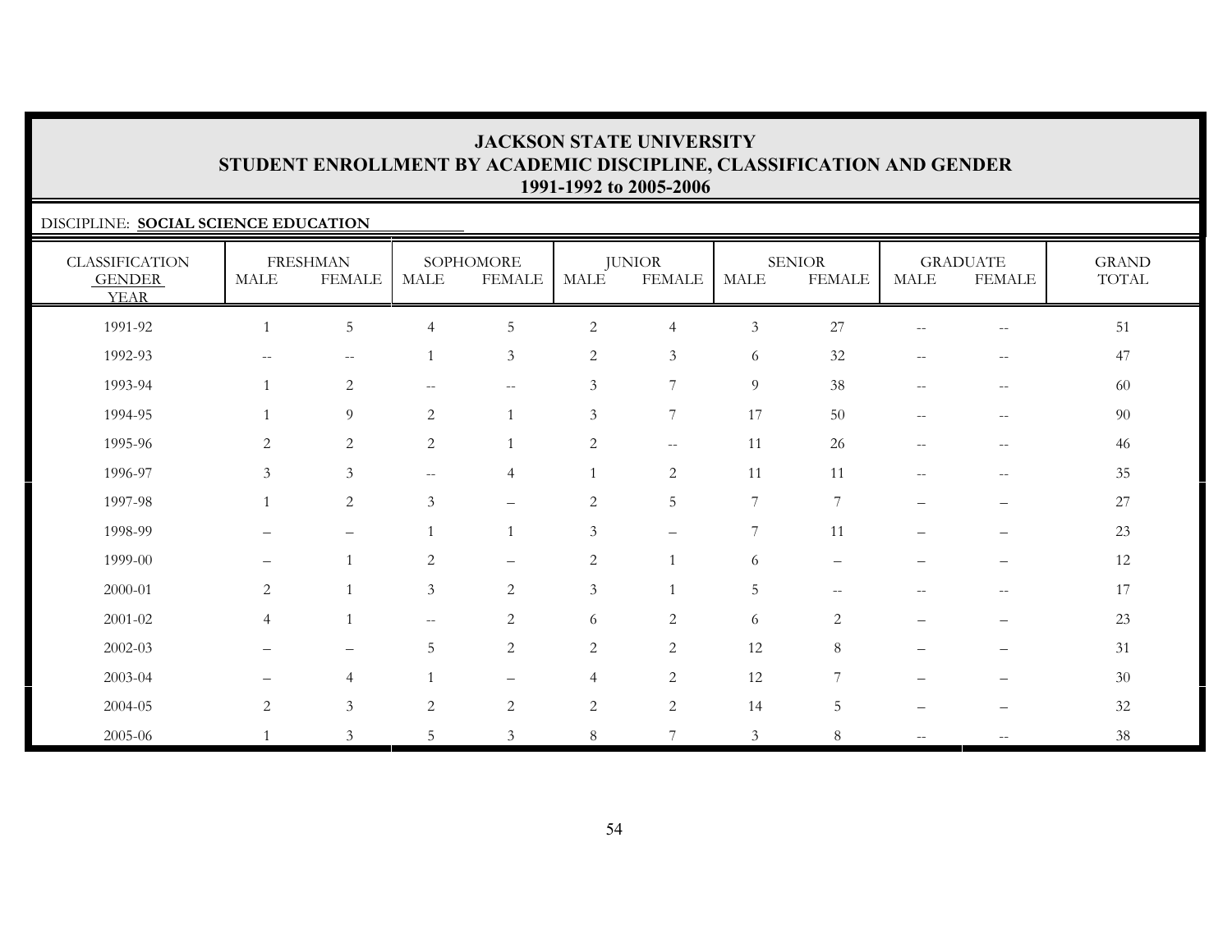# JACKSON STATE UNIVERSITY
## STUDENT ENROLLMENT BY ACADEMIC DISCIPLINE, CLASSIFICATION AND GENDER
### 1991-1992 to 2005-2006

DISCIPLINE: **SOCIAL SCIENCE EDUCATION**

| CLASSIFICATION GENDER YEAR | FRESHMAN | | SOPHOMORE | | JUNIOR | | SENIOR | | GRADUATE | | GRAND TOTAL |
|---|---|---|---|---|---|---|---|---|---|---|---|
| | MALE | FEMALE | MALE | FEMALE | MALE | FEMALE | MALE | FEMALE | MALE | FEMALE | |
| 1991-92 | 1 | 5 | 4 | 5 | 2 | 4 | 3 | 27 | -- | -- | 51 |
| 1992-93 | -- | -- | 1 | 3 | 2 | 3 | 6 | 32 | -- | -- | 47 |
| 1993-94 | 1 | 2 | -- | -- | 3 | 7 | 9 | 38 | -- | -- | 60 |
| 1994-95 | 1 | 9 | 2 | 1 | 3 | 7 | 17 | 50 | -- | -- | 90 |
| 1995-96 | 2 | 2 | 2 | 1 | 2 | -- | 11 | 26 | -- | -- | 46 |
| 1996-97 | 3 | 3 | -- | 4 | 1 | 2 | 11 | 11 | -- | -- | 35 |
| 1997-98 | 1 | 2 | 3 | – | 2 | 5 | 7 | 7 | – | – | 27 |
| 1998-99 | – | – | 1 | 1 | 3 | – | 7 | 11 | – | – | 23 |
| 1999-00 | – | 1 | 2 | – | 2 | 1 | 6 | – | – | – | 12 |
| 2000-01 | 2 | 1 | 3 | 2 | 3 | 1 | 5 | -- | -- | -- | 17 |
| 2001-02 | 4 | 1 | -- | 2 | 6 | 2 | 6 | 2 | – | – | 23 |
| 2002-03 | – | – | 5 | 2 | 2 | 2 | 12 | 8 | – | – | 31 |
| 2003-04 | – | 4 | 1 | – | 4 | 2 | 12 | 7 | – | – | 30 |
| 2004-05 | 2 | 3 | 2 | 2 | 2 | 2 | 14 | 5 | – | – | 32 |
| 2005-06 | 1 | 3 | 5 | 3 | 8 | 7 | 3 | 8 | -- | -- | 38 |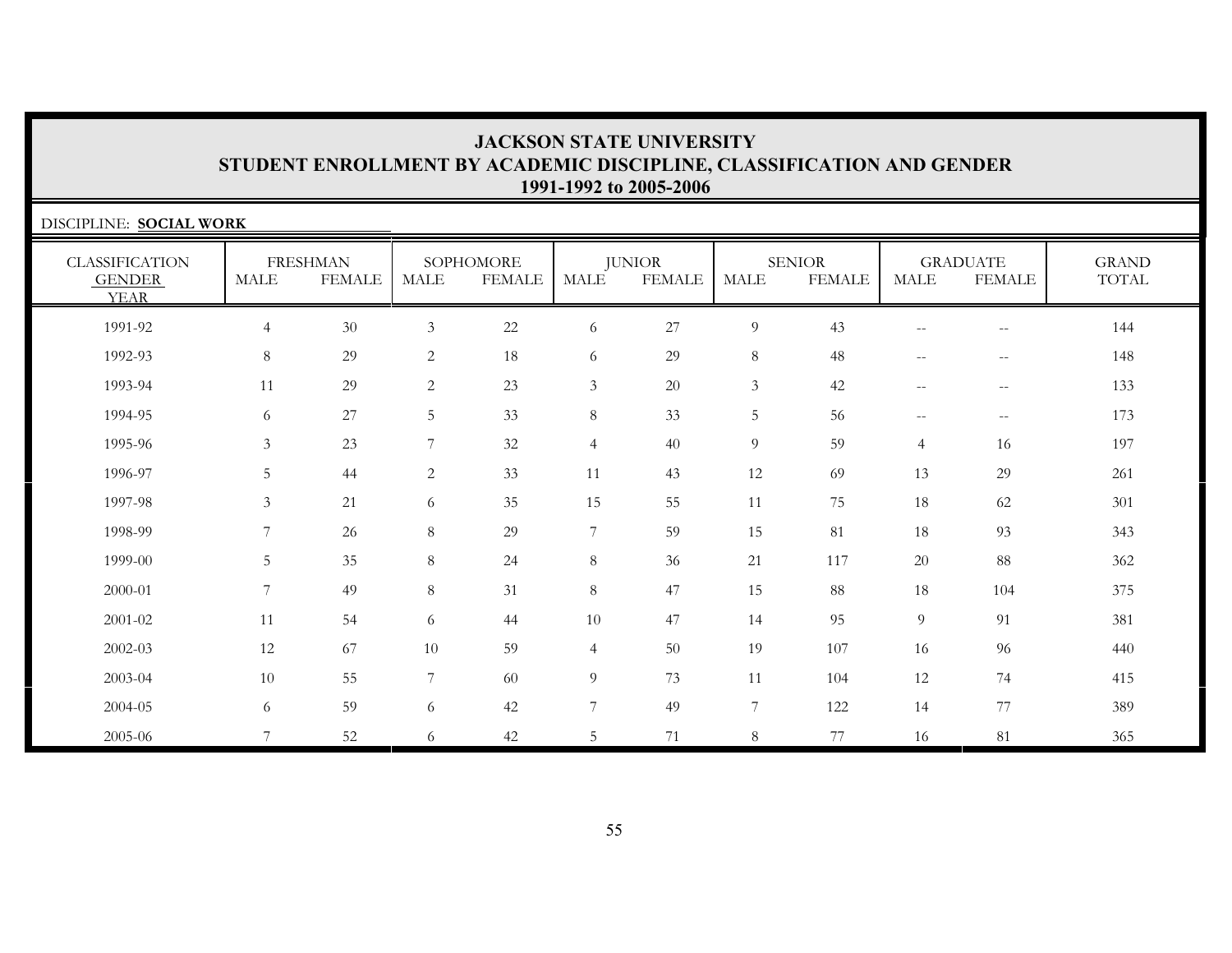# JACKSON STATE UNIVERSITY
## STUDENT ENROLLMENT BY ACADEMIC DISCIPLINE, CLASSIFICATION AND GENDER
### 1991-1992 to 2005-2006

DISCIPLINE: **SOCIAL WORK**

| CLASSIFICATION | FRESHMAN | | SOPHOMORE | | JUNIOR | | SENIOR | | GRADUATE | | GRAND |
|---|---|---|---|---|---|---|---|---|---|---|---|
| GENDER / YEAR | MALE | FEMALE | MALE | FEMALE | MALE | FEMALE | MALE | FEMALE | MALE | FEMALE | TOTAL |
| 1991-92 | 4 | 30 | 3 | 22 | 6 | 27 | 9 | 43 | -- | -- | 144 |
| 1992-93 | 8 | 29 | 2 | 18 | 6 | 29 | 8 | 48 | -- | -- | 148 |
| 1993-94 | 11 | 29 | 2 | 23 | 3 | 20 | 3 | 42 | -- | -- | 133 |
| 1994-95 | 6 | 27 | 5 | 33 | 8 | 33 | 5 | 56 | -- | -- | 173 |
| 1995-96 | 3 | 23 | 7 | 32 | 4 | 40 | 9 | 59 | 4 | 16 | 197 |
| 1996-97 | 5 | 44 | 2 | 33 | 11 | 43 | 12 | 69 | 13 | 29 | 261 |
| 1997-98 | 3 | 21 | 6 | 35 | 15 | 55 | 11 | 75 | 18 | 62 | 301 |
| 1998-99 | 7 | 26 | 8 | 29 | 7 | 59 | 15 | 81 | 18 | 93 | 343 |
| 1999-00 | 5 | 35 | 8 | 24 | 8 | 36 | 21 | 117 | 20 | 88 | 362 |
| 2000-01 | 7 | 49 | 8 | 31 | 8 | 47 | 15 | 88 | 18 | 104 | 375 |
| 2001-02 | 11 | 54 | 6 | 44 | 10 | 47 | 14 | 95 | 9 | 91 | 381 |
| 2002-03 | 12 | 67 | 10 | 59 | 4 | 50 | 19 | 107 | 16 | 96 | 440 |
| 2003-04 | 10 | 55 | 7 | 60 | 9 | 73 | 11 | 104 | 12 | 74 | 415 |
| 2004-05 | 6 | 59 | 6 | 42 | 7 | 49 | 7 | 122 | 14 | 77 | 389 |
| 2005-06 | 7 | 52 | 6 | 42 | 5 | 71 | 8 | 77 | 16 | 81 | 365 |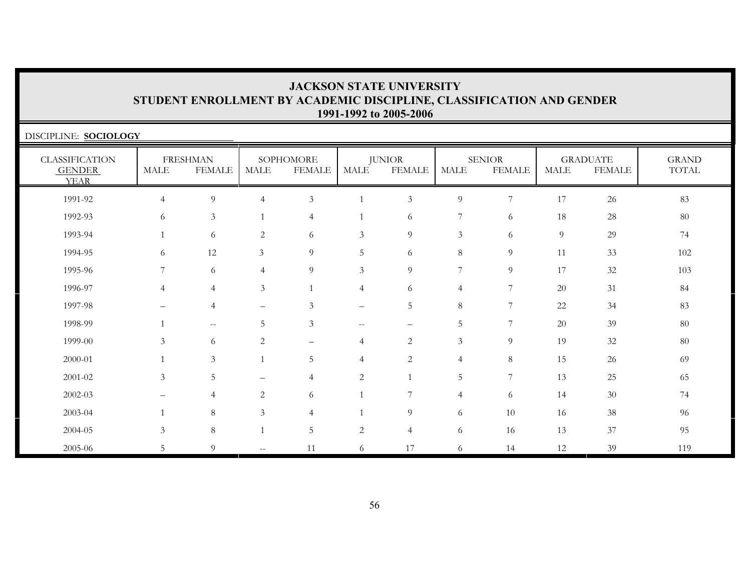# JACKSON STATE UNIVERSITY
## STUDENT ENROLLMENT BY ACADEMIC DISCIPLINE, CLASSIFICATION AND GENDER
### 1991-1992 to 2005-2006

DISCIPLINE: **SOCIOLOGY**

| CLASSIFICATION GENDER YEAR | FRESHMAN | | SOPHOMORE | | JUNIOR | | SENIOR | | GRADUATE | | GRAND TOTAL |
|---|---|---|---|---|---|---|---|---|---|---|---|
| | MALE | FEMALE | MALE | FEMALE | MALE | FEMALE | MALE | FEMALE | MALE | FEMALE | |
| 1991-92 | 4 | 9 | 4 | 3 | 1 | 3 | 9 | 7 | 17 | 26 | 83 |
| 1992-93 | 6 | 3 | 1 | 4 | 1 | 6 | 7 | 6 | 18 | 28 | 80 |
| 1993-94 | 1 | 6 | 2 | 6 | 3 | 9 | 3 | 6 | 9 | 29 | 74 |
| 1994-95 | 6 | 12 | 3 | 9 | 5 | 6 | 8 | 9 | 11 | 33 | 102 |
| 1995-96 | 7 | 6 | 4 | 9 | 3 | 9 | 7 | 9 | 17 | 32 | 103 |
| 1996-97 | 4 | 4 | 3 | 1 | 4 | 6 | 4 | 7 | 20 | 31 | 84 |
| 1997-98 | – | 4 | – | 3 | – | 5 | 8 | 7 | 22 | 34 | 83 |
| 1998-99 | 1 | -- | 5 | 3 | -- | – | 5 | 7 | 20 | 39 | 80 |
| 1999-00 | 3 | 6 | 2 | – | 4 | 2 | 3 | 9 | 19 | 32 | 80 |
| 2000-01 | 1 | 3 | 1 | 5 | 4 | 2 | 4 | 8 | 15 | 26 | 69 |
| 2001-02 | 3 | 5 | – | 4 | 2 | 1 | 5 | 7 | 13 | 25 | 65 |
| 2002-03 | – | 4 | 2 | 6 | 1 | 7 | 4 | 6 | 14 | 30 | 74 |
| 2003-04 | 1 | 8 | 3 | 4 | 1 | 9 | 6 | 10 | 16 | 38 | 96 |
| 2004-05 | 3 | 8 | 1 | 5 | 2 | 4 | 6 | 16 | 13 | 37 | 95 |
| 2005-06 | 5 | 9 | -- | 11 | 6 | 17 | 6 | 14 | 12 | 39 | 119 |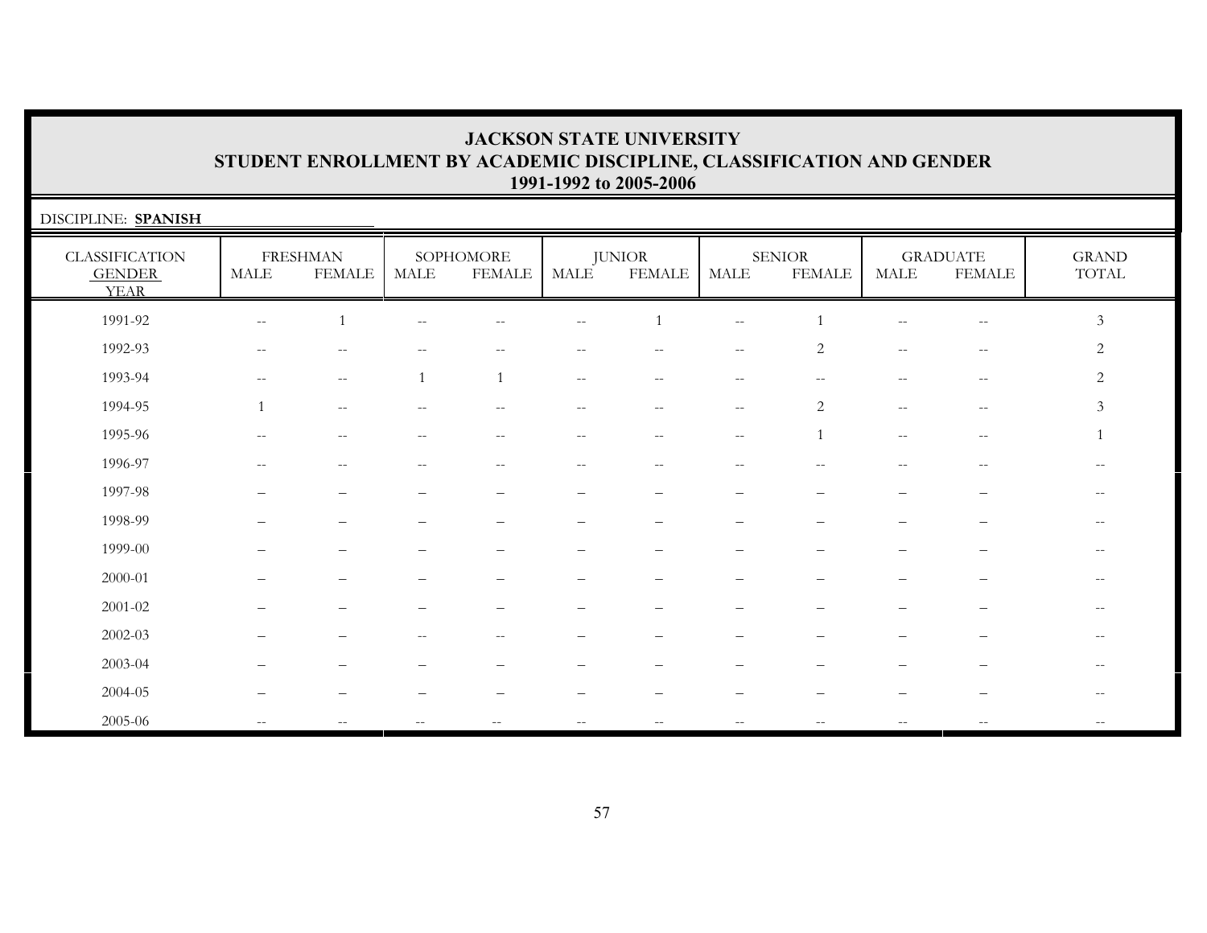# JACKSON STATE UNIVERSITY
## STUDENT ENROLLMENT BY ACADEMIC DISCIPLINE, CLASSIFICATION AND GENDER
### 1991-1992 to 2005-2006

DISCIPLINE: **SPANISH**

| CLASSIFICATION GENDER YEAR | FRESHMAN MALE | FRESHMAN FEMALE | SOPHOMORE MALE | SOPHOMORE FEMALE | JUNIOR MALE | JUNIOR FEMALE | SENIOR MALE | SENIOR FEMALE | GRADUATE MALE | GRADUATE FEMALE | GRAND TOTAL |
|---|---|---|---|---|---|---|---|---|---|---|---|
| 1991-92 | -- | 1 | -- | -- | -- | 1 | -- | 1 | -- | -- | 3 |
| 1992-93 | -- | -- | -- | -- | -- | -- | -- | 2 | -- | -- | 2 |
| 1993-94 | -- | -- | 1 | 1 | -- | -- | -- | -- | -- | -- | 2 |
| 1994-95 | 1 | -- | -- | -- | -- | -- | -- | 2 | -- | -- | 3 |
| 1995-96 | -- | -- | -- | -- | -- | -- | -- | 1 | -- | -- | 1 |
| 1996-97 | -- | -- | -- | -- | -- | -- | -- | -- | -- | -- | -- |
| 1997-98 | – | – | – | – | – | – | – | – | – | – | -- |
| 1998-99 | – | – | – | – | – | – | – | – | – | – | -- |
| 1999-00 | – | – | – | – | – | – | – | – | – | – | -- |
| 2000-01 | – | – | – | – | – | – | – | – | – | – | -- |
| 2001-02 | – | – | – | – | – | – | – | – | – | – | -- |
| 2002-03 | – | – | -- | -- | – | – | – | – | – | – | -- |
| 2003-04 | – | – | – | – | – | – | – | – | – | – | -- |
| 2004-05 | – | – | – | – | – | – | – | – | – | – | -- |
| 2005-06 | -- | -- | -- | -- | -- | -- | -- | -- | -- | -- | -- |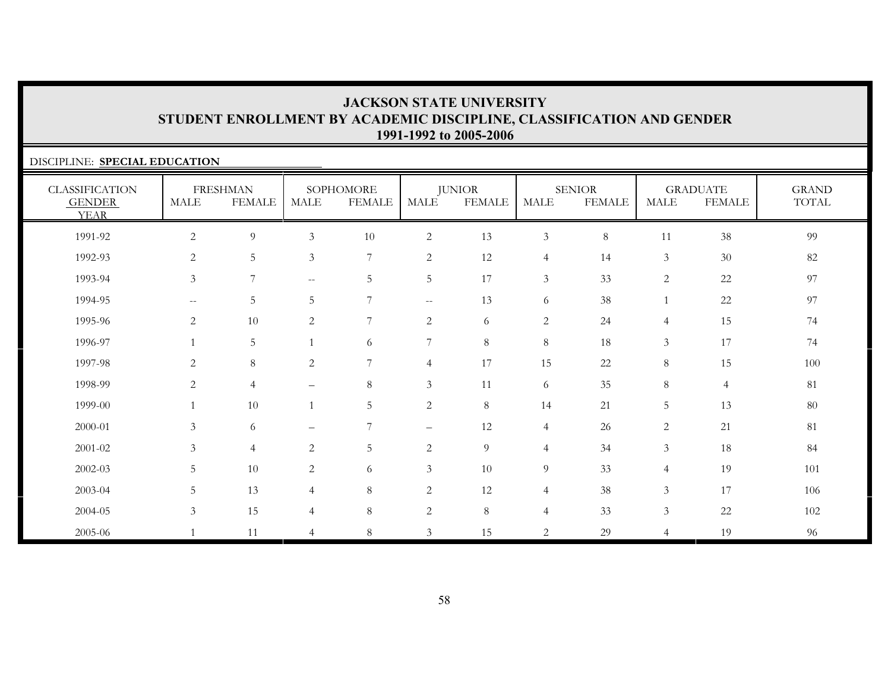# JACKSON STATE UNIVERSITY
## STUDENT ENROLLMENT BY ACADEMIC DISCIPLINE, CLASSIFICATION AND GENDER
### 1991-1992 to 2005-2006

DISCIPLINE: **SPECIAL EDUCATION**

| CLASSIFICATION | FRESHMAN | | SOPHOMORE | | JUNIOR | | SENIOR | | GRADUATE | | GRAND |
|---|---|---|---|---|---|---|---|---|---|---|---|
| GENDER / YEAR | MALE | FEMALE | MALE | FEMALE | MALE | FEMALE | MALE | FEMALE | MALE | FEMALE | TOTAL |
| 1991-92 | 2 | 9 | 3 | 10 | 2 | 13 | 3 | 8 | 11 | 38 | 99 |
| 1992-93 | 2 | 5 | 3 | 7 | 2 | 12 | 4 | 14 | 3 | 30 | 82 |
| 1993-94 | 3 | 7 | -- | 5 | 5 | 17 | 3 | 33 | 2 | 22 | 97 |
| 1994-95 | -- | 5 | 5 | 7 | -- | 13 | 6 | 38 | 1 | 22 | 97 |
| 1995-96 | 2 | 10 | 2 | 7 | 2 | 6 | 2 | 24 | 4 | 15 | 74 |
| 1996-97 | 1 | 5 | 1 | 6 | 7 | 8 | 8 | 18 | 3 | 17 | 74 |
| 1997-98 | 2 | 8 | 2 | 7 | 4 | 17 | 15 | 22 | 8 | 15 | 100 |
| 1998-99 | 2 | 4 | – | 8 | 3 | 11 | 6 | 35 | 8 | 4 | 81 |
| 1999-00 | 1 | 10 | 1 | 5 | 2 | 8 | 14 | 21 | 5 | 13 | 80 |
| 2000-01 | 3 | 6 | – | 7 | – | 12 | 4 | 26 | 2 | 21 | 81 |
| 2001-02 | 3 | 4 | 2 | 5 | 2 | 9 | 4 | 34 | 3 | 18 | 84 |
| 2002-03 | 5 | 10 | 2 | 6 | 3 | 10 | 9 | 33 | 4 | 19 | 101 |
| 2003-04 | 5 | 13 | 4 | 8 | 2 | 12 | 4 | 38 | 3 | 17 | 106 |
| 2004-05 | 3 | 15 | 4 | 8 | 2 | 8 | 4 | 33 | 3 | 22 | 102 |
| 2005-06 | 1 | 11 | 4 | 8 | 3 | 15 | 2 | 29 | 4 | 19 | 96 |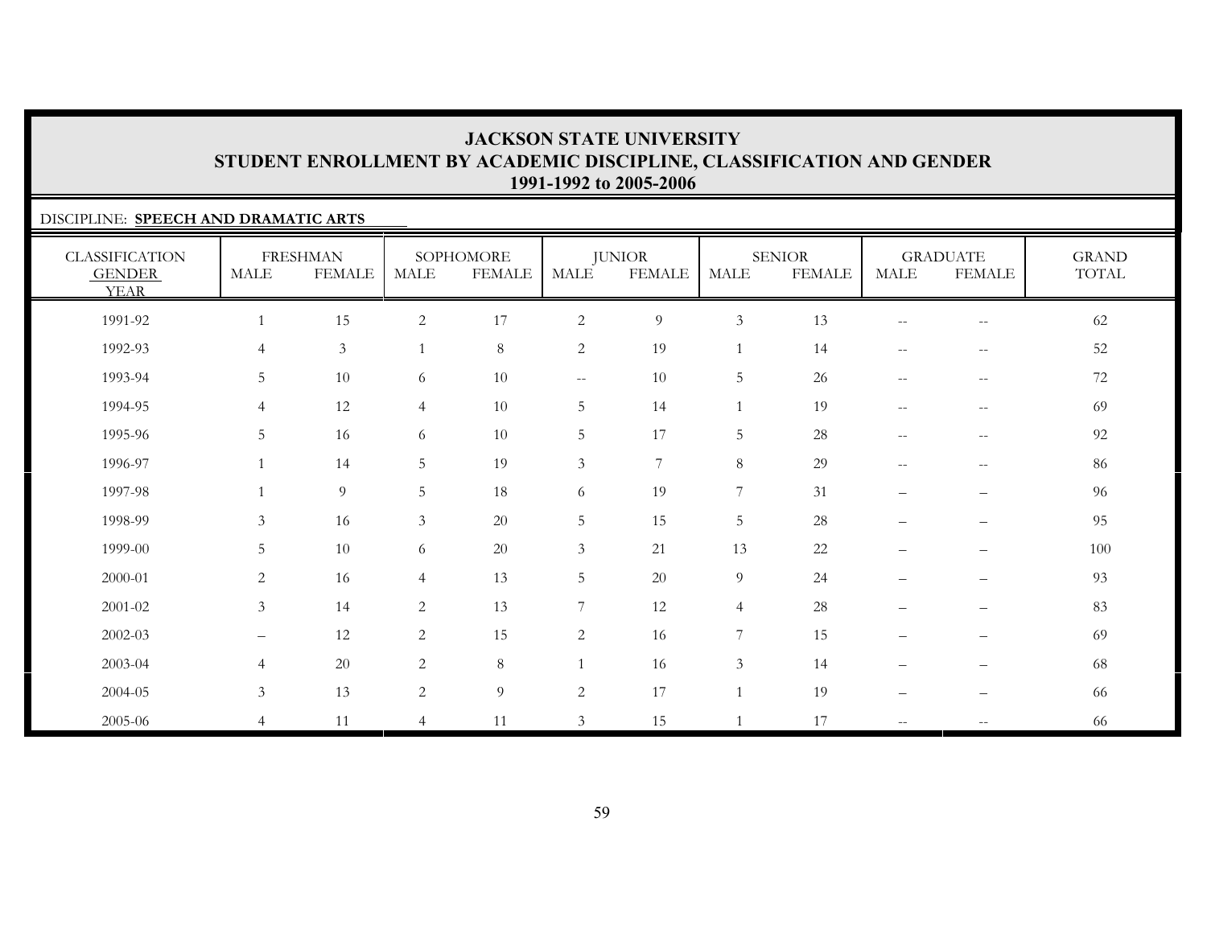# JACKSON STATE UNIVERSITY
## STUDENT ENROLLMENT BY ACADEMIC DISCIPLINE, CLASSIFICATION AND GENDER
### 1991-1992 to 2005-2006

DISCIPLINE: **SPEECH AND DRAMATIC ARTS**

| CLASSIFICATION GENDER YEAR | FRESHMAN | | SOPHOMORE | | JUNIOR | | SENIOR | | GRADUATE | | GRAND TOTAL |
|---|---|---|---|---|---|---|---|---|---|---|---|
| | MALE | FEMALE | MALE | FEMALE | MALE | FEMALE | MALE | FEMALE | MALE | FEMALE | |
| 1991-92 | 1 | 15 | 2 | 17 | 2 | 9 | 3 | 13 | -- | -- | 62 |
| 1992-93 | 4 | 3 | 1 | 8 | 2 | 19 | 1 | 14 | -- | -- | 52 |
| 1993-94 | 5 | 10 | 6 | 10 | -- | 10 | 5 | 26 | -- | -- | 72 |
| 1994-95 | 4 | 12 | 4 | 10 | 5 | 14 | 1 | 19 | -- | -- | 69 |
| 1995-96 | 5 | 16 | 6 | 10 | 5 | 17 | 5 | 28 | -- | -- | 92 |
| 1996-97 | 1 | 14 | 5 | 19 | 3 | 7 | 8 | 29 | -- | -- | 86 |
| 1997-98 | 1 | 9 | 5 | 18 | 6 | 19 | 7 | 31 | – | – | 96 |
| 1998-99 | 3 | 16 | 3 | 20 | 5 | 15 | 5 | 28 | – | – | 95 |
| 1999-00 | 5 | 10 | 6 | 20 | 3 | 21 | 13 | 22 | – | – | 100 |
| 2000-01 | 2 | 16 | 4 | 13 | 5 | 20 | 9 | 24 | – | – | 93 |
| 2001-02 | 3 | 14 | 2 | 13 | 7 | 12 | 4 | 28 | – | – | 83 |
| 2002-03 | – | 12 | 2 | 15 | 2 | 16 | 7 | 15 | – | – | 69 |
| 2003-04 | 4 | 20 | 2 | 8 | 1 | 16 | 3 | 14 | – | – | 68 |
| 2004-05 | 3 | 13 | 2 | 9 | 2 | 17 | 1 | 19 | – | – | 66 |
| 2005-06 | 4 | 11 | 4 | 11 | 3 | 15 | 1 | 17 | -- | -- | 66 |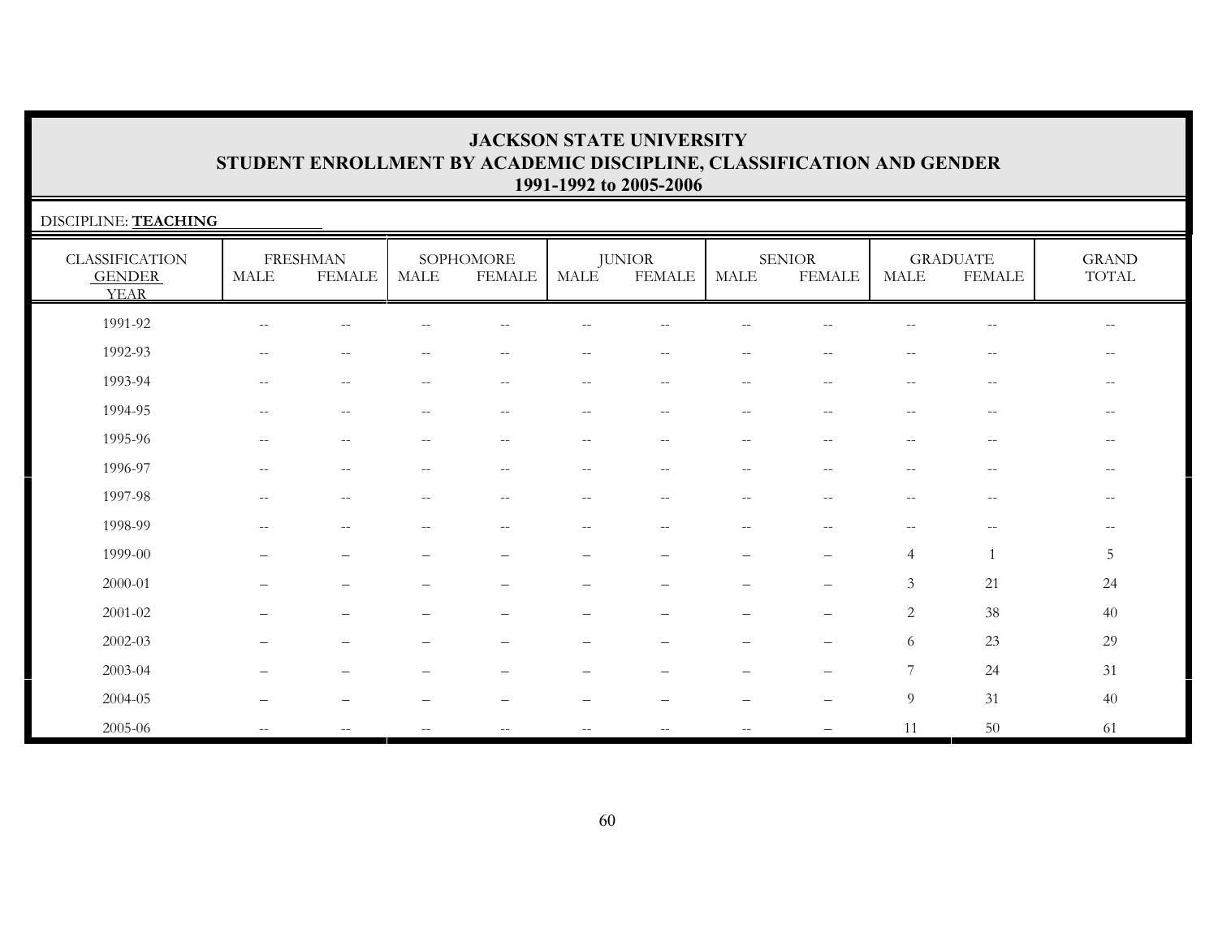# JACKSON STATE UNIVERSITY
## STUDENT ENROLLMENT BY ACADEMIC DISCIPLINE, CLASSIFICATION AND GENDER
### 1991-1992 to 2005-2006

DISCIPLINE: **TEACHING**

| CLASSIFICATION GENDER YEAR | FRESHMAN | | SOPHOMORE | | JUNIOR | | SENIOR | | GRADUATE | | GRAND TOTAL |
|---|---|---|---|---|---|---|---|---|---|---|---|
| | MALE | FEMALE | MALE | FEMALE | MALE | FEMALE | MALE | FEMALE | MALE | FEMALE | |
| 1991-92 | -- | -- | -- | -- | -- | -- | -- | -- | -- | -- | -- |
| 1992-93 | -- | -- | -- | -- | -- | -- | -- | -- | -- | -- | -- |
| 1993-94 | -- | -- | -- | -- | -- | -- | -- | -- | -- | -- | -- |
| 1994-95 | -- | -- | -- | -- | -- | -- | -- | -- | -- | -- | -- |
| 1995-96 | -- | -- | -- | -- | -- | -- | -- | -- | -- | -- | -- |
| 1996-97 | -- | -- | -- | -- | -- | -- | -- | -- | -- | -- | -- |
| 1997-98 | -- | -- | -- | -- | -- | -- | -- | -- | -- | -- | -- |
| 1998-99 | -- | -- | -- | -- | -- | -- | -- | -- | -- | -- | -- |
| 1999-00 | – | – | – | – | – | – | – | – | 4 | 1 | 5 |
| 2000-01 | – | – | – | – | – | – | – | – | 3 | 21 | 24 |
| 2001-02 | – | – | – | – | – | – | – | – | 2 | 38 | 40 |
| 2002-03 | – | – | – | – | – | – | – | – | 6 | 23 | 29 |
| 2003-04 | – | – | – | – | – | – | – | – | 7 | 24 | 31 |
| 2004-05 | – | – | – | – | – | – | – | – | 9 | 31 | 40 |
| 2005-06 | -- | -- | -- | -- | -- | -- | -- | – | 11 | 50 | 61 |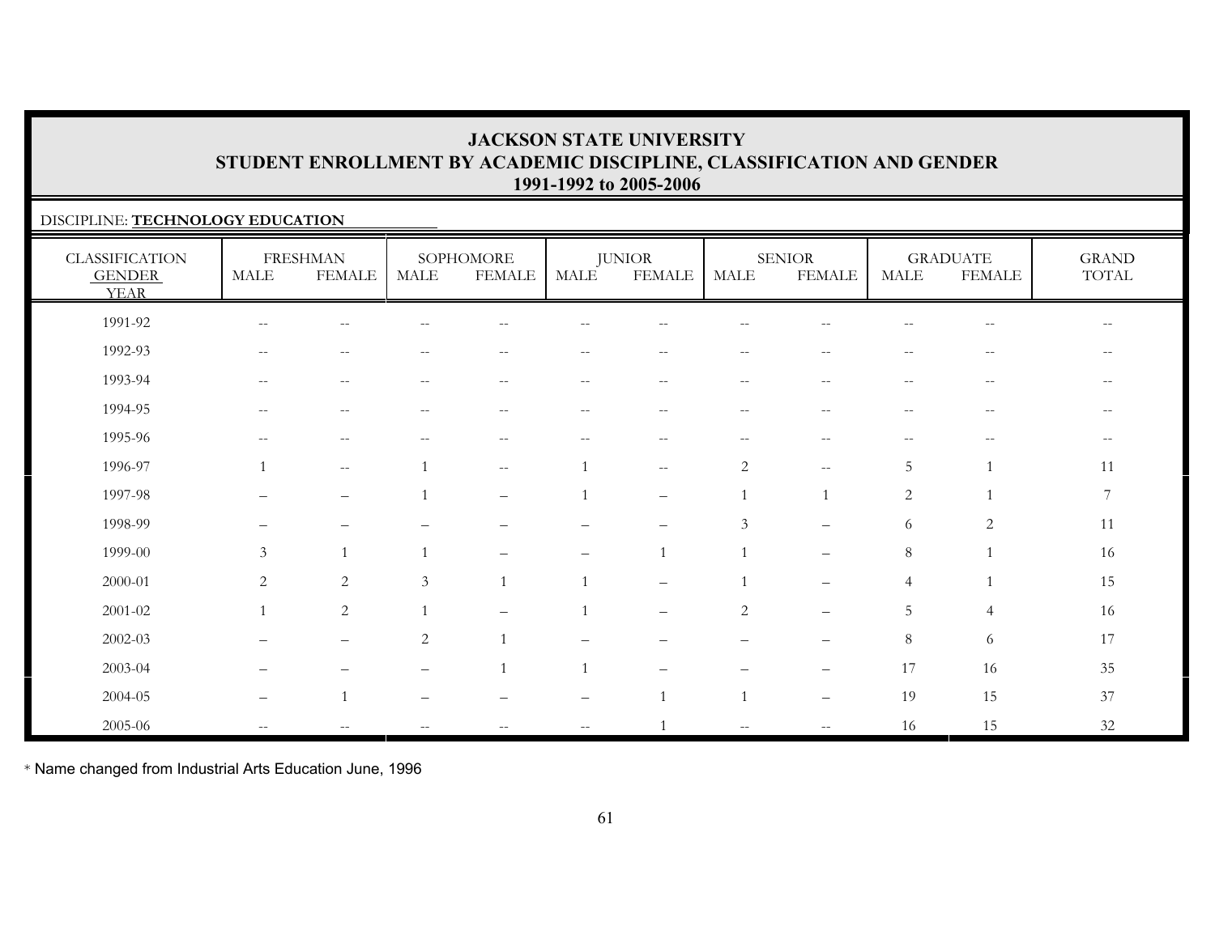# JACKSON STATE UNIVERSITY
## STUDENT ENROLLMENT BY ACADEMIC DISCIPLINE, CLASSIFICATION AND GENDER
### 1991-1992 to 2005-2006

DISCIPLINE: **TECHNOLOGY EDUCATION**

| CLASSIFICATION GENDER YEAR | FRESHMAN | | SOPHOMORE | | JUNIOR | | SENIOR | | GRADUATE | | GRAND TOTAL |
|---|---|---|---|---|---|---|---|---|---|---|---|
| | MALE | FEMALE | MALE | FEMALE | MALE | FEMALE | MALE | FEMALE | MALE | FEMALE | |
| 1991-92 | -- | -- | -- | -- | -- | -- | -- | -- | -- | -- | -- |
| 1992-93 | -- | -- | -- | -- | -- | -- | -- | -- | -- | -- | -- |
| 1993-94 | -- | -- | -- | -- | -- | -- | -- | -- | -- | -- | -- |
| 1994-95 | -- | -- | -- | -- | -- | -- | -- | -- | -- | -- | -- |
| 1995-96 | -- | -- | -- | -- | -- | -- | -- | -- | -- | -- | -- |
| 1996-97 | 1 | -- | 1 | -- | 1 | -- | 2 | -- | 5 | 1 | 11 |
| 1997-98 | – | – | 1 | – | 1 | – | 1 | 1 | 2 | 1 | 7 |
| 1998-99 | – | – | – | – | – | – | 3 | – | 6 | 2 | 11 |
| 1999-00 | 3 | 1 | 1 | – | – | 1 | 1 | – | 8 | 1 | 16 |
| 2000-01 | 2 | 2 | 3 | 1 | 1 | – | 1 | – | 4 | 1 | 15 |
| 2001-02 | 1 | 2 | 1 | – | 1 | – | 2 | – | 5 | 4 | 16 |
| 2002-03 | – | – | 2 | 1 | – | – | – | – | 8 | 6 | 17 |
| 2003-04 | – | – | – | 1 | 1 | – | – | – | 17 | 16 | 35 |
| 2004-05 | – | 1 | – | – | – | 1 | 1 | – | 19 | 15 | 37 |
| 2005-06 | -- | -- | -- | -- | -- | 1 | -- | -- | 16 | 15 | 32 |

* Name changed from Industrial Arts Education June, 1996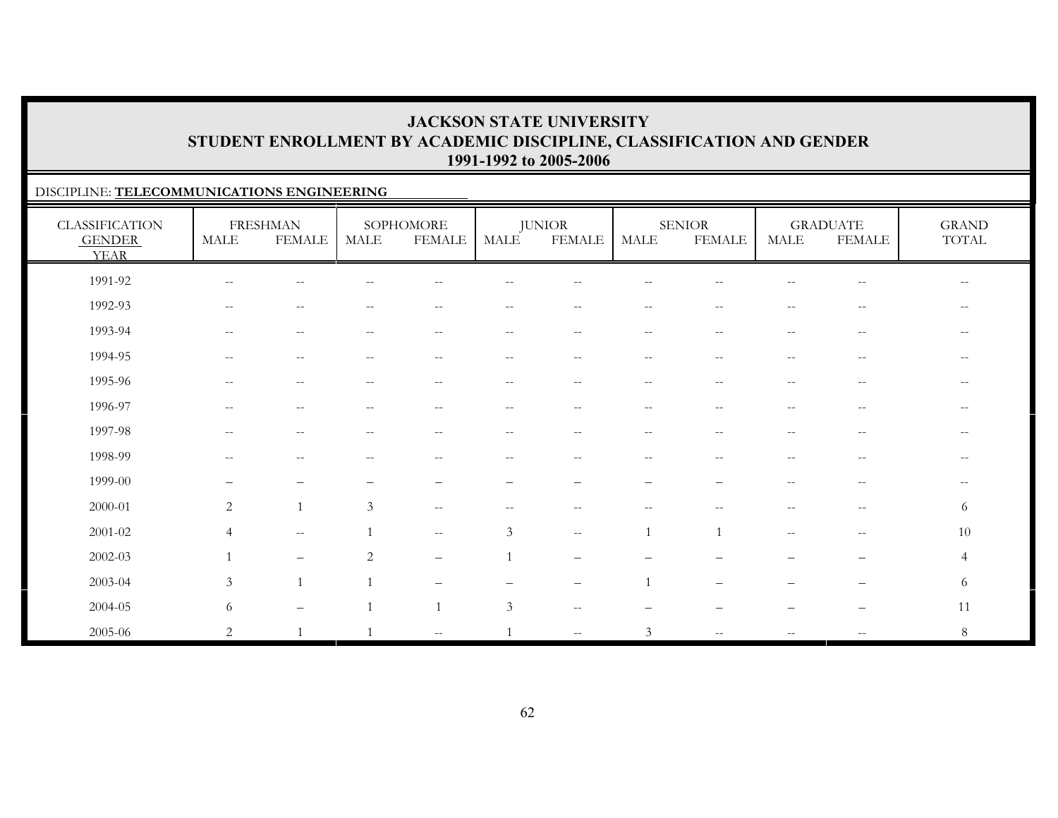# JACKSON STATE UNIVERSITY
## STUDENT ENROLLMENT BY ACADEMIC DISCIPLINE, CLASSIFICATION AND GENDER
### 1991-1992 to 2005-2006

DISCIPLINE: **TELECOMMUNICATIONS ENGINEERING**

| CLASSIFICATION | FRESHMAN | | SOPHOMORE | | JUNIOR | | SENIOR | | GRADUATE | | GRAND |
|---|---|---|---|---|---|---|---|---|---|---|---|
| GENDER / YEAR | MALE | FEMALE | MALE | FEMALE | MALE | FEMALE | MALE | FEMALE | MALE | FEMALE | TOTAL |
| 1991-92 | -- | -- | -- | -- | -- | -- | -- | -- | -- | -- | -- |
| 1992-93 | -- | -- | -- | -- | -- | -- | -- | -- | -- | -- | -- |
| 1993-94 | -- | -- | -- | -- | -- | -- | -- | -- | -- | -- | -- |
| 1994-95 | -- | -- | -- | -- | -- | -- | -- | -- | -- | -- | -- |
| 1995-96 | -- | -- | -- | -- | -- | -- | -- | -- | -- | -- | -- |
| 1996-97 | -- | -- | -- | -- | -- | -- | -- | -- | -- | -- | -- |
| 1997-98 | -- | -- | -- | -- | -- | -- | -- | -- | -- | -- | -- |
| 1998-99 | -- | -- | -- | -- | -- | -- | -- | -- | -- | -- | -- |
| 1999-00 | – | – | – | – | – | – | – | – | -- | -- | -- |
| 2000-01 | 2 | 1 | 3 | -- | -- | -- | -- | -- | -- | -- | 6 |
| 2001-02 | 4 | -- | 1 | -- | 3 | -- | 1 | 1 | -- | -- | 10 |
| 2002-03 | 1 | – | 2 | – | 1 | – | – | – | – | – | 4 |
| 2003-04 | 3 | 1 | 1 | – | – | – | 1 | – | – | – | 6 |
| 2004-05 | 6 | – | 1 | 1 | 3 | -- | – | – | – | – | 11 |
| 2005-06 | 2 | 1 | 1 | -- | 1 | -- | 3 | -- | -- | -- | 8 |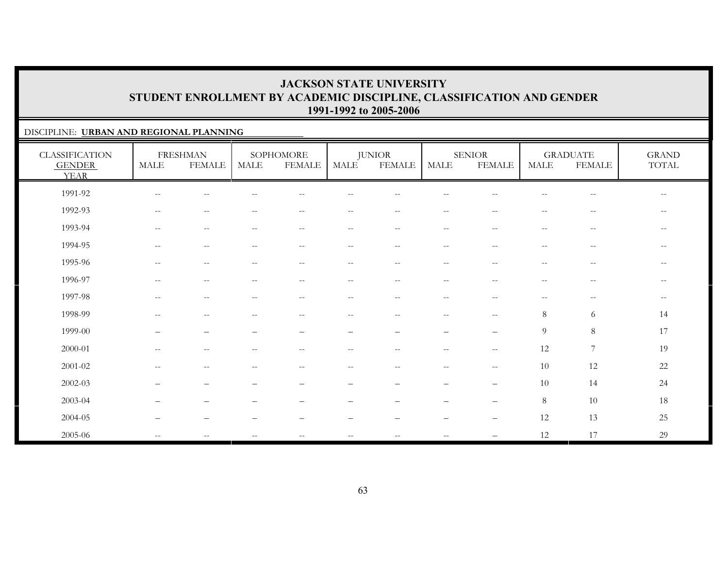# JACKSON STATE UNIVERSITY
## STUDENT ENROLLMENT BY ACADEMIC DISCIPLINE, CLASSIFICATION AND GENDER
### 1991-1992 to 2005-2006

DISCIPLINE: **URBAN AND REGIONAL PLANNING**

| CLASSIFICATION GENDER YEAR | FRESHMAN | | SOPHOMORE | | JUNIOR | | SENIOR | | GRADUATE | | GRAND TOTAL |
|---|---|---|---|---|---|---|---|---|---|---|---|
| | MALE | FEMALE | MALE | FEMALE | MALE | FEMALE | MALE | FEMALE | MALE | FEMALE | |
| 1991-92 | -- | -- | -- | -- | -- | -- | -- | -- | -- | -- | -- |
| 1992-93 | -- | -- | -- | -- | -- | -- | -- | -- | -- | -- | -- |
| 1993-94 | -- | -- | -- | -- | -- | -- | -- | -- | -- | -- | -- |
| 1994-95 | -- | -- | -- | -- | -- | -- | -- | -- | -- | -- | -- |
| 1995-96 | -- | -- | -- | -- | -- | -- | -- | -- | -- | -- | -- |
| 1996-97 | -- | -- | -- | -- | -- | -- | -- | -- | -- | -- | -- |
| 1997-98 | -- | -- | -- | -- | -- | -- | -- | -- | -- | -- | -- |
| 1998-99 | -- | -- | -- | -- | -- | -- | -- | -- | 8 | 6 | 14 |
| 1999-00 | – | – | – | – | – | – | – | – | 9 | 8 | 17 |
| 2000-01 | -- | -- | -- | -- | -- | -- | -- | -- | 12 | 7 | 19 |
| 2001-02 | -- | -- | -- | -- | -- | -- | -- | -- | 10 | 12 | 22 |
| 2002-03 | – | – | – | – | – | – | – | – | 10 | 14 | 24 |
| 2003-04 | – | – | – | – | – | – | – | – | 8 | 10 | 18 |
| 2004-05 | – | – | – | – | – | – | – | – | 12 | 13 | 25 |
| 2005-06 | -- | -- | -- | -- | -- | -- | -- | – | 12 | 17 | 29 |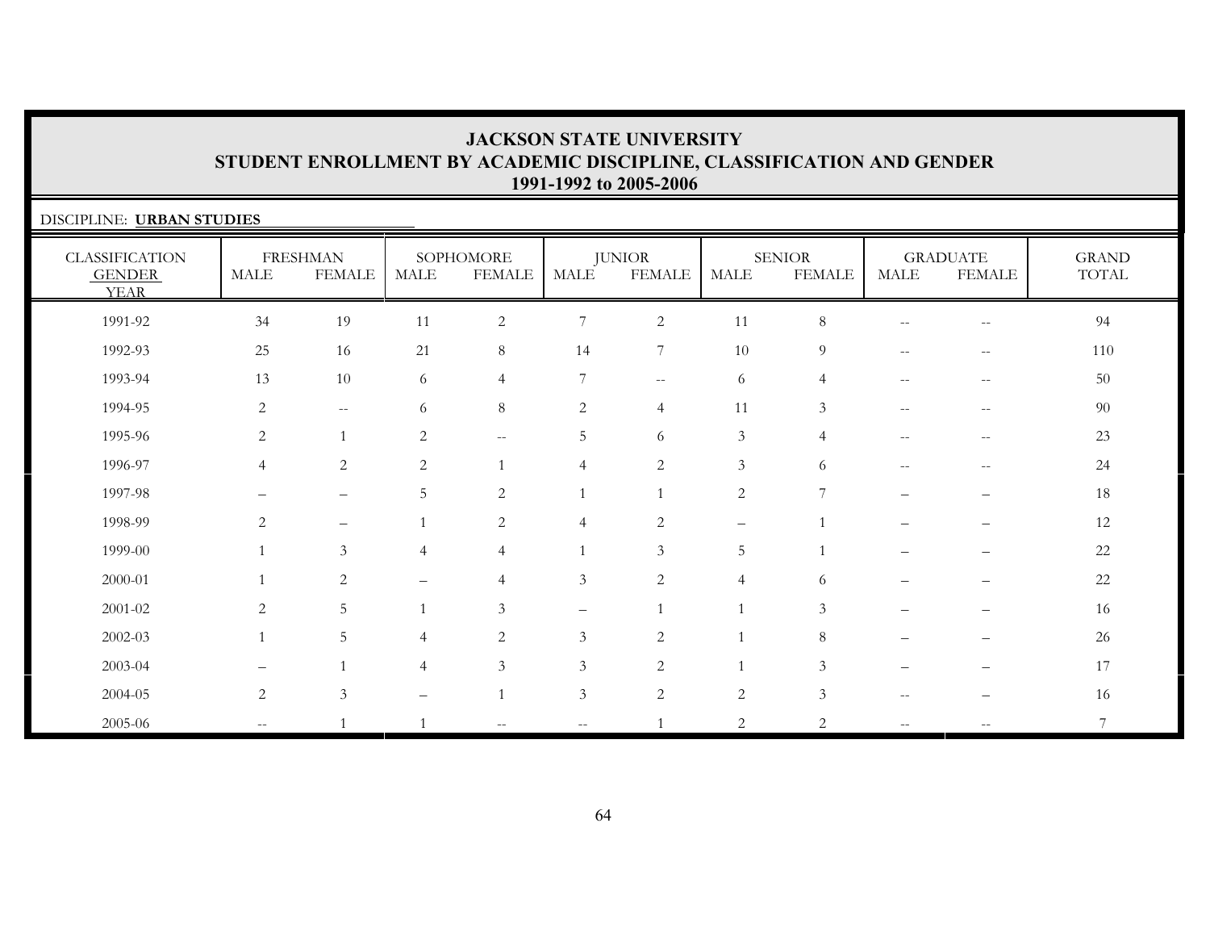# JACKSON STATE UNIVERSITY
## STUDENT ENROLLMENT BY ACADEMIC DISCIPLINE, CLASSIFICATION AND GENDER
### 1991-1992 to 2005-2006

DISCIPLINE: **URBAN STUDIES**

| CLASSIFICATION | FRESHMAN | | SOPHOMORE | | JUNIOR | | SENIOR | | GRADUATE | | GRAND |
|---|---|---|---|---|---|---|---|---|---|---|---|
| GENDER / YEAR | MALE | FEMALE | MALE | FEMALE | MALE | FEMALE | MALE | FEMALE | MALE | FEMALE | TOTAL |
| 1991-92 | 34 | 19 | 11 | 2 | 7 | 2 | 11 | 8 | -- | -- | 94 |
| 1992-93 | 25 | 16 | 21 | 8 | 14 | 7 | 10 | 9 | -- | -- | 110 |
| 1993-94 | 13 | 10 | 6 | 4 | 7 | -- | 6 | 4 | -- | -- | 50 |
| 1994-95 | 2 | -- | 6 | 8 | 2 | 4 | 11 | 3 | -- | -- | 90 |
| 1995-96 | 2 | 1 | 2 | -- | 5 | 6 | 3 | 4 | -- | -- | 23 |
| 1996-97 | 4 | 2 | 2 | 1 | 4 | 2 | 3 | 6 | -- | -- | 24 |
| 1997-98 | – | – | 5 | 2 | 1 | 1 | 2 | 7 | – | – | 18 |
| 1998-99 | 2 | – | 1 | 2 | 4 | 2 | – | 1 | – | – | 12 |
| 1999-00 | 1 | 3 | 4 | 4 | 1 | 3 | 5 | 1 | – | – | 22 |
| 2000-01 | 1 | 2 | – | 4 | 3 | 2 | 4 | 6 | – | – | 22 |
| 2001-02 | 2 | 5 | 1 | 3 | – | 1 | 1 | 3 | – | – | 16 |
| 2002-03 | 1 | 5 | 4 | 2 | 3 | 2 | 1 | 8 | – | – | 26 |
| 2003-04 | – | 1 | 4 | 3 | 3 | 2 | 1 | 3 | – | – | 17 |
| 2004-05 | 2 | 3 | – | 1 | 3 | 2 | 2 | 3 | -- | – | 16 |
| 2005-06 | -- | 1 | 1 | -- | -- | 1 | 2 | 2 | -- | -- | 7 |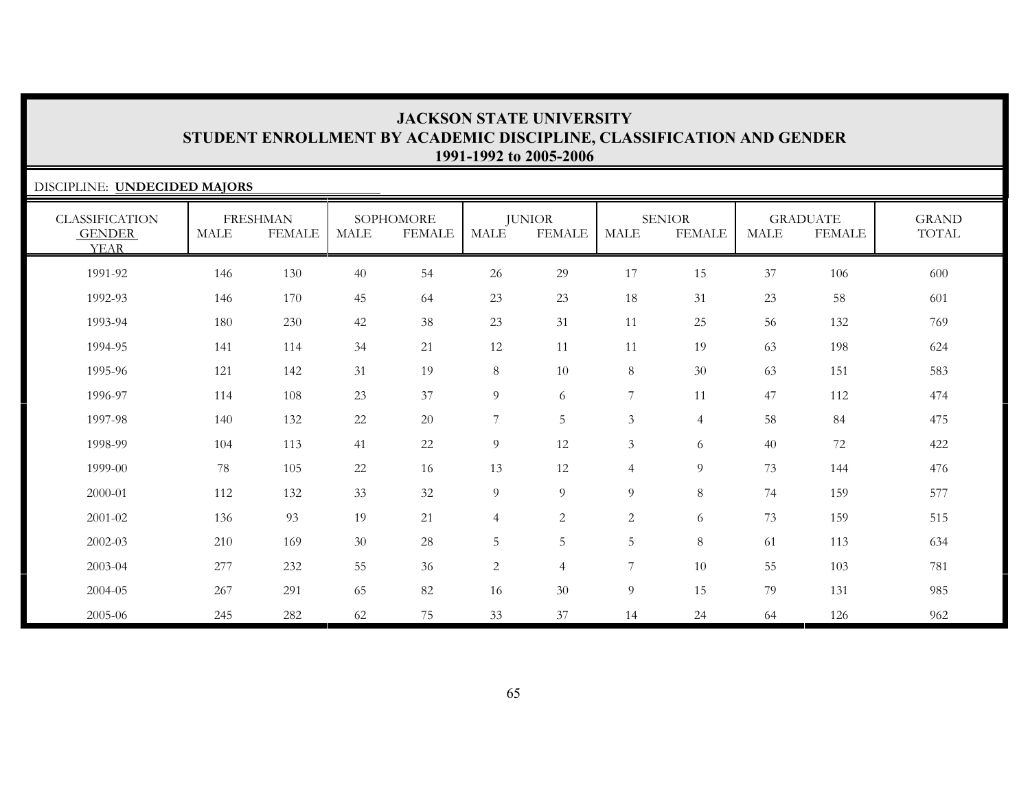# JACKSON STATE UNIVERSITY
## STUDENT ENROLLMENT BY ACADEMIC DISCIPLINE, CLASSIFICATION AND GENDER
### 1991-1992 to 2005-2006

DISCIPLINE: **UNDECIDED MAJORS**

| CLASSIFICATION | FRESHMAN | | SOPHOMORE | | JUNIOR | | SENIOR | | GRADUATE | | GRAND |
|---|---|---|---|---|---|---|---|---|---|---|---|
| GENDER / YEAR | MALE | FEMALE | MALE | FEMALE | MALE | FEMALE | MALE | FEMALE | MALE | FEMALE | TOTAL |
| 1991-92 | 146 | 130 | 40 | 54 | 26 | 29 | 17 | 15 | 37 | 106 | 600 |
| 1992-93 | 146 | 170 | 45 | 64 | 23 | 23 | 18 | 31 | 23 | 58 | 601 |
| 1993-94 | 180 | 230 | 42 | 38 | 23 | 31 | 11 | 25 | 56 | 132 | 769 |
| 1994-95 | 141 | 114 | 34 | 21 | 12 | 11 | 11 | 19 | 63 | 198 | 624 |
| 1995-96 | 121 | 142 | 31 | 19 | 8 | 10 | 8 | 30 | 63 | 151 | 583 |
| 1996-97 | 114 | 108 | 23 | 37 | 9 | 6 | 7 | 11 | 47 | 112 | 474 |
| 1997-98 | 140 | 132 | 22 | 20 | 7 | 5 | 3 | 4 | 58 | 84 | 475 |
| 1998-99 | 104 | 113 | 41 | 22 | 9 | 12 | 3 | 6 | 40 | 72 | 422 |
| 1999-00 | 78 | 105 | 22 | 16 | 13 | 12 | 4 | 9 | 73 | 144 | 476 |
| 2000-01 | 112 | 132 | 33 | 32 | 9 | 9 | 9 | 8 | 74 | 159 | 577 |
| 2001-02 | 136 | 93 | 19 | 21 | 4 | 2 | 2 | 6 | 73 | 159 | 515 |
| 2002-03 | 210 | 169 | 30 | 28 | 5 | 5 | 5 | 8 | 61 | 113 | 634 |
| 2003-04 | 277 | 232 | 55 | 36 | 2 | 4 | 7 | 10 | 55 | 103 | 781 |
| 2004-05 | 267 | 291 | 65 | 82 | 16 | 30 | 9 | 15 | 79 | 131 | 985 |
| 2005-06 | 245 | 282 | 62 | 75 | 33 | 37 | 14 | 24 | 64 | 126 | 962 |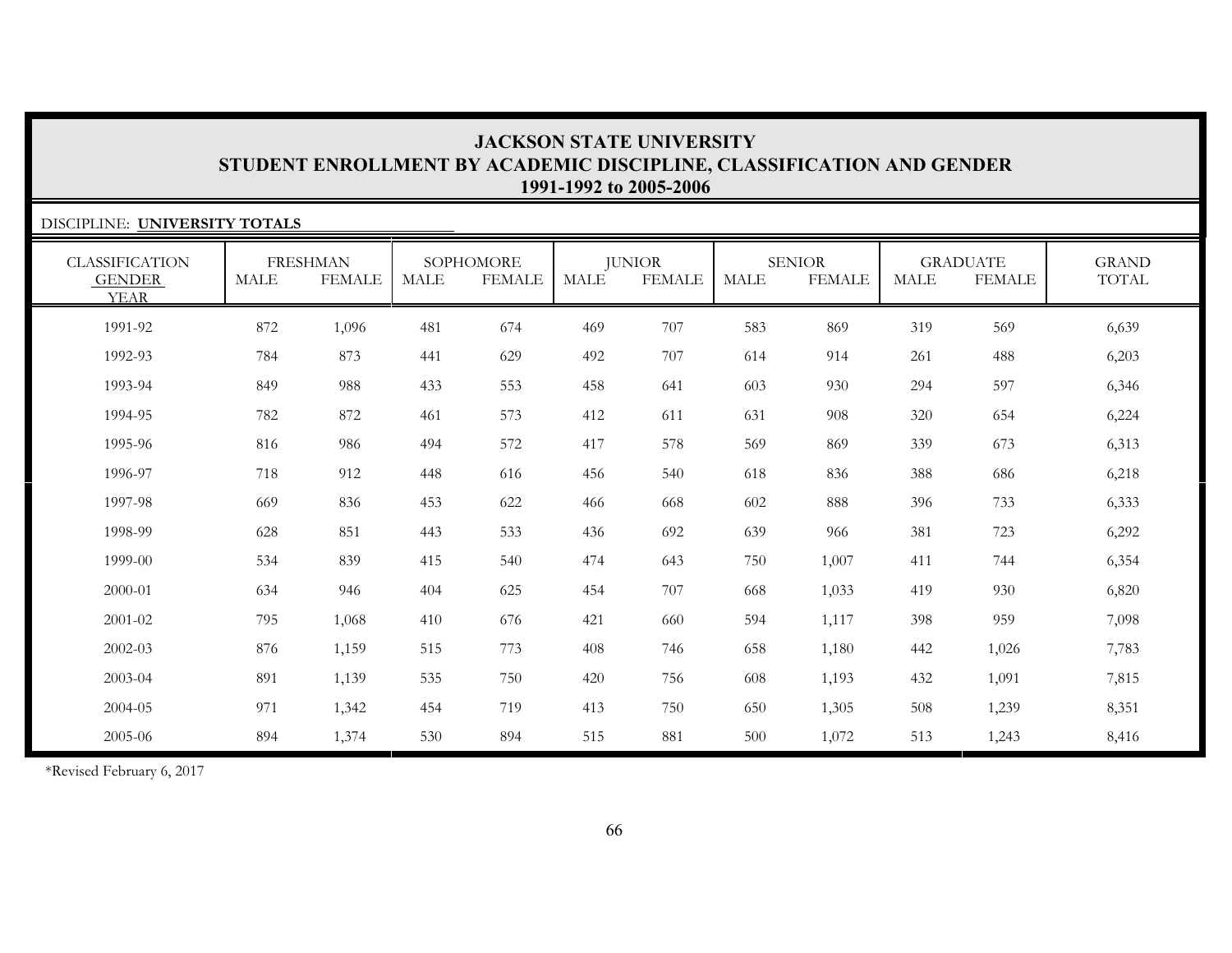# JACKSON STATE UNIVERSITY
## STUDENT ENROLLMENT BY ACADEMIC DISCIPLINE, CLASSIFICATION AND GENDER
### 1991-1992 to 2005-2006

DISCIPLINE: **UNIVERSITY TOTALS**

| CLASSIFICATION | FRESHMAN | | SOPHOMORE | | JUNIOR | | SENIOR | | GRADUATE | | GRAND |
|---|---|---|---|---|---|---|---|---|---|---|---|
| GENDER / YEAR | MALE | FEMALE | MALE | FEMALE | MALE | FEMALE | MALE | FEMALE | MALE | FEMALE | TOTAL |
| 1991-92 | 872 | 1,096 | 481 | 674 | 469 | 707 | 583 | 869 | 319 | 569 | 6,639 |
| 1992-93 | 784 | 873 | 441 | 629 | 492 | 707 | 614 | 914 | 261 | 488 | 6,203 |
| 1993-94 | 849 | 988 | 433 | 553 | 458 | 641 | 603 | 930 | 294 | 597 | 6,346 |
| 1994-95 | 782 | 872 | 461 | 573 | 412 | 611 | 631 | 908 | 320 | 654 | 6,224 |
| 1995-96 | 816 | 986 | 494 | 572 | 417 | 578 | 569 | 869 | 339 | 673 | 6,313 |
| 1996-97 | 718 | 912 | 448 | 616 | 456 | 540 | 618 | 836 | 388 | 686 | 6,218 |
| 1997-98 | 669 | 836 | 453 | 622 | 466 | 668 | 602 | 888 | 396 | 733 | 6,333 |
| 1998-99 | 628 | 851 | 443 | 533 | 436 | 692 | 639 | 966 | 381 | 723 | 6,292 |
| 1999-00 | 534 | 839 | 415 | 540 | 474 | 643 | 750 | 1,007 | 411 | 744 | 6,354 |
| 2000-01 | 634 | 946 | 404 | 625 | 454 | 707 | 668 | 1,033 | 419 | 930 | 6,820 |
| 2001-02 | 795 | 1,068 | 410 | 676 | 421 | 660 | 594 | 1,117 | 398 | 959 | 7,098 |
| 2002-03 | 876 | 1,159 | 515 | 773 | 408 | 746 | 658 | 1,180 | 442 | 1,026 | 7,783 |
| 2003-04 | 891 | 1,139 | 535 | 750 | 420 | 756 | 608 | 1,193 | 432 | 1,091 | 7,815 |
| 2004-05 | 971 | 1,342 | 454 | 719 | 413 | 750 | 650 | 1,305 | 508 | 1,239 | 8,351 |
| 2005-06 | 894 | 1,374 | 530 | 894 | 515 | 881 | 500 | 1,072 | 513 | 1,243 | 8,416 |

*Revised February 6, 2017